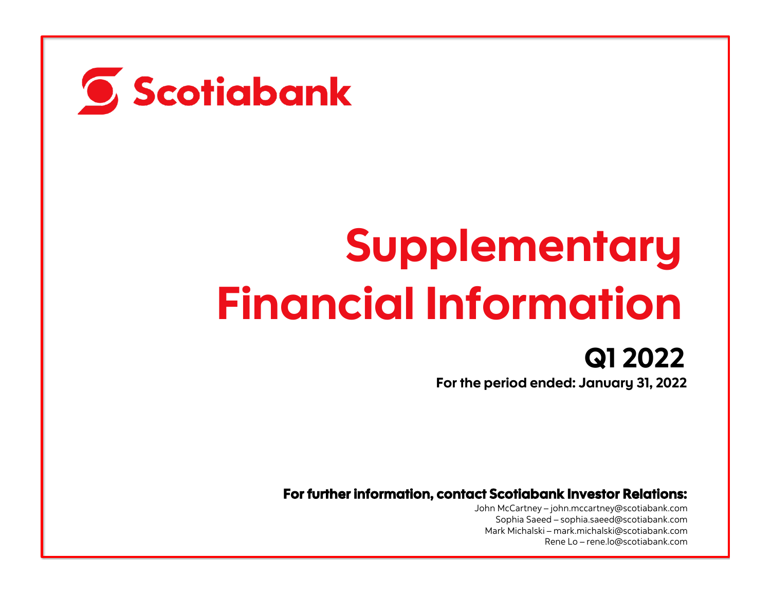# Scotiabank

# Supplementary Financial Information

## Q1 2022

**For the period ended: January 31, 2022**

**For further information, contact Scotiabank Investor Relations:**

John McCartney – john.mccartney@scotiabank.com
Sophia Saeed – sophia.saeed@scotiabank.com
Mark Michalski – mark.michalski@scotiabank.com
Rene Lo – rene.lo@scotiabank.com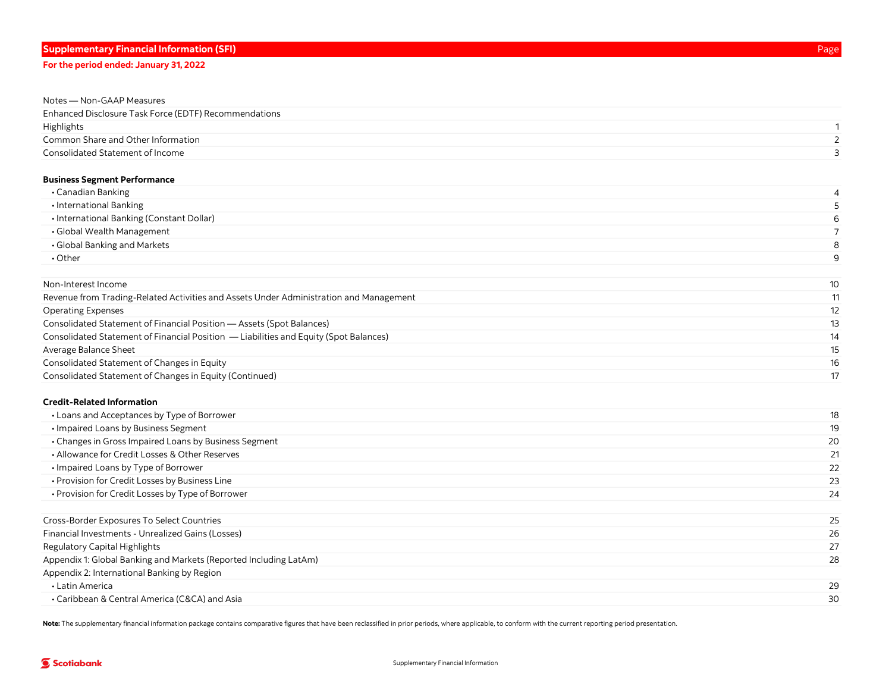## Supplementary Financial Information (SFI)

**For the period ended: January 31, 2022**

| | Page |
|---|---|
| Notes — Non-GAAP Measures | |
| Enhanced Disclosure Task Force (EDTF) Recommendations | |
| Highlights | 1 |
| Common Share and Other Information | 2 |
| Consolidated Statement of Income | 3 |
| | |
| **Business Segment Performance** | |
| • Canadian Banking | 4 |
| • International Banking | 5 |
| • International Banking (Constant Dollar) | 6 |
| • Global Wealth Management | 7 |
| • Global Banking and Markets | 8 |
| • Other | 9 |
| | |
| Non-Interest Income | 10 |
| Revenue from Trading-Related Activities and Assets Under Administration and Management | 11 |
| Operating Expenses | 12 |
| Consolidated Statement of Financial Position — Assets (Spot Balances) | 13 |
| Consolidated Statement of Financial Position — Liabilities and Equity (Spot Balances) | 14 |
| Average Balance Sheet | 15 |
| Consolidated Statement of Changes in Equity | 16 |
| Consolidated Statement of Changes in Equity (Continued) | 17 |
| | |
| **Credit-Related Information** | |
| • Loans and Acceptances by Type of Borrower | 18 |
| • Impaired Loans by Business Segment | 19 |
| • Changes in Gross Impaired Loans by Business Segment | 20 |
| • Allowance for Credit Losses & Other Reserves | 21 |
| • Impaired Loans by Type of Borrower | 22 |
| • Provision for Credit Losses by Business Line | 23 |
| • Provision for Credit Losses by Type of Borrower | 24 |
| | |
| Cross-Border Exposures To Select Countries | 25 |
| Financial Investments - Unrealized Gains (Losses) | 26 |
| Regulatory Capital Highlights | 27 |
| Appendix 1: Global Banking and Markets (Reported Including LatAm) | 28 |
| Appendix 2: International Banking by Region | |
| • Latin America | 29 |
| • Caribbean & Central America (C&CA) and Asia | 30 |

**Note:** The supplementary financial information package contains comparative figures that have been reclassified in prior periods, where applicable, to conform with the current reporting period presentation.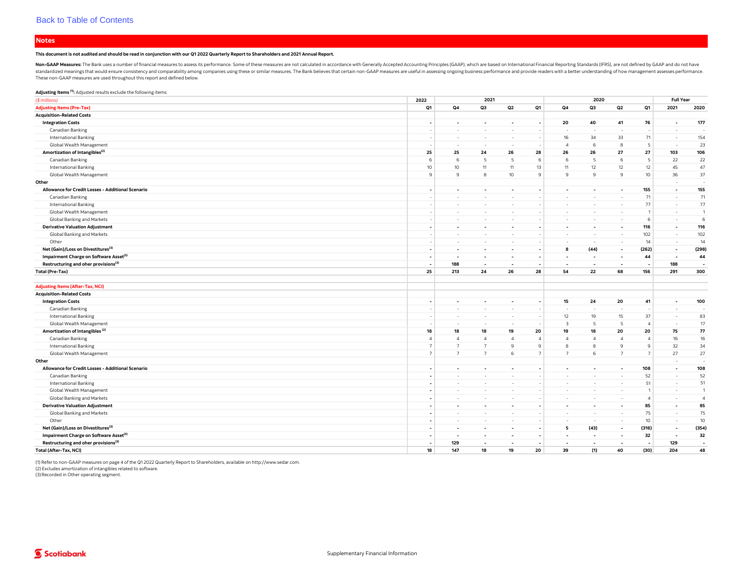Back to Table of Contents

## Notes

**This document is not audited and should be read in conjunction with our Q1 2022 Quarterly Report to Shareholders and 2021 Annual Report.**

**Non-GAAP Measures:** The Bank uses a number of financial measures to assess its performance. Some of these measures are not calculated in accordance with Generally Accepted Accounting Principles (GAAP), which are based on International Financial Reporting Standards (IFRS), are not defined by GAAP and do not have standardized meanings that would ensure consistency and comparability among companies using these or similar measures. The Bank believes that certain non-GAAP measures are useful in assessing ongoing business performance and provide readers with a better understanding of how management assesses performance. These non-GAAP measures are used throughout this report and defined below.

**Adjusting Items [1]:** Adjusted results exclude the following items:

| ($ millions) | 2022 | 2021 | | | | 2020 | | | | Full Year | |
|---|---|---|---|---|---|---|---|---|---|---|---|
| **Adjusting Items (Pre-Tax)** | **Q1** | **Q4** | **Q3** | **Q2** | **Q1** | **Q4** | **Q3** | **Q2** | **Q1** | **2021** | **2020** |
| **Acquisition-Related Costs** | | | | | | | | | | | |
| **Integration Costs** | **-** | **-** | **-** | **-** | **-** | **20** | **40** | **41** | **76** | **-** | **177** |
| Canadian Banking | - | - | - | - | - | - | - | - | - | - | - |
| International Banking | - | - | - | - | - | 16 | 34 | 33 | 71 | - | 154 |
| Global Wealth Management | - | - | - | - | - | 4 | 6 | 8 | 5 | - | 23 |
| **Amortization of Intangibles [2]** | **25** | **25** | **24** | **26** | **28** | **26** | **26** | **27** | **27** | **103** | **106** |
| Canadian Banking | 6 | 6 | 5 | 5 | 6 | 6 | 5 | 6 | 5 | 22 | 22 |
| International Banking | 10 | 10 | 11 | 11 | 13 | 11 | 12 | 12 | 12 | 45 | 47 |
| Global Wealth Management | 9 | 9 | 8 | 10 | 9 | 9 | 9 | 9 | 10 | 36 | 37 |
| **Other** | | | | | | | | | | - | - |
| **Allowance for Credit Losses - Additional Scenario** | **-** | **-** | **-** | **-** | **-** | **-** | **-** | **-** | **155** | **-** | **155** |
| Canadian Banking | - | - | - | - | - | - | - | - | 71 | - | 71 |
| International Banking | - | - | - | - | - | - | - | - | 77 | - | 77 |
| Global Wealth Management | - | - | - | - | - | - | - | - | 1 | - | 1 |
| Global Banking and Markets | - | - | - | - | - | - | - | - | 6 | - | 6 |
| **Derivative Valuation Adjustment** | **-** | **-** | **-** | **-** | **-** | **-** | **-** | **-** | **116** | **-** | **116** |
| Global Banking and Markets | - | - | - | - | - | - | - | - | 102 | - | 102 |
| Other | - | - | - | - | - | - | - | - | 14 | - | 14 |
| **Net (Gain)/Loss on Divestitures [3]** | **-** | **-** | **-** | **-** | **-** | **8** | **(44)** | **-** | **(262)** | **-** | **(298)** |
| **Impairment Charge on Software Asset [3]** | **-** | **-** | **-** | **-** | **-** | **-** | **-** | **-** | **44** | **-** | **44** |
| **Restructuring and oher provisions [3]** | **-** | **188** | **-** | **-** | **-** | **-** | **-** | **-** | **-** | **188** | **-** |
| **Total (Pre-Tax)** | **25** | **213** | **24** | **26** | **28** | **54** | **22** | **68** | **156** | **291** | **300** |
| | | | | | | | | | | | |
| **Adjusting Items (After-Tax, NCI)** | | | | | | | | | | | |
| **Acquisition-Related Costs** | | | | | | | | | | | |
| **Integration Costs** | **-** | **-** | **-** | **-** | **-** | **15** | **24** | **20** | **41** | **-** | **100** |
| Canadian Banking | - | - | - | - | - | - | - | - | - | - | - |
| International Banking | - | - | - | - | - | 12 | 19 | 15 | 37 | - | 83 |
| Global Wealth Management | - | - | - | - | - | 3 | 5 | 5 | 4 | - | 17 |
| **Amortization of Intangibles [2]** | **18** | **18** | **18** | **19** | **20** | **19** | **18** | **20** | **20** | **75** | **77** |
| Canadian Banking | 4 | 4 | 4 | 4 | 4 | 4 | 4 | 4 | 4 | 16 | 16 |
| International Banking | 7 | 7 | 7 | 9 | 9 | 8 | 8 | 9 | 9 | 32 | 34 |
| Global Wealth Management | 7 | 7 | 7 | 6 | 7 | 7 | 6 | 7 | 7 | 27 | 27 |
| **Other** | | | | | | | | | | - | - |
| **Allowance for Credit Losses - Additional Scenario** | **-** | **-** | **-** | **-** | **-** | **-** | **-** | **-** | **108** | **-** | **108** |
| Canadian Banking | - | - | - | - | - | - | - | - | 52 | - | 52 |
| International Banking | - | - | - | - | - | - | - | - | 51 | - | 51 |
| Global Wealth Management | - | - | - | - | - | - | - | - | 1 | - | 1 |
| Global Banking and Markets | - | - | - | - | - | - | - | - | 4 | - | 4 |
| **Derivative Valuation Adjustment** | **-** | **-** | **-** | **-** | **-** | **-** | **-** | **-** | **85** | **-** | **85** |
| Global Banking and Markets | - | - | - | - | - | - | - | - | 75 | - | 75 |
| Other | - | - | - | - | - | - | - | - | 10 | - | 10 |
| **Net (Gain)/Loss on Divestitures [3]** | **-** | **-** | **-** | **-** | **-** | **5** | **(43)** | **-** | **(316)** | **-** | **(354)** |
| **Impairment Charge on Software Asset [3]** | **-** | **-** | **-** | **-** | **-** | **-** | **-** | **-** | **32** | **-** | **32** |
| **Restructuring and oher provisions [3]** | **-** | **129** | **-** | **-** | **-** | **-** | **-** | **-** | **-** | **129** | **-** |
| **Total (After-Tax, NCI)** | **18** | **147** | **18** | **19** | **20** | **39** | **(1)** | **40** | **(30)** | **204** | **48** |

(1) Refer to non-GAAP measures on page 4 of the Q1 2022 Quarterly Report to Shareholders, available on http://www.sedar.com.
(2) Excludes amortization of intangibles related to software.
(3) Recorded in Other operating segment.

Scotiabank

Supplementary Financial Information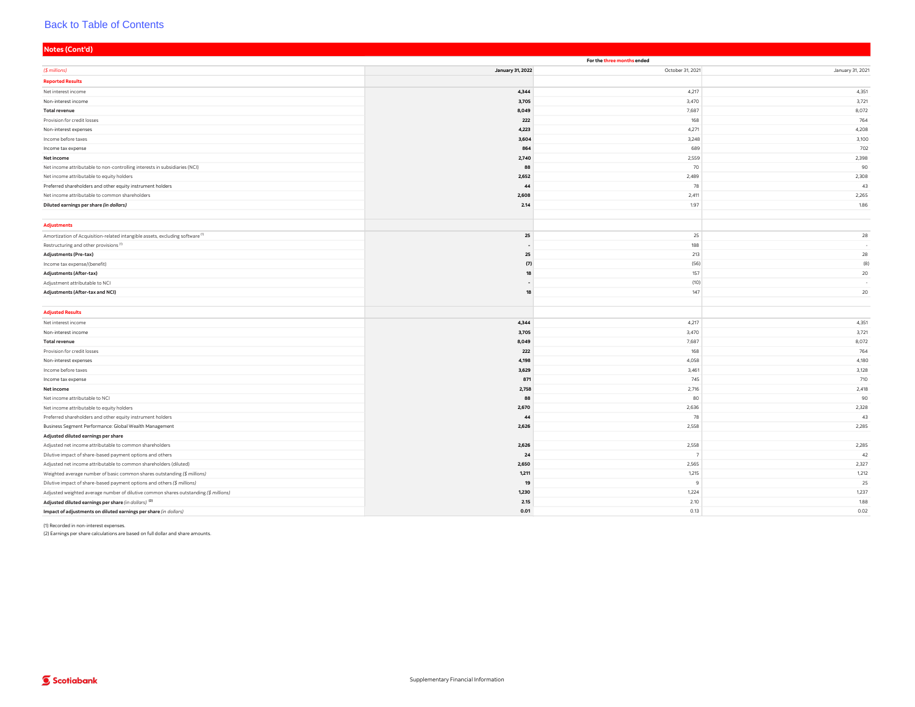[Back to Table of Contents]

## Notes (Cont'd)

| ($ millions) | For the three months ended | | |
|---|---|---|---|
| | **January 31, 2022** | October 31, 2021 | January 31, 2021 |
| **Reported Results** | | | |
| Net interest income | **4,344** | 4,217 | 4,351 |
| Non-interest income | **3,705** | 3,470 | 3,721 |
| **Total revenue** | **8,049** | 7,687 | 8,072 |
| Provision for credit losses | **222** | 168 | 764 |
| Non-interest expenses | **4,223** | 4,271 | 4,208 |
| Income before taxes | **3,604** | 3,248 | 3,100 |
| Income tax expense | **864** | 689 | 702 |
| **Net income** | **2,740** | 2,559 | 2,398 |
| Net income attributable to non-controlling interests in subsidiaries (NCI) | **88** | 70 | 90 |
| Net income attributable to equity holders | **2,652** | 2,489 | 2,308 |
| Preferred shareholders and other equity instrument holders | **44** | 78 | 43 |
| Net income attributable to common shareholders | **2,608** | 2,411 | 2,265 |
| **Diluted earnings per share *(in dollars)*** | **2.14** | 1.97 | 1.86 |
| **Adjustments** | | | |
| Amortization of Acquisition-related intangible assets, excluding software [1] | **25** | 25 | 28 |
| Restructuring and other provisions [1] | **-** | 188 | - |
| **Adjustments (Pre-tax)** | **25** | 213 | 28 |
| Income tax expense/(benefit) | **(7)** | (56) | (8) |
| **Adjustments (After-tax)** | **18** | 157 | 20 |
| Adjustment attributable to NCI | **-** | (10) | - |
| **Adjustments (After-tax and NCI)** | **18** | 147 | 20 |
| **Adjusted Results** | | | |
| Net interest income | **4,344** | 4,217 | 4,351 |
| Non-interest income | **3,705** | 3,470 | 3,721 |
| **Total revenue** | **8,049** | 7,687 | 8,072 |
| Provision for credit losses | **222** | 168 | 764 |
| Non-interest expenses | **4,198** | 4,058 | 4,180 |
| Income before taxes | **3,629** | 3,461 | 3,128 |
| Income tax expense | **871** | 745 | 710 |
| **Net income** | **2,758** | 2,716 | 2,418 |
| Net income attributable to NCI | **88** | 80 | 90 |
| Net income attributable to equity holders | **2,670** | 2,636 | 2,328 |
| Preferred shareholders and other equity instrument holders | **44** | 78 | 43 |
| Business Segment Performance: Global Wealth Management | **2,626** | 2,558 | 2,285 |
| **Adjusted diluted earnings per share** | | | |
| Adjusted net income attributable to common shareholders | **2,626** | 2,558 | 2,285 |
| Dilutive impact of share-based payment options and others | **24** | 7 | 42 |
| Adjusted net income attributable to common shareholders (diluted) | **2,650** | 2,565 | 2,327 |
| Weighted average number of basic common shares outstanding *($ millions)* | **1,211** | 1,215 | 1,212 |
| Dilutive impact of share-based payment options and others *($ millions)* | **19** | 9 | 25 |
| Adjusted weighted average number of dilutive common shares outstanding *($ millions)* | **1,230** | 1,224 | 1,237 |
| **Adjusted diluted earnings per share** *(in dollars)* [2] | **2.15** | 2.10 | 1.88 |
| **Impact of adjustments on diluted earnings per share** *(in dollars)* | **0.01** | 0.13 | 0.02 |

(1) Recorded in non-interest expenses.

(2) Earnings per share calculations are based on full dollar and share amounts.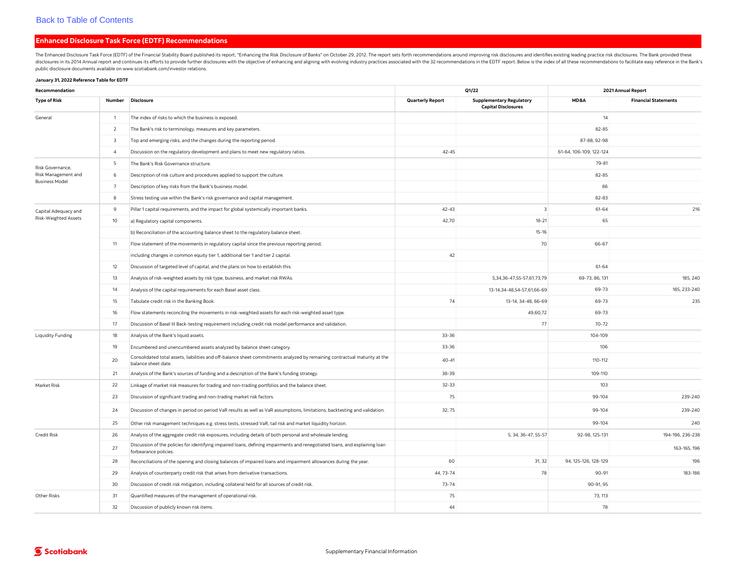Back to Table of Contents

## Enhanced Disclosure Task Force (EDTF) Recommendations

The Enhanced Disclosure Task Force (EDTF) of the Financial Stability Board published its report, "Enhancing the Risk Disclosure of Banks" on October 29, 2012. The report sets forth recommendations around improving risk disclosures and identifies existing leading practice risk disclosures. The Bank provided these disclosures in its 2014 Annual report and continues its efforts to provide further disclosures with the objective of enhancing and aligning with evolving industry practices associated with the 32 recommendations in the EDTF report. Below is the index of all these recommendations to facilitate easy reference in the Bank's public disclosure documents available on www.scotiabank.com/investor relations.

**January 31, 2022 Reference Table for EDTF**

| Recommendation | | | Q1/22 | | 2021 Annual Report | |
|---|---|---|---|---|---|---|
| **Type of Risk** | **Number** | **Disclosure** | **Quarterly Report** | **Supplementary Regulatory Capital Disclosures** | **MD&A** | **Financial Statements** |
| General | 1 | The index of risks to which the business is exposed. | | | 14 | |
| | 2 | The Bank's risk to terminology, measures and key parameters. | | | 82-85 | |
| | 3 | Top and emerging risks, and the changes during the reporting period. | | | 87-88, 92-98 | |
| | 4 | Discussion on the regulatory development and plans to meet new regulatory ratios. | 42-45 | | 61-64, 106-109, 122-124 | |
| Risk Governance, Risk Management and Business Model | 5 | The Bank's Risk Governance structure. | | | 79-81 | |
| | 6 | Description of risk culture and procedures applied to support the culture. | | | 82-85 | |
| | 7 | Description of key risks from the Bank's business model. | | | 86 | |
| | 8 | Stress testing use within the Bank's risk governance and capital management. | | | 82-83 | |
| Capital Adequacy and Risk-Weighted Assets | 9 | Pillar 1 capital requirements, and the impact for global systemically important banks. | 42-43 | 3 | 61-64 | 216 |
| | 10 | a) Regulatory capital components. | 42,70 | 18-21 | 65 | |
| | | b) Reconciliation of the accounting balance sheet to the regulatory balance sheet. | | 15-16 | | |
| | 11 | Flow statement of the movements in regulatory capital since the previous reporting period, | | 70 | 66-67 | |
| | | including changes in common equity tier 1, additional tier 1 and tier 2 capital. | 42 | | | |
| | 12 | Discussion of targeted level of capital, and the plans on how to establish this. | | | 61-64 | |
| | 13 | Analysis of risk-weighted assets by risk type, business, and market risk RWAs. | | 5,34,36-47,55-57,61,73,79 | 69-73, 86, 131 | 185, 240 |
| | 14 | Analysis of the capital requirements for each Basel asset class. | | 13-14,34-48,54-57,61,66-69 | 69-73 | 185, 233-240 |
| | 15 | Tabulate credit risk in the Banking Book. | 74 | 13-14, 34-48, 66-69 | 69-73 | 235 |
| | 16 | Flow statements reconciling the movements in risk-weighted assets for each risk-weighted asset type. | | 49,60,72 | 69-73 | |
| | 17 | Discussion of Basel III Back-testing requirement including credit risk model performance and validation. | | 77 | 70-72 | |
| Liquidity Funding | 18 | Analysis of the Bank's liquid assets. | 33-36 | | 104-109 | |
| | 19 | Encumbered and unencumbered assets analyzed by balance sheet category. | 33-36 | | 106 | |
| | 20 | Consolidated total assets, liabilities and off-balance sheet commitments analyzed by remaining contractual maturity at the balance sheet date. | 40-41 | | 110-112 | |
| | 21 | Analysis of the Bank's sources of funding and a description of the Bank's funding strategy. | 38-39 | | 109-110 | |
| Market Risk | 22 | Linkage of market risk measures for trading and non-trading portfolios and the balance sheet. | 32-33 | | 103 | |
| | 23 | Discussion of significant trading and non-trading market risk factors. | 75 | | 99-104 | 239-240 |
| | 24 | Discussion of changes in period on period VaR results as well as VaR assumptions, limitations, backtesting and validation. | 32, 75 | | 99-104 | 239-240 |
| | 25 | Other risk management techniques e.g. stress tests, stressed VaR, tail risk and market liquidity horizon. | | | 99-104 | 240 |
| Credit Risk | 26 | Analysis of the aggregate credit risk exposures, including details of both personal and wholesale lending. | | 5, 34, 36-47, 55-57 | 92-98, 125-131 | 194-196, 236-238 |
| | 27 | Discussion of the policies for identifying impaired loans, defining impairments and renegotiated loans, and explaining loan forbearance policies. | | | | 163-165, 196 |
| | 28 | Reconciliations of the opening and closing balances of impaired loans and impairment allowances during the year. | 60 | 31, 32 | 94, 125-126, 128-129 | 196 |
| | 29 | Analysis of counterparty credit risk that arises from derivative transactions. | 44, 73-74 | 78 | 90-91 | 183-186 |
| | 30 | Discussion of credit risk mitigation, including collateral held for all sources of credit risk. | 73-74 | | 90-91, 95 | |
| Other Risks | 31 | Quantified measures of the management of operational risk. | 75 | | 73, 113 | |
| | 32 | Discussion of publicly known risk items. | 44 | | 78 | |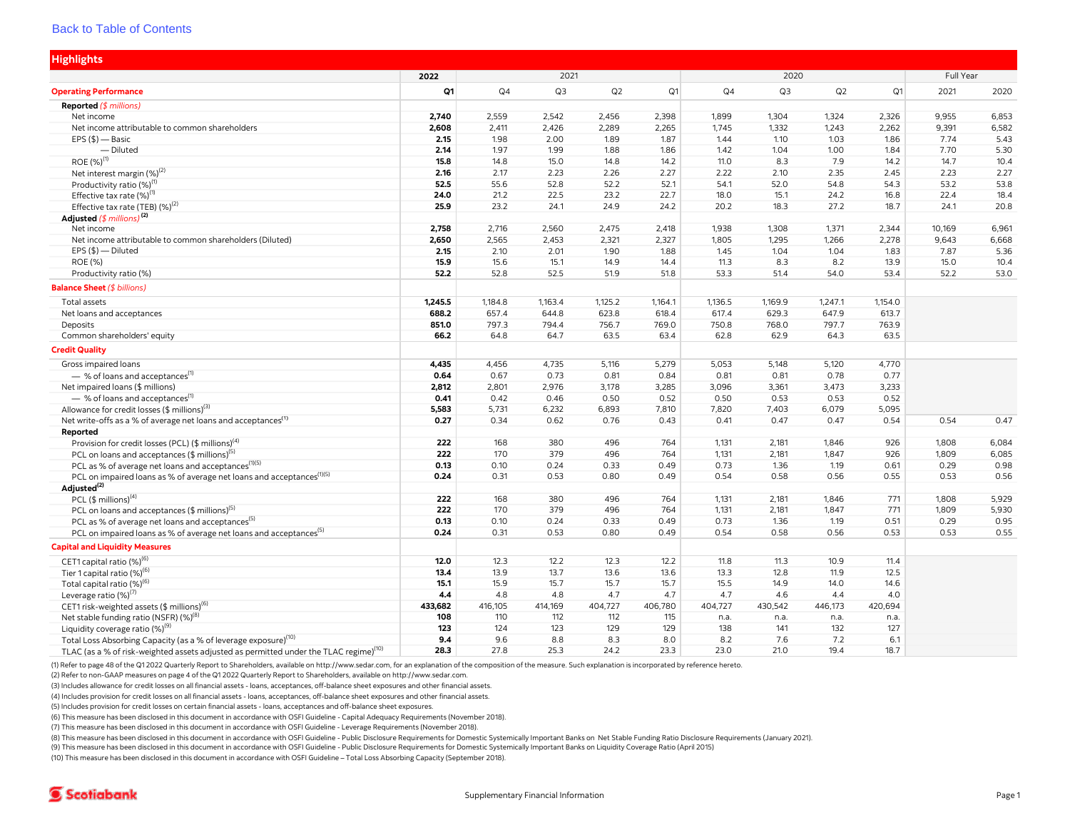Back to Table of Contents

## Highlights

| | 2022 | 2021 | | | | 2020 | | | | Full Year | |
|---|---|---|---|---|---|---|---|---|---|---|---|
| **Operating Performance** | **Q1** | Q4 | Q3 | Q2 | Q1 | Q4 | Q3 | Q2 | Q1 | 2021 | 2020 |
| **Reported** *($ millions)* | | | | | | | | | | | |
| Net income | **2,740** | 2,559 | 2,542 | 2,456 | 2,398 | 1,899 | 1,304 | 1,324 | 2,326 | 9,955 | 6,853 |
| Net income attributable to common shareholders | **2,608** | 2,411 | 2,426 | 2,289 | 2,265 | 1,745 | 1,332 | 1,243 | 2,262 | 9,391 | 6,582 |
| EPS ($) — Basic | **2.15** | 1.98 | 2.00 | 1.89 | 1.87 | 1.44 | 1.10 | 1.03 | 1.86 | 7.74 | 5.43 |
| — Diluted | **2.14** | 1.97 | 1.99 | 1.88 | 1.86 | 1.42 | 1.04 | 1.00 | 1.84 | 7.70 | 5.30 |
| ROE (%)[1] | **15.8** | 14.8 | 15.0 | 14.8 | 14.2 | 11.0 | 8.3 | 7.9 | 14.2 | 14.7 | 10.4 |
| Net interest margin (%)[2] | **2.16** | 2.17 | 2.23 | 2.26 | 2.27 | 2.22 | 2.10 | 2.35 | 2.45 | 2.23 | 2.27 |
| Productivity ratio (%)[1] | **52.5** | 55.6 | 52.8 | 52.2 | 52.1 | 54.1 | 52.0 | 54.8 | 54.3 | 53.2 | 53.8 |
| Effective tax rate (%)[1] | **24.0** | 21.2 | 22.5 | 23.2 | 22.7 | 18.0 | 15.1 | 24.2 | 16.8 | 22.4 | 18.4 |
| Effective tax rate (TEB) (%)[2] | **25.9** | 23.2 | 24.1 | 24.9 | 24.2 | 20.2 | 18.3 | 27.2 | 18.7 | 24.1 | 20.8 |
| **Adjusted** *($ millions)* [2] | | | | | | | | | | | |
| Net income | **2,758** | 2,716 | 2,560 | 2,475 | 2,418 | 1,938 | 1,308 | 1,371 | 2,344 | 10,169 | 6,961 |
| Net income attributable to common shareholders (Diluted) | **2,650** | 2,565 | 2,453 | 2,321 | 2,327 | 1,805 | 1,295 | 1,266 | 2,278 | 9,643 | 6,668 |
| EPS ($) — Diluted | **2.15** | 2.10 | 2.01 | 1.90 | 1.88 | 1.45 | 1.04 | 1.04 | 1.83 | 7.87 | 5.36 |
| ROE (%) | **15.9** | 15.6 | 15.1 | 14.9 | 14.4 | 11.3 | 8.3 | 8.2 | 13.9 | 15.0 | 10.4 |
| Productivity ratio (%) | **52.2** | 52.8 | 52.5 | 51.9 | 51.8 | 53.3 | 51.4 | 54.0 | 53.4 | 52.2 | 53.0 |
| **Balance Sheet** *($ billions)* | | | | | | | | | | | |
| Total assets | **1,245.5** | 1,184.8 | 1,163.4 | 1,125.2 | 1,164.1 | 1,136.5 | 1,169.9 | 1,247.1 | 1,154.0 | | |
| Net loans and acceptances | **688.2** | 657.4 | 644.8 | 623.8 | 618.4 | 617.4 | 629.3 | 647.9 | 613.7 | | |
| Deposits | **851.0** | 797.3 | 794.4 | 756.7 | 769.0 | 750.8 | 768.0 | 797.7 | 763.9 | | |
| Common shareholders' equity | **66.2** | 64.8 | 64.7 | 63.5 | 63.4 | 62.8 | 62.9 | 64.3 | 63.5 | | |
| **Credit Quality** | | | | | | | | | | | |
| Gross impaired loans | **4,435** | 4,456 | 4,735 | 5,116 | 5,279 | 5,053 | 5,148 | 5,120 | 4,770 | | |
| — % of loans and acceptances[1] | **0.64** | 0.67 | 0.73 | 0.81 | 0.84 | 0.81 | 0.81 | 0.78 | 0.77 | | |
| Net impaired loans ($ millions) | **2,812** | 2,801 | 2,976 | 3,178 | 3,285 | 3,096 | 3,361 | 3,473 | 3,233 | | |
| — % of loans and acceptances[1] | **0.41** | 0.42 | 0.46 | 0.50 | 0.52 | 0.50 | 0.53 | 0.53 | 0.52 | | |
| Allowance for credit losses ($ millions)[3] | **5,583** | 5,731 | 6,232 | 6,893 | 7,810 | 7,820 | 7,403 | 6,079 | 5,095 | | |
| Net write-offs as a % of average net loans and acceptances[1] | **0.27** | 0.34 | 0.62 | 0.76 | 0.43 | 0.41 | 0.47 | 0.47 | 0.54 | 0.54 | 0.47 |
| **Reported** | | | | | | | | | | | |
| Provision for credit losses (PCL) ($ millions)[4] | **222** | 168 | 380 | 496 | 764 | 1,131 | 2,181 | 1,846 | 926 | 1,808 | 6,084 |
| PCL on loans and acceptances ($ millions)[5] | **222** | 170 | 379 | 496 | 764 | 1,131 | 2,181 | 1,847 | 926 | 1,809 | 6,085 |
| PCL as % of average net loans and acceptances[1][5] | **0.13** | 0.10 | 0.24 | 0.33 | 0.49 | 0.73 | 1.36 | 1.19 | 0.61 | 0.29 | 0.98 |
| PCL on impaired loans as % of average net loans and acceptances[1][5] | **0.24** | 0.31 | 0.53 | 0.80 | 0.49 | 0.54 | 0.58 | 0.56 | 0.55 | 0.53 | 0.56 |
| **Adjusted**[2] | | | | | | | | | | | |
| PCL ($ millions)[4] | **222** | 168 | 380 | 496 | 764 | 1,131 | 2,181 | 1,846 | 771 | 1,808 | 5,929 |
| PCL on loans and acceptances ($ millions)[5] | **222** | 170 | 379 | 496 | 764 | 1,131 | 2,181 | 1,847 | 771 | 1,809 | 5,930 |
| PCL as % of average net loans and acceptances[5] | **0.13** | 0.10 | 0.24 | 0.33 | 0.49 | 0.73 | 1.36 | 1.19 | 0.51 | 0.29 | 0.95 |
| PCL on impaired loans as % of average net loans and acceptances[5] | **0.24** | 0.31 | 0.53 | 0.80 | 0.49 | 0.54 | 0.58 | 0.56 | 0.53 | 0.53 | 0.55 |
| **Capital and Liquidity Measures** | | | | | | | | | | | |
| CET1 capital ratio (%)[6] | **12.0** | 12.3 | 12.2 | 12.3 | 12.2 | 11.8 | 11.3 | 10.9 | 11.4 | | |
| Tier 1 capital ratio (%)[6] | **13.4** | 13.9 | 13.7 | 13.6 | 13.6 | 13.3 | 12.8 | 11.9 | 12.5 | | |
| Total capital ratio (%)[6] | **15.1** | 15.9 | 15.7 | 15.7 | 15.7 | 15.5 | 14.9 | 14.0 | 14.6 | | |
| Leverage ratio (%)[7] | **4.4** | 4.8 | 4.8 | 4.7 | 4.7 | 4.7 | 4.6 | 4.4 | 4.0 | | |
| CET1 risk-weighted assets ($ millions)[6] | **433,682** | 416,105 | 414,169 | 404,727 | 406,780 | 404,727 | 430,542 | 446,173 | 420,694 | | |
| Net stable funding ratio (NSFR) (%)[8] | **108** | 110 | 112 | 112 | 115 | n.a. | n.a. | n.a. | n.a. | | |
| Liquidity coverage ratio (%)[9] | **123** | 124 | 123 | 129 | 129 | 138 | 141 | 132 | 127 | | |
| Total Loss Absorbing Capacity (as a % of leverage exposure)[10] | **9.4** | 9.6 | 8.8 | 8.3 | 8.0 | 8.2 | 7.6 | 7.2 | 6.1 | | |
| TLAC (as a % of risk-weighted assets adjusted as permitted under the TLAC regime)[10] | **28.3** | 27.8 | 25.3 | 24.2 | 23.3 | 23.0 | 21.0 | 19.4 | 18.7 | | |

(1) Refer to page 48 of the Q1 2022 Quarterly Report to Shareholders, available on http://www.sedar.com, for an explanation of the composition of the measure. Such explanation is incorporated by reference hereto.
(2) Refer to non-GAAP measures on page 4 of the Q1 2022 Quarterly Report to Shareholders, available on http://www.sedar.com.
(3) Includes allowance for credit losses on all financial assets - loans, acceptances, off-balance sheet exposures and other financial assets.
(4) Includes provision for credit losses on all financial assets - loans, acceptances, off-balance sheet exposures and other financial assets.
(5) Includes provision for credit losses on certain financial assets - loans, acceptances and off-balance sheet exposures.
(6) This measure has been disclosed in this document in accordance with OSFI Guideline - Capital Adequacy Requirements (November 2018).
(7) This measure has been disclosed in this document in accordance with OSFI Guideline - Leverage Requirements (November 2018).
(8) This measure has been disclosed in this document in accordance with OSFI Guideline - Public Disclosure Requirements for Domestic Systemically Important Banks on Net Stable Funding Ratio Disclosure Requirements (January 2021).
(9) This measure has been disclosed in this document in accordance with OSFI Guideline - Public Disclosure Requirements for Domestic Systemically Important Banks on Liquidity Coverage Ratio (April 2015)
(10) This measure has been disclosed in this document in accordance with OSFI Guideline – Total Loss Absorbing Capacity (September 2018).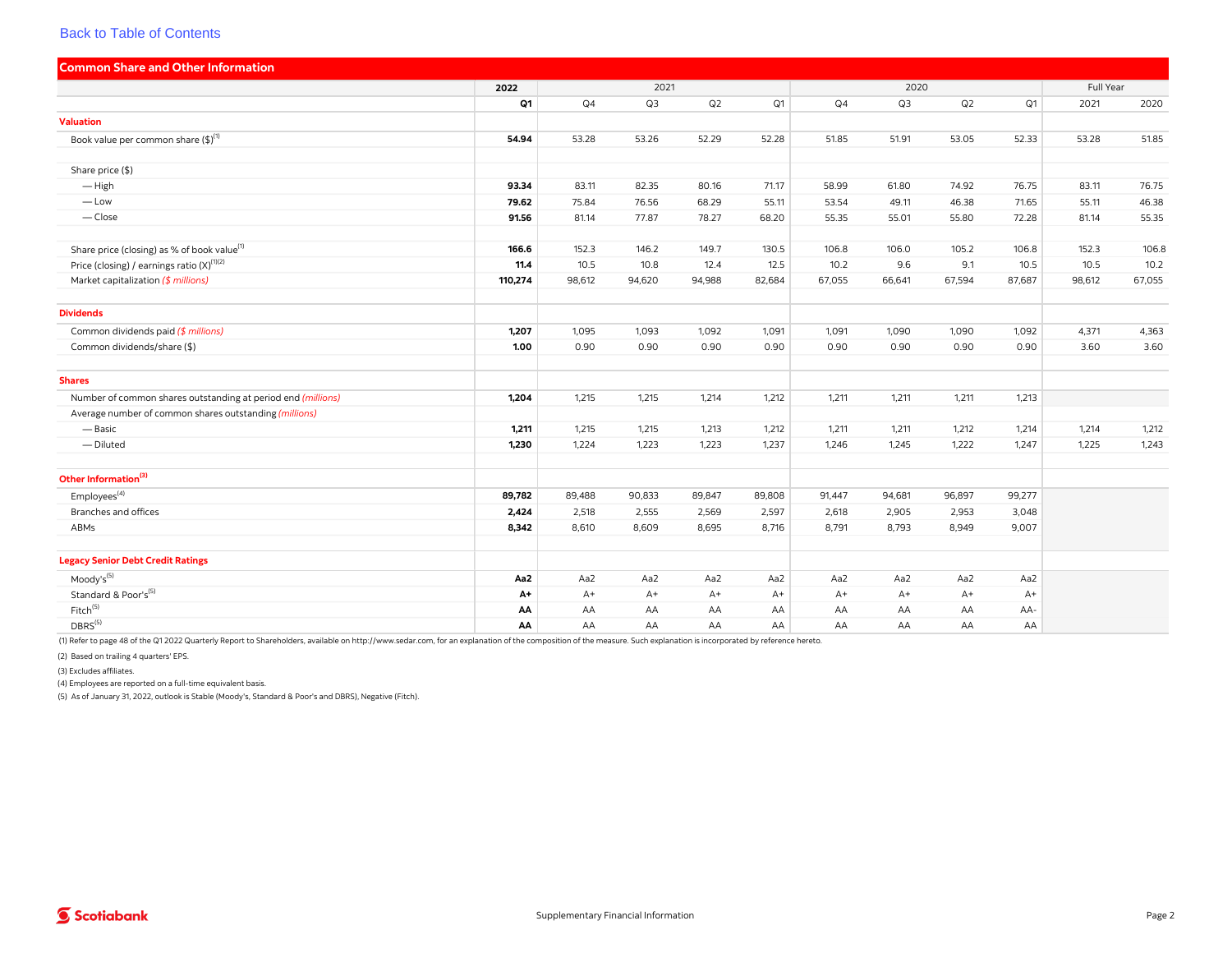Back to Table of Contents

## Common Share and Other Information

| | 2022 | 2021 | | | | 2020 | | | | Full Year | |
|---|---|---|---|---|---|---|---|---|---|---|---|
| | **Q1** | Q4 | Q3 | Q2 | Q1 | Q4 | Q3 | Q2 | Q1 | 2021 | 2020 |
| **Valuation** | | | | | | | | | | | |
| Book value per common share ($)[1] | **54.94** | 53.28 | 53.26 | 52.29 | 52.28 | 51.85 | 51.91 | 53.05 | 52.33 | 53.28 | 51.85 |
| | | | | | | | | | | | |
| Share price ($) | | | | | | | | | | | |
| — High | **93.34** | 83.11 | 82.35 | 80.16 | 71.17 | 58.99 | 61.80 | 74.92 | 76.75 | 83.11 | 76.75 |
| — Low | **79.62** | 75.84 | 76.56 | 68.29 | 55.11 | 53.54 | 49.11 | 46.38 | 71.65 | 55.11 | 46.38 |
| — Close | **91.56** | 81.14 | 77.87 | 78.27 | 68.20 | 55.35 | 55.01 | 55.80 | 72.28 | 81.14 | 55.35 |
| | | | | | | | | | | | |
| Share price (closing) as % of book value[1] | **166.6** | 152.3 | 146.2 | 149.7 | 130.5 | 106.8 | 106.0 | 105.2 | 106.8 | 152.3 | 106.8 |
| Price (closing) / earnings ratio (X)[1][2] | **11.4** | 10.5 | 10.8 | 12.4 | 12.5 | 10.2 | 9.6 | 9.1 | 10.5 | 10.5 | 10.2 |
| Market capitalization *($ millions)* | **110,274** | 98,612 | 94,620 | 94,988 | 82,684 | 67,055 | 66,641 | 67,594 | 87,687 | 98,612 | 67,055 |
| **Dividends** | | | | | | | | | | | |
| Common dividends paid *($ millions)* | **1,207** | 1,095 | 1,093 | 1,092 | 1,091 | 1,091 | 1,090 | 1,090 | 1,092 | 4,371 | 4,363 |
| Common dividends/share ($) | **1.00** | 0.90 | 0.90 | 0.90 | 0.90 | 0.90 | 0.90 | 0.90 | 0.90 | 3.60 | 3.60 |
| **Shares** | | | | | | | | | | | |
| Number of common shares outstanding at period end *(millions)* | **1,204** | 1,215 | 1,215 | 1,214 | 1,212 | 1,211 | 1,211 | 1,211 | 1,213 | | |
| Average number of common shares outstanding *(millions)* | | | | | | | | | | | |
| — Basic | **1,211** | 1,215 | 1,215 | 1,213 | 1,212 | 1,211 | 1,211 | 1,212 | 1,214 | 1,214 | 1,212 |
| — Diluted | **1,230** | 1,224 | 1,223 | 1,223 | 1,237 | 1,246 | 1,245 | 1,222 | 1,247 | 1,225 | 1,243 |
| **Other Information[3]** | | | | | | | | | | | |
| Employees[4] | **89,782** | 89,488 | 90,833 | 89,847 | 89,808 | 91,447 | 94,681 | 96,897 | 99,277 | | |
| Branches and offices | **2,424** | 2,518 | 2,555 | 2,569 | 2,597 | 2,618 | 2,905 | 2,953 | 3,048 | | |
| ABMs | **8,342** | 8,610 | 8,609 | 8,695 | 8,716 | 8,791 | 8,793 | 8,949 | 9,007 | | |
| **Legacy Senior Debt Credit Ratings** | | | | | | | | | | | |
| Moody's[5] | **Aa2** | Aa2 | Aa2 | Aa2 | Aa2 | Aa2 | Aa2 | Aa2 | Aa2 | | |
| Standard & Poor's[5] | **A+** | A+ | A+ | A+ | A+ | A+ | A+ | A+ | A+ | | |
| Fitch[5] | **AA** | AA | AA | AA | AA | AA | AA | AA | AA- | | |
| DBRS[5] | **AA** | AA | AA | AA | AA | AA | AA | AA | AA | | |

(1) Refer to page 48 of the Q1 2022 Quarterly Report to Shareholders, available on http://www.sedar.com, for an explanation of the composition of the measure. Such explanation is incorporated by reference hereto.

(2) Based on trailing 4 quarters' EPS.

(3) Excludes affiliates.

(4) Employees are reported on a full-time equivalent basis.

(5) As of January 31, 2022, outlook is Stable (Moody's, Standard & Poor's and DBRS), Negative (Fitch).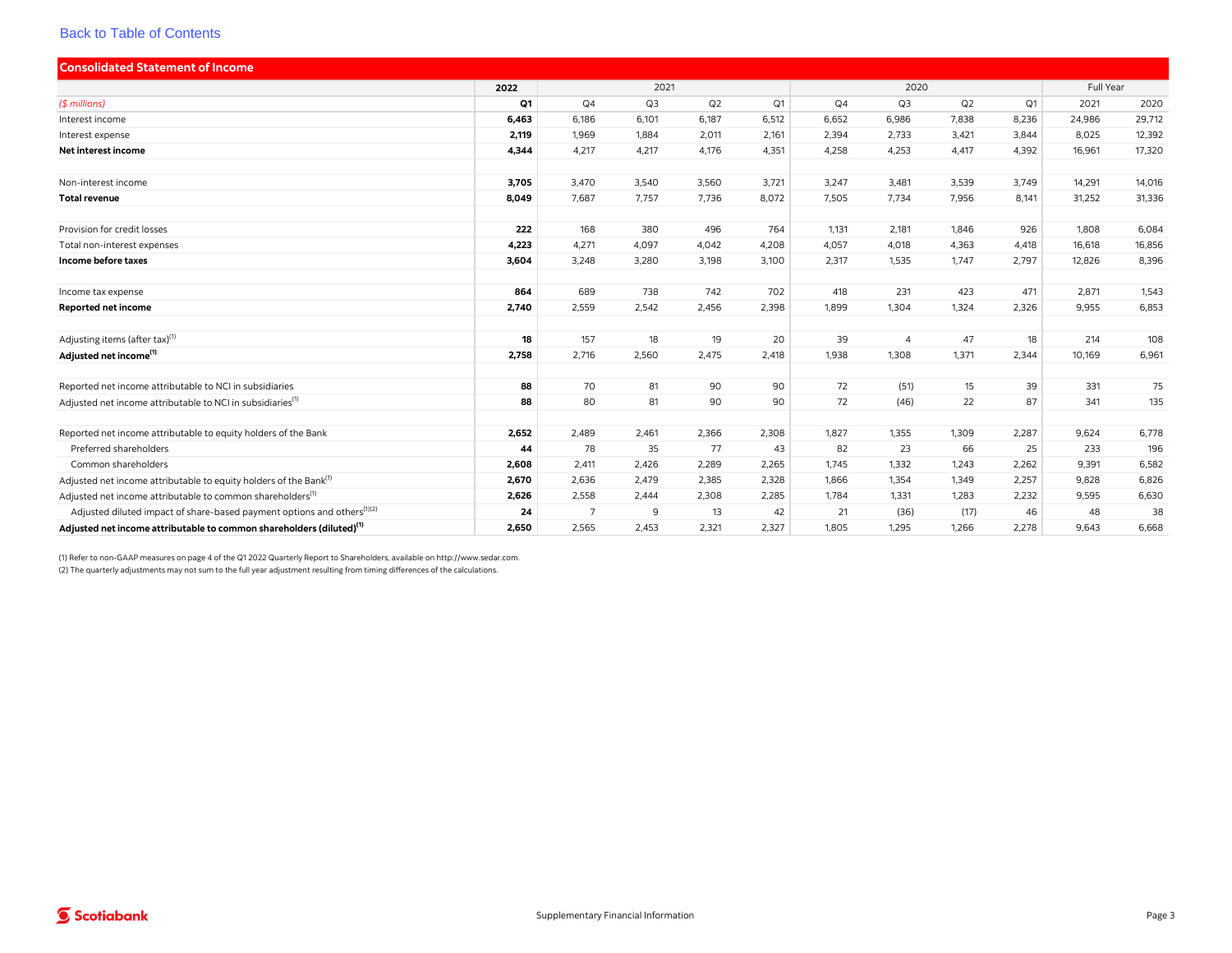Back to Table of Contents

## Consolidated Statement of Income

| ($ millions) | 2022 Q1 | 2021 Q4 | 2021 Q3 | 2021 Q2 | 2021 Q1 | 2020 Q4 | 2020 Q3 | 2020 Q2 | 2020 Q1 | Full Year 2021 | Full Year 2020 |
|---|---|---|---|---|---|---|---|---|---|---|---|
| Interest income | **6,463** | 6,186 | 6,101 | 6,187 | 6,512 | 6,652 | 6,986 | 7,838 | 8,236 | 24,986 | 29,712 |
| Interest expense | **2,119** | 1,969 | 1,884 | 2,011 | 2,161 | 2,394 | 2,733 | 3,421 | 3,844 | 8,025 | 12,392 |
| **Net interest income** | **4,344** | 4,217 | 4,217 | 4,176 | 4,351 | 4,258 | 4,253 | 4,417 | 4,392 | 16,961 | 17,320 |
| | | | | | | | | | | | |
| Non-interest income | **3,705** | 3,470 | 3,540 | 3,560 | 3,721 | 3,247 | 3,481 | 3,539 | 3,749 | 14,291 | 14,016 |
| **Total revenue** | **8,049** | 7,687 | 7,757 | 7,736 | 8,072 | 7,505 | 7,734 | 7,956 | 8,141 | 31,252 | 31,336 |
| | | | | | | | | | | | |
| Provision for credit losses | **222** | 168 | 380 | 496 | 764 | 1,131 | 2,181 | 1,846 | 926 | 1,808 | 6,084 |
| Total non-interest expenses | **4,223** | 4,271 | 4,097 | 4,042 | 4,208 | 4,057 | 4,018 | 4,363 | 4,418 | 16,618 | 16,856 |
| **Income before taxes** | **3,604** | 3,248 | 3,280 | 3,198 | 3,100 | 2,317 | 1,535 | 1,747 | 2,797 | 12,826 | 8,396 |
| | | | | | | | | | | | |
| Income tax expense | **864** | 689 | 738 | 742 | 702 | 418 | 231 | 423 | 471 | 2,871 | 1,543 |
| **Reported net income** | **2,740** | 2,559 | 2,542 | 2,456 | 2,398 | 1,899 | 1,304 | 1,324 | 2,326 | 9,955 | 6,853 |
| | | | | | | | | | | | |
| Adjusting items (after tax)[1] | **18** | 157 | 18 | 19 | 20 | 39 | 4 | 47 | 18 | 214 | 108 |
| **Adjusted net income[1]** | **2,758** | 2,716 | 2,560 | 2,475 | 2,418 | 1,938 | 1,308 | 1,371 | 2,344 | 10,169 | 6,961 |
| | | | | | | | | | | | |
| Reported net income attributable to NCI in subsidiaries | **88** | 70 | 81 | 90 | 90 | 72 | (51) | 15 | 39 | 331 | 75 |
| Adjusted net income attributable to NCI in subsidiaries[1] | **88** | 80 | 81 | 90 | 90 | 72 | (46) | 22 | 87 | 341 | 135 |
| | | | | | | | | | | | |
| Reported net income attributable to equity holders of the Bank | **2,652** | 2,489 | 2,461 | 2,366 | 2,308 | 1,827 | 1,355 | 1,309 | 2,287 | 9,624 | 6,778 |
| Preferred shareholders | **44** | 78 | 35 | 77 | 43 | 82 | 23 | 66 | 25 | 233 | 196 |
| Common shareholders | **2,608** | 2,411 | 2,426 | 2,289 | 2,265 | 1,745 | 1,332 | 1,243 | 2,262 | 9,391 | 6,582 |
| Adjusted net income attributable to equity holders of the Bank[1] | **2,670** | 2,636 | 2,479 | 2,385 | 2,328 | 1,866 | 1,354 | 1,349 | 2,257 | 9,828 | 6,826 |
| Adjusted net income attributable to common shareholders[1] | **2,626** | 2,558 | 2,444 | 2,308 | 2,285 | 1,784 | 1,331 | 1,283 | 2,232 | 9,595 | 6,630 |
| Adjusted diluted impact of share-based payment options and others[1][2] | **24** | 7 | 9 | 13 | 42 | 21 | (36) | (17) | 46 | 48 | 38 |
| **Adjusted net income attributable to common shareholders (diluted)[1]** | **2,650** | 2,565 | 2,453 | 2,321 | 2,327 | 1,805 | 1,295 | 1,266 | 2,278 | 9,643 | 6,668 |

(1) Refer to non-GAAP measures on page 4 of the Q1 2022 Quarterly Report to Shareholders, available on http://www.sedar.com.

(2) The quarterly adjustments may not sum to the full year adjustment resulting from timing differences of the calculations.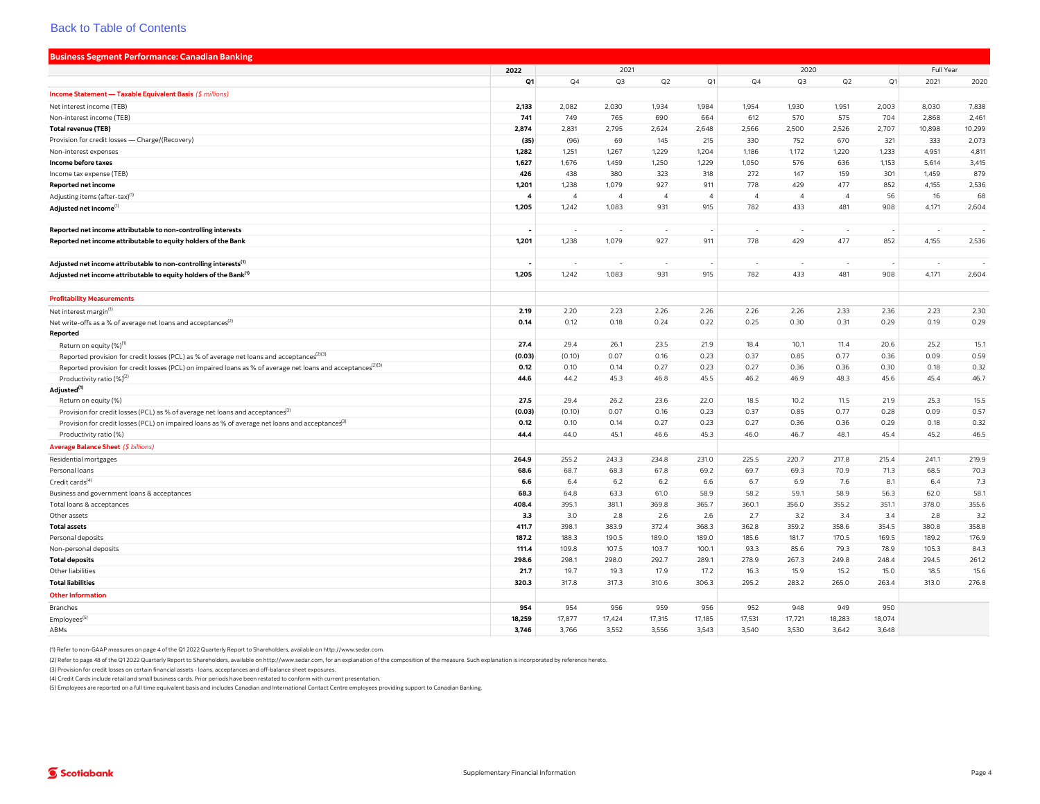[Back to Table of Contents]

## Business Segment Performance: Canadian Banking

| | 2022 | 2021 | | | | 2020 | | | | Full Year | |
|---|---|---|---|---|---|---|---|---|---|---|---|
| | **Q1** | Q4 | Q3 | Q2 | Q1 | Q4 | Q3 | Q2 | Q1 | 2021 | 2020 |
| ***Income Statement — Taxable Equivalent Basis** ($ millions)* | | | | | | | | | | | |
| Net interest income (TEB) | **2,133** | 2,082 | 2,030 | 1,934 | 1,984 | 1,954 | 1,930 | 1,951 | 2,003 | 8,030 | 7,838 |
| Non-interest income (TEB) | **741** | 749 | 765 | 690 | 664 | 612 | 570 | 575 | 704 | 2,868 | 2,461 |
| **Total revenue (TEB)** | **2,874** | 2,831 | 2,795 | 2,624 | 2,648 | 2,566 | 2,500 | 2,526 | 2,707 | 10,898 | 10,299 |
| Provision for credit losses — Charge/(Recovery) | **(35)** | (96) | 69 | 145 | 215 | 330 | 752 | 670 | 321 | 333 | 2,073 |
| Non-interest expenses | **1,282** | 1,251 | 1,267 | 1,229 | 1,204 | 1,186 | 1,172 | 1,220 | 1,233 | 4,951 | 4,811 |
| **Income before taxes** | **1,627** | 1,676 | 1,459 | 1,250 | 1,229 | 1,050 | 576 | 636 | 1,153 | 5,614 | 3,415 |
| Income tax expense (TEB) | **426** | 438 | 380 | 323 | 318 | 272 | 147 | 159 | 301 | 1,459 | 879 |
| **Reported net income** | **1,201** | 1,238 | 1,079 | 927 | 911 | 778 | 429 | 477 | 852 | 4,155 | 2,536 |
| Adjusting items (after-tax)[1] | **4** | 4 | 4 | 4 | 4 | 4 | 4 | 4 | 56 | 16 | 68 |
| **Adjusted net income**[1] | **1,205** | 1,242 | 1,083 | 931 | 915 | 782 | 433 | 481 | 908 | 4,171 | 2,604 |
| | | | | | | | | | | | |
| **Reported net income attributable to non-controlling interests** | **-** | - | - | - | - | - | - | - | - | - | - |
| **Reported net income attributable to equity holders of the Bank** | **1,201** | 1,238 | 1,079 | 927 | 911 | 778 | 429 | 477 | 852 | 4,155 | 2,536 |
| | | | | | | | | | | | |
| **Adjusted net income attributable to non-controlling interests**[1] | **-** | - | - | - | - | - | - | - | - | - | - |
| **Adjusted net income attributable to equity holders of the Bank**[1] | **1,205** | 1,242 | 1,083 | 931 | 915 | 782 | 433 | 481 | 908 | 4,171 | 2,604 |
| | | | | | | | | | | | |
| **Profitability Measurements** | | | | | | | | | | | |
| Net interest margin[1] | **2.19** | 2.20 | 2.23 | 2.26 | 2.26 | 2.26 | 2.26 | 2.33 | 2.36 | 2.23 | 2.30 |
| Net write-offs as a % of average net loans and acceptances[2] | **0.14** | 0.12 | 0.18 | 0.24 | 0.22 | 0.25 | 0.30 | 0.31 | 0.29 | 0.19 | 0.29 |
| **Reported** | | | | | | | | | | | |
| Return on equity (%)[1] | **27.4** | 29.4 | 26.1 | 23.5 | 21.9 | 18.4 | 10.1 | 11.4 | 20.6 | 25.2 | 15.1 |
| Reported provision for credit losses (PCL) as % of average net loans and acceptances[2][3] | **(0.03)** | (0.10) | 0.07 | 0.16 | 0.23 | 0.37 | 0.85 | 0.77 | 0.36 | 0.09 | 0.59 |
| Reported provision for credit losses (PCL) on impaired loans as % of average net loans and acceptances[2][3] | **0.12** | 0.10 | 0.14 | 0.27 | 0.23 | 0.27 | 0.36 | 0.36 | 0.30 | 0.18 | 0.32 |
| Productivity ratio (%)[2] | **44.6** | 44.2 | 45.3 | 46.8 | 45.5 | 46.2 | 46.9 | 48.3 | 45.6 | 45.4 | 46.7 |
| **Adjusted**[1] | | | | | | | | | | | |
| Return on equity (%) | **27.5** | 29.4 | 26.2 | 23.6 | 22.0 | 18.5 | 10.2 | 11.5 | 21.9 | 25.3 | 15.5 |
| Provision for credit losses (PCL) as % of average net loans and acceptances[3] | **(0.03)** | (0.10) | 0.07 | 0.16 | 0.23 | 0.37 | 0.85 | 0.77 | 0.28 | 0.09 | 0.57 |
| Provision for credit losses (PCL) on impaired loans as % of average net loans and acceptances[3] | **0.12** | 0.10 | 0.14 | 0.27 | 0.23 | 0.27 | 0.36 | 0.36 | 0.29 | 0.18 | 0.32 |
| Productivity ratio (%) | **44.4** | 44.0 | 45.1 | 46.6 | 45.3 | 46.0 | 46.7 | 48.1 | 45.4 | 45.2 | 46.5 |
| ***Average Balance Sheet** ($ billions)* | | | | | | | | | | | |
| Residential mortgages | **264.9** | 255.2 | 243.3 | 234.8 | 231.0 | 225.5 | 220.7 | 217.8 | 215.4 | 241.1 | 219.9 |
| Personal loans | **68.6** | 68.7 | 68.3 | 67.8 | 69.2 | 69.7 | 69.3 | 70.9 | 71.3 | 68.5 | 70.3 |
| Credit cards[4] | **6.6** | 6.4 | 6.2 | 6.2 | 6.6 | 6.7 | 6.9 | 7.6 | 8.1 | 6.4 | 7.3 |
| Business and government loans & acceptances | **68.3** | 64.8 | 63.3 | 61.0 | 58.9 | 58.2 | 59.1 | 58.9 | 56.3 | 62.0 | 58.1 |
| Total loans & acceptances | **408.4** | 395.1 | 381.1 | 369.8 | 365.7 | 360.1 | 356.0 | 355.2 | 351.1 | 378.0 | 355.6 |
| Other assets | **3.3** | 3.0 | 2.8 | 2.6 | 2.6 | 2.7 | 3.2 | 3.4 | 3.4 | 2.8 | 3.2 |
| **Total assets** | **411.7** | 398.1 | 383.9 | 372.4 | 368.3 | 362.8 | 359.2 | 358.6 | 354.5 | 380.8 | 358.8 |
| Personal deposits | **187.2** | 188.3 | 190.5 | 189.0 | 189.0 | 185.6 | 181.7 | 170.5 | 169.5 | 189.2 | 176.9 |
| Non-personal deposits | **111.4** | 109.8 | 107.5 | 103.7 | 100.1 | 93.3 | 85.6 | 79.3 | 78.9 | 105.3 | 84.3 |
| **Total deposits** | **298.6** | 298.1 | 298.0 | 292.7 | 289.1 | 278.9 | 267.3 | 249.8 | 248.4 | 294.5 | 261.2 |
| Other liabilities | **21.7** | 19.7 | 19.3 | 17.9 | 17.2 | 16.3 | 15.9 | 15.2 | 15.0 | 18.5 | 15.6 |
| **Total liabilities** | **320.3** | 317.8 | 317.3 | 310.6 | 306.3 | 295.2 | 283.2 | 265.0 | 263.4 | 313.0 | 276.8 |
| **Other Information** | | | | | | | | | | | |
| Branches | **954** | 954 | 956 | 959 | 956 | 952 | 948 | 949 | 950 | | |
| Employees[5] | **18,259** | 17,877 | 17,424 | 17,315 | 17,185 | 17,531 | 17,721 | 18,283 | 18,074 | | |
| ABMs | **3,746** | 3,766 | 3,552 | 3,556 | 3,543 | 3,540 | 3,530 | 3,642 | 3,648 | | |

(1) Refer to non-GAAP measures on page 4 of the Q1 2022 Quarterly Report to Shareholders, available on http://www.sedar.com.

(2) Refer to page 48 of the Q1 2022 Quarterly Report to Shareholders, available on http://www.sedar.com, for an explanation of the composition of the measure. Such explanation is incorporated by reference hereto.

(3) Provision for credit losses on certain financial assets - loans, acceptances and off-balance sheet exposures.

(4) Credit Cards include retail and small business cards. Prior periods have been restated to conform with current presentation.

(5) Employees are reported on a full time equivalent basis and includes Canadian and International Contact Centre employees providing support to Canadian Banking.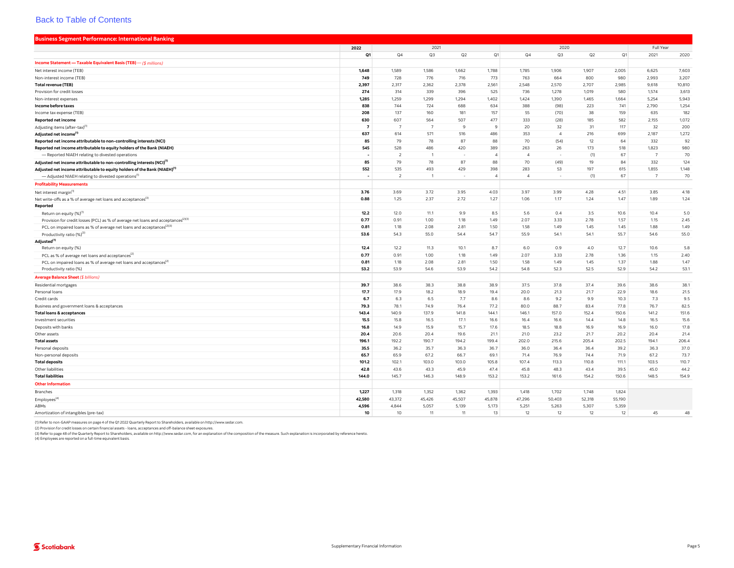Back to Table of Contents

## Business Segment Performance: International Banking

| | 2022 | 2021 | | | | 2020 | | | | Full Year | |
|---|---|---|---|---|---|---|---|---|---|---|---|
| | Q1 | Q4 | Q3 | Q2 | Q1 | Q4 | Q3 | Q2 | Q1 | 2021 | 2020 |
| **Income Statement — Taxable Equivalent Basis (TEB)** — *($ millions)* | | | | | | | | | | | |
| Net interest income (TEB) | **1,648** | 1,589 | 1,586 | 1,662 | 1,788 | 1,785 | 1,906 | 1,907 | 2,005 | 6,625 | 7,603 |
| Non-interest income (TEB) | **749** | 728 | 776 | 716 | 773 | 763 | 664 | 800 | 980 | 2,993 | 3,207 |
| **Total revenue (TEB)** | **2,397** | 2,317 | 2,362 | 2,378 | 2,561 | 2,548 | 2,570 | 2,707 | 2,985 | 9,618 | 10,810 |
| Provision for credit losses | **274** | 314 | 339 | 396 | 525 | 736 | 1,278 | 1,019 | 580 | 1,574 | 3,613 |
| Non-interest expenses | **1,285** | 1,259 | 1,299 | 1,294 | 1,402 | 1,424 | 1,390 | 1,465 | 1,664 | 5,254 | 5,943 |
| **Income before taxes** | **838** | 744 | 724 | 688 | 634 | 388 | (98) | 223 | 741 | 2,790 | 1,254 |
| Income tax expense (TEB) | **208** | 137 | 160 | 181 | 157 | 55 | (70) | 38 | 159 | 635 | 182 |
| **Reported net income** | **630** | 607 | 564 | 507 | 477 | 333 | (28) | 185 | 582 | 2,155 | 1,072 |
| Adjusting items (after-tax)[1] | **7** | 7 | 7 | 9 | 9 | 20 | 32 | 31 | 117 | 32 | 200 |
| **Adjusted net income[1]** | **637** | 614 | 571 | 516 | 486 | 353 | 4 | 216 | 699 | 2,187 | 1,272 |
| **Reported net income attributable to non-controlling interests (NCI)** | **85** | 79 | 78 | 87 | 88 | 70 | (54) | 12 | 64 | 332 | 92 |
| **Reported net income attributable to equity holders of the Bank (NIAEH)** | **545** | 528 | 486 | 420 | 389 | 263 | 26 | 173 | 518 | 1,823 | 980 |
| — Reported NIAEH relating to divested operations | **-** | 2 | 1 | - | 4 | 4 | - | (1) | 67 | 7 | 70 |
| **Adjusted net income attributable to non-controlling interests (NCI)[1]** | **85** | 79 | 78 | 87 | 88 | 70 | (49) | 19 | 84 | 332 | 124 |
| **Adjusted net income attributable to equity holders of the Bank (NIAEH)[1]** | **552** | 535 | 493 | 429 | 398 | 283 | 53 | 197 | 615 | 1,855 | 1,148 |
| — Adjusted NIAEH relating to divested operations[1] | **-** | 2 | 1 | - | 4 | 4 | - | (1) | 67 | 7 | 70 |
| **Profitability Measurements** | | | | | | | | | | | |
| Net interest margin[1] | **3.76** | 3.69 | 3.72 | 3.95 | 4.03 | 3.97 | 3.99 | 4.28 | 4.51 | 3.85 | 4.18 |
| Net write-offs as a % of average net loans and acceptances[2] | **0.88** | 1.25 | 2.37 | 2.72 | 1.27 | 1.06 | 1.17 | 1.24 | 1.47 | 1.89 | 1.24 |
| **Reported** | | | | | | | | | | | |
| Return on equity (%)[1] | **12.2** | 12.0 | 11.1 | 9.9 | 8.5 | 5.6 | 0.4 | 3.5 | 10.6 | 10.4 | 5.0 |
| Provision for credit losses (PCL) as % of average net loans and acceptances[2][3] | **0.77** | 0.91 | 1.00 | 1.18 | 1.49 | 2.07 | 3.33 | 2.78 | 1.57 | 1.15 | 2.45 |
| PCL on impaired loans as % of average net loans and acceptances[2][3] | **0.81** | 1.18 | 2.08 | 2.81 | 1.50 | 1.58 | 1.49 | 1.45 | 1.45 | 1.88 | 1.49 |
| Productivity ratio (%)[3] | **53.6** | 54.3 | 55.0 | 54.4 | 54.7 | 55.9 | 54.1 | 54.1 | 55.7 | 54.6 | 55.0 |
| **Adjusted[1]** | | | | | | | | | | | |
| Return on equity (%) | **12.4** | 12.2 | 11.3 | 10.1 | 8.7 | 6.0 | 0.9 | 4.0 | 12.7 | 10.6 | 5.8 |
| PCL as % of average net loans and acceptances[2] | **0.77** | 0.91 | 1.00 | 1.18 | 1.49 | 2.07 | 3.33 | 2.78 | 1.36 | 1.15 | 2.40 |
| PCL on impaired loans as % of average net loans and acceptances[2] | **0.81** | 1.18 | 2.08 | 2.81 | 1.50 | 1.58 | 1.49 | 1.45 | 1.37 | 1.88 | 1.47 |
| Productivity ratio (%) | **53.2** | 53.9 | 54.6 | 53.9 | 54.2 | 54.8 | 52.3 | 52.5 | 52.9 | 54.2 | 53.1 |
| **Average Balance Sheet** *($ billions)* | | | | | | | | | | | |
| Residential mortgages | **39.7** | 38.6 | 38.3 | 38.8 | 38.9 | 37.5 | 37.8 | 37.4 | 39.6 | 38.6 | 38.1 |
| Personal loans | **17.7** | 17.9 | 18.2 | 18.9 | 19.4 | 20.0 | 21.3 | 21.7 | 22.9 | 18.6 | 21.5 |
| Credit cards | **6.7** | 6.3 | 6.5 | 7.7 | 8.6 | 8.6 | 9.2 | 9.9 | 10.3 | 7.3 | 9.5 |
| Business and government loans & acceptances | **79.3** | 78.1 | 74.9 | 76.4 | 77.2 | 80.0 | 88.7 | 83.4 | 77.8 | 76.7 | 82.5 |
| **Total loans & acceptances** | **143.4** | 140.9 | 137.9 | 141.8 | 144.1 | 146.1 | 157.0 | 152.4 | 150.6 | 141.2 | 151.6 |
| Investment securities | **15.5** | 15.8 | 16.5 | 17.1 | 16.6 | 16.4 | 16.6 | 14.4 | 14.8 | 16.5 | 15.6 |
| Deposits with banks | **16.8** | 14.9 | 15.9 | 15.7 | 17.6 | 18.5 | 18.8 | 16.9 | 16.9 | 16.0 | 17.8 |
| Other assets | **20.4** | 20.6 | 20.4 | 19.6 | 21.1 | 21.0 | 23.2 | 21.7 | 20.2 | 20.4 | 21.4 |
| **Total assets** | **196.1** | 192.2 | 190.7 | 194.2 | 199.4 | 202.0 | 215.6 | 205.4 | 202.5 | 194.1 | 206.4 |
| Personal deposits | **35.5** | 36.2 | 35.7 | 36.3 | 36.7 | 36.0 | 36.4 | 36.4 | 39.2 | 36.3 | 37.0 |
| Non-personal deposits | **65.7** | 65.9 | 67.2 | 66.7 | 69.1 | 71.4 | 76.9 | 74.4 | 71.9 | 67.2 | 73.7 |
| **Total deposits** | **101.2** | 102.1 | 103.0 | 103.0 | 105.8 | 107.4 | 113.3 | 110.8 | 111.1 | 103.5 | 110.7 |
| Other liabilities | **42.8** | 43.6 | 43.3 | 45.9 | 47.4 | 45.8 | 48.3 | 43.4 | 39.5 | 45.0 | 44.2 |
| **Total liabilities** | **144.0** | 145.7 | 146.3 | 148.9 | 153.2 | 153.2 | 161.6 | 154.2 | 150.6 | 148.5 | 154.9 |
| **Other Information** | | | | | | | | | | | |
| Branches | **1,227** | 1,318 | 1,352 | 1,362 | 1,393 | 1,418 | 1,702 | 1,748 | 1,824 | | |
| Employees[4] | **42,580** | 43,372 | 45,426 | 45,507 | 45,878 | 47,296 | 50,403 | 52,318 | 55,190 | | |
| ABMs | **4,596** | 4,844 | 5,057 | 5,139 | 5,173 | 5,251 | 5,263 | 5,307 | 5,359 | | |
| Amortization of intangibles (pre-tax) | **10** | 10 | 11 | 11 | 13 | 12 | 12 | 12 | 12 | 45 | 48 |

(1) Refer to non-GAAP measures on page 4 of the Q1 2022 Quarterly Report to Shareholders, available on http://www.sedar.com.
(2) Provision for credit losses on certain financial assets - loans, acceptances and off-balance sheet exposures.
(3) Refer to page 48 of the Quarterly Report to Shareholders, available on http://www.sedar.com, for an explanation of the composition of the measure. Such explanation is incorporated by reference hereto.
(4) Employees are reported on a full-time equivalent basis.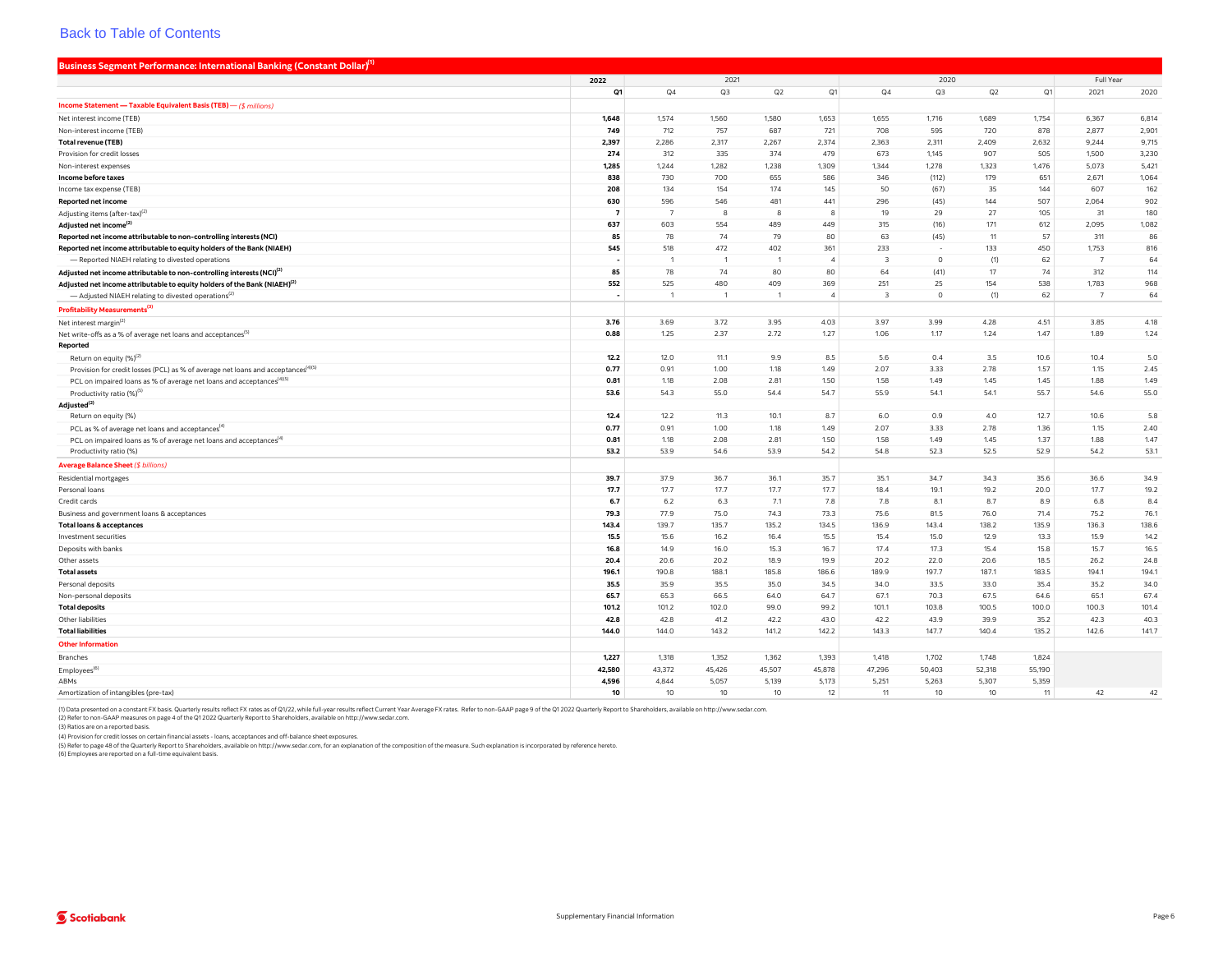Back to Table of Contents

## Business Segment Performance: International Banking (Constant Dollar)[1]

| | 2022 | 2021 | | | | 2020 | | | | Full Year | |
|---|---|---|---|---|---|---|---|---|---|---|---|
| | Q1 | Q4 | Q3 | Q2 | Q1 | Q4 | Q3 | Q2 | Q1 | 2021 | 2020 |
| **Income Statement — Taxable Equivalent Basis (TEB)** — *($ millions)* | | | | | | | | | | | |
| Net interest income (TEB) | **1,648** | 1,574 | 1,560 | 1,580 | 1,653 | 1,655 | 1,716 | 1,689 | 1,754 | 6,367 | 6,814 |
| Non-interest income (TEB) | **749** | 712 | 757 | 687 | 721 | 708 | 595 | 720 | 878 | 2,877 | 2,901 |
| **Total revenue (TEB)** | **2,397** | 2,286 | 2,317 | 2,267 | 2,374 | 2,363 | 2,311 | 2,409 | 2,632 | 9,244 | 9,715 |
| Provision for credit losses | **274** | 312 | 335 | 374 | 479 | 673 | 1,145 | 907 | 505 | 1,500 | 3,230 |
| Non-interest expenses | **1,285** | 1,244 | 1,282 | 1,238 | 1,309 | 1,344 | 1,278 | 1,323 | 1,476 | 5,073 | 5,421 |
| **Income before taxes** | **838** | 730 | 700 | 655 | 586 | 346 | (112) | 179 | 651 | 2,671 | 1,064 |
| Income tax expense (TEB) | **208** | 134 | 154 | 174 | 145 | 50 | (67) | 35 | 144 | 607 | 162 |
| **Reported net income** | **630** | 596 | 546 | 481 | 441 | 296 | (45) | 144 | 507 | 2,064 | 902 |
| Adjusting items (after-tax)[2] | **7** | 7 | 8 | 8 | 8 | 19 | 29 | 27 | 105 | 31 | 180 |
| **Adjusted net income[2]** | **637** | 603 | 554 | 489 | 449 | 315 | (16) | 171 | 612 | 2,095 | 1,082 |
| **Reported net income attributable to non-controlling interests (NCI)** | **85** | 78 | 74 | 79 | 80 | 63 | (45) | 11 | 57 | 311 | 86 |
| **Reported net income attributable to equity holders of the Bank (NIAEH)** | **545** | 518 | 472 | 402 | 361 | 233 | - | 133 | 450 | 1,753 | 816 |
| — Reported NIAEH relating to divested operations | **-** | 1 | 1 | 1 | 4 | 3 | 0 | (1) | 62 | 7 | 64 |
| **Adjusted net income attributable to non-controlling interests (NCI)[2]** | **85** | 78 | 74 | 80 | 80 | 64 | (41) | 17 | 74 | 312 | 114 |
| **Adjusted net income attributable to equity holders of the Bank (NIAEH)[2]** | **552** | 525 | 480 | 409 | 369 | 251 | 25 | 154 | 538 | 1,783 | 968 |
| — Adjusted NIAEH relating to divested operations[2] | **-** | 1 | 1 | 1 | 4 | 3 | 0 | (1) | 62 | 7 | 64 |
| **Profitability Measurements[3]** | | | | | | | | | | | |
| Net interest margin[2] | **3.76** | 3.69 | 3.72 | 3.95 | 4.03 | 3.97 | 3.99 | 4.28 | 4.51 | 3.85 | 4.18 |
| Net write-offs as a % of average net loans and acceptances[5] | **0.88** | 1.25 | 2.37 | 2.72 | 1.27 | 1.06 | 1.17 | 1.24 | 1.47 | 1.89 | 1.24 |
| **Reported** | | | | | | | | | | | |
| Return on equity (%)[2] | **12.2** | 12.0 | 11.1 | 9.9 | 8.5 | 5.6 | 0.4 | 3.5 | 10.6 | 10.4 | 5.0 |
| Provision for credit losses (PCL) as % of average net loans and acceptances[4][5] | **0.77** | 0.91 | 1.00 | 1.18 | 1.49 | 2.07 | 3.33 | 2.78 | 1.57 | 1.15 | 2.45 |
| PCL on impaired loans as % of average net loans and acceptances[4][5] | **0.81** | 1.18 | 2.08 | 2.81 | 1.50 | 1.58 | 1.49 | 1.45 | 1.45 | 1.88 | 1.49 |
| Productivity ratio (%)[5] | **53.6** | 54.3 | 55.0 | 54.4 | 54.7 | 55.9 | 54.1 | 54.1 | 55.7 | 54.6 | 55.0 |
| **Adjusted[2]** | | | | | | | | | | | |
| Return on equity (%) | **12.4** | 12.2 | 11.3 | 10.1 | 8.7 | 6.0 | 0.9 | 4.0 | 12.7 | 10.6 | 5.8 |
| PCL as % of average net loans and acceptances[4] | **0.77** | 0.91 | 1.00 | 1.18 | 1.49 | 2.07 | 3.33 | 2.78 | 1.36 | 1.15 | 2.40 |
| PCL on impaired loans as % of average net loans and acceptances[4] | **0.81** | 1.18 | 2.08 | 2.81 | 1.50 | 1.58 | 1.49 | 1.45 | 1.37 | 1.88 | 1.47 |
| Productivity ratio (%) | **53.2** | 53.9 | 54.6 | 53.9 | 54.2 | 54.8 | 52.3 | 52.5 | 52.9 | 54.2 | 53.1 |
| **Average Balance Sheet** *($ billions)* | | | | | | | | | | | |
| Residential mortgages | **39.7** | 37.9 | 36.7 | 36.1 | 35.7 | 35.1 | 34.7 | 34.3 | 35.6 | 36.6 | 34.9 |
| Personal loans | **17.7** | 17.7 | 17.7 | 17.7 | 17.7 | 18.4 | 19.1 | 19.2 | 20.0 | 17.7 | 19.2 |
| Credit cards | **6.7** | 6.2 | 6.3 | 7.1 | 7.8 | 7.8 | 8.1 | 8.7 | 8.9 | 6.8 | 8.4 |
| Business and government loans & acceptances | **79.3** | 77.9 | 75.0 | 74.3 | 73.3 | 75.6 | 81.5 | 76.0 | 71.4 | 75.2 | 76.1 |
| **Total loans & acceptances** | **143.4** | 139.7 | 135.7 | 135.2 | 134.5 | 136.9 | 143.4 | 138.2 | 135.9 | 136.3 | 138.6 |
| Investment securities | **15.5** | 15.6 | 16.2 | 16.4 | 15.5 | 15.4 | 15.0 | 12.9 | 13.3 | 15.9 | 14.2 |
| Deposits with banks | **16.8** | 14.9 | 16.0 | 15.3 | 16.7 | 17.4 | 17.3 | 15.4 | 15.8 | 15.7 | 16.5 |
| Other assets | **20.4** | 20.6 | 20.2 | 18.9 | 19.9 | 20.2 | 22.0 | 20.6 | 18.5 | 26.2 | 24.8 |
| **Total assets** | **196.1** | 190.8 | 188.1 | 185.8 | 186.6 | 189.9 | 197.7 | 187.1 | 183.5 | 194.1 | 194.1 |
| Personal deposits | **35.5** | 35.9 | 35.5 | 35.0 | 34.5 | 34.0 | 33.5 | 33.0 | 35.4 | 35.2 | 34.0 |
| Non-personal deposits | **65.7** | 65.3 | 66.5 | 64.0 | 64.7 | 67.1 | 70.3 | 67.5 | 64.6 | 65.1 | 67.4 |
| **Total deposits** | **101.2** | 101.2 | 102.0 | 99.0 | 99.2 | 101.1 | 103.8 | 100.5 | 100.0 | 100.3 | 101.4 |
| Other liabilities | **42.8** | 42.8 | 41.2 | 42.2 | 43.0 | 42.2 | 43.9 | 39.9 | 35.2 | 42.3 | 40.3 |
| **Total liabilities** | **144.0** | 144.0 | 143.2 | 141.2 | 142.2 | 143.3 | 147.7 | 140.4 | 135.2 | 142.6 | 141.7 |
| **Other Information** | | | | | | | | | | | |
| Branches | **1,227** | 1,318 | 1,352 | 1,362 | 1,393 | 1,418 | 1,702 | 1,748 | 1,824 | | |
| Employees[6] | **42,580** | 43,372 | 45,426 | 45,507 | 45,878 | 47,296 | 50,403 | 52,318 | 55,190 | | |
| ABMs | **4,596** | 4,844 | 5,057 | 5,139 | 5,173 | 5,251 | 5,263 | 5,307 | 5,359 | | |
| Amortization of intangibles (pre-tax) | **10** | 10 | 10 | 10 | 12 | 11 | 10 | 10 | 11 | 42 | 42 |

(1) Data presented on a constant FX basis. Quarterly results reflect FX rates as of Q1/22, while full-year results reflect Current Year Average FX rates. Refer to non-GAAP page 9 of the Q1 2022 Quarterly Report to Shareholders, available on http://www.sedar.com.
(2) Refer to non-GAAP measures on page 4 of the Q1 2022 Quarterly Report to Shareholders, available on http://www.sedar.com.
(3) Ratios are on a reported basis.
(4) Provision for credit losses on certain financial assets - loans, acceptances and off-balance sheet exposures.
(5) Refer to page 48 of the Quarterly Report to Shareholders, available on http://www.sedar.com, for an explanation of the composition of the measure. Such explanation is incorporated by reference hereto.
(6) Employees are reported on a full-time equivalent basis.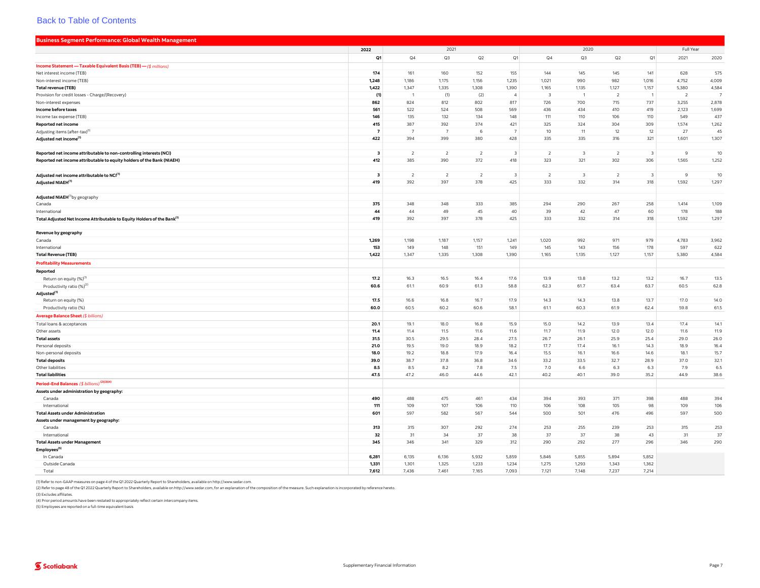Back to Table of Contents

## Business Segment Performance: Global Wealth Management

| | 2022 | 2021 | | | | 2020 | | | | Full Year | |
|---|---|---|---|---|---|---|---|---|---|---|---|
| | Q1 | Q4 | Q3 | Q2 | Q1 | Q4 | Q3 | Q2 | Q1 | 2021 | 2020 |
| ***Income Statement — Taxable Equivalent Basis (TEB) — ($ millions)*** | | | | | | | | | | | |
| Net interest income (TEB) | **174** | 161 | 160 | 152 | 155 | 144 | 145 | 145 | 141 | 628 | 575 |
| Non-interest income (TEB) | **1,248** | 1,186 | 1,175 | 1,156 | 1,235 | 1,021 | 990 | 982 | 1,016 | 4,752 | 4,009 |
| **Total revenue (TEB)** | **1,422** | 1,347 | 1,335 | 1,308 | 1,390 | 1,165 | 1,135 | 1,127 | 1,157 | 5,380 | 4,584 |
| Provision for credit losses - Charge/(Recovery) | **(1)** | 1 | (1) | (2) | 4 | 3 | 1 | 2 | 1 | 2 | 7 |
| Non-interest expenses | **862** | 824 | 812 | 802 | 817 | 726 | 700 | 715 | 737 | 3,255 | 2,878 |
| **Income before taxes** | **561** | 522 | 524 | 508 | 569 | 436 | 434 | 410 | 419 | 2,123 | 1,699 |
| Income tax expense (TEB) | **146** | 135 | 132 | 134 | 148 | 111 | 110 | 106 | 110 | 549 | 437 |
| **Reported net income** | **415** | 387 | 392 | 374 | 421 | 325 | 324 | 304 | 309 | 1,574 | 1,262 |
| Adjusting items (after-tax)[1] | **7** | 7 | 7 | 6 | 7 | 10 | 11 | 12 | 12 | 27 | 45 |
| **Adjusted net income[1]** | **422** | 394 | 399 | 380 | 428 | 335 | 335 | 316 | 321 | 1,601 | 1,307 |
| | | | | | | | | | | | |
| **Reported net income attributable to non-controlling interests (NCI)** | **3** | 2 | 2 | 2 | 3 | 2 | 3 | 2 | 3 | 9 | 10 |
| **Reported net income attributable to equity holders of the Bank (NIAEH)** | **412** | 385 | 390 | 372 | 418 | 323 | 321 | 302 | 306 | 1,565 | 1,252 |
| | | | | | | | | | | | |
| **Adjusted net income attributable to NCI[1]** | **3** | 2 | 2 | 2 | 3 | 2 | 3 | 2 | 3 | 9 | 10 |
| **Adjusted NIAEH[1]** | **419** | 392 | 397 | 378 | 425 | 333 | 332 | 314 | 318 | 1,592 | 1,297 |
| | | | | | | | | | | | |
| **Adjusted NIAEH[1] by geography** | | | | | | | | | | | |
| Canada | **375** | 348 | 348 | 333 | 385 | 294 | 290 | 267 | 258 | 1,414 | 1,109 |
| International | **44** | 44 | 49 | 45 | 40 | 39 | 42 | 47 | 60 | 178 | 188 |
| **Total Adjusted Net Income Attributable to Equity Holders of the Bank[1]** | **419** | 392 | 397 | 378 | 425 | 333 | 332 | 314 | 318 | 1,592 | 1,297 |
| | | | | | | | | | | | |
| **Revenue by geography** | | | | | | | | | | | |
| Canada | **1,269** | 1,198 | 1,187 | 1,157 | 1,241 | 1,020 | 992 | 971 | 979 | 4,783 | 3,962 |
| International | **153** | 149 | 148 | 151 | 149 | 145 | 143 | 156 | 178 | 597 | 622 |
| **Total Revenue (TEB)** | **1,422** | 1,347 | 1,335 | 1,308 | 1,390 | 1,165 | 1,135 | 1,127 | 1,157 | 5,380 | 4,584 |
| **Profitability Measurements** | | | | | | | | | | | |
| **Reported** | | | | | | | | | | | |
| Return on equity (%)[1] | **17.2** | 16.3 | 16.5 | 16.4 | 17.6 | 13.9 | 13.8 | 13.2 | 13.2 | 16.7 | 13.5 |
| Productivity ratio (%)[2] | **60.6** | 61.1 | 60.9 | 61.3 | 58.8 | 62.3 | 61.7 | 63.4 | 63.7 | 60.5 | 62.8 |
| **Adjusted[1]** | | | | | | | | | | | |
| Return on equity (%) | **17.5** | 16.6 | 16.8 | 16.7 | 17.9 | 14.3 | 14.3 | 13.8 | 13.7 | 17.0 | 14.0 |
| Productivity ratio (%) | **60.0** | 60.5 | 60.2 | 60.6 | 58.1 | 61.1 | 60.3 | 61.9 | 62.4 | 59.8 | 61.5 |
| **Average Balance Sheet *($ billions)*** | | | | | | | | | | | |
| Total loans & acceptances | **20.1** | 19.1 | 18.0 | 16.8 | 15.9 | 15.0 | 14.2 | 13.9 | 13.4 | 17.4 | 14.1 |
| Other assets | **11.4** | 11.4 | 11.5 | 11.6 | 11.6 | 11.7 | 11.9 | 12.0 | 12.0 | 11.6 | 11.9 |
| **Total assets** | **31.5** | 30.5 | 29.5 | 28.4 | 27.5 | 26.7 | 26.1 | 25.9 | 25.4 | 29.0 | 26.0 |
| Personal deposits | **21.0** | 19.5 | 19.0 | 18.9 | 18.2 | 17.7 | 17.4 | 16.1 | 14.3 | 18.9 | 16.4 |
| Non-personal deposits | **18.0** | 19.2 | 18.8 | 17.9 | 16.4 | 15.5 | 16.1 | 16.6 | 14.6 | 18.1 | 15.7 |
| **Total deposits** | **39.0** | 38.7 | 37.8 | 36.8 | 34.6 | 33.2 | 33.5 | 32.7 | 28.9 | 37.0 | 32.1 |
| Other liabilities | **8.5** | 8.5 | 8.2 | 7.8 | 7.5 | 7.0 | 6.6 | 6.3 | 6.3 | 7.9 | 6.5 |
| **Total liabilities** | **47.5** | 47.2 | 46.0 | 44.6 | 42.1 | 40.2 | 40.1 | 39.0 | 35.2 | 44.9 | 38.6 |
| **Period-End Balances *($ billions)*[2][3][4]** | | | | | | | | | | | |
| **Assets under administration by geography:** | | | | | | | | | | | |
| Canada | **490** | 488 | 475 | 461 | 434 | 394 | 393 | 371 | 398 | 488 | 394 |
| International | **111** | 109 | 107 | 106 | 110 | 106 | 108 | 105 | 98 | 109 | 106 |
| **Total Assets under Administration** | **601** | 597 | 582 | 567 | 544 | 500 | 501 | 476 | 496 | 597 | 500 |
| **Assets under management by geography:** | | | | | | | | | | | |
| Canada | **313** | 315 | 307 | 292 | 274 | 253 | 255 | 239 | 253 | 315 | 253 |
| International | **32** | 31 | 34 | 37 | 38 | 37 | 37 | 38 | 43 | 31 | 37 |
| **Total Assets under Management** | **345** | 346 | 341 | 329 | 312 | 290 | 292 | 277 | 296 | 346 | 290 |
| **Employees[5]** | | | | | | | | | | | |
| In Canada | **6,281** | 6,135 | 6,136 | 5,932 | 5,859 | 5,846 | 5,855 | 5,894 | 5,852 | | |
| Outside Canada | **1,331** | 1,301 | 1,325 | 1,233 | 1,234 | 1,275 | 1,293 | 1,343 | 1,362 | | |
| Total | **7,612** | 7,436 | 7,461 | 7,165 | 7,093 | 7,121 | 7,148 | 7,237 | 7,214 | | |

(1) Refer to non-GAAP measures on page 4 of the Q1 2022 Quarterly Report to Shareholders, available on http://www.sedar.com.

(2) Refer to page 48 of the Q1 2022 Quarterly Report to Shareholders, available on http://www.sedar.com, for an explanation of the composition of the measure. Such explanation is incorporated by reference hereto.

(3) Excludes affiliates.

(4) Prior period amounts have been restated to appropriately reflect certain intercompany items.

(5) Employees are reported on a full-time equivalent basis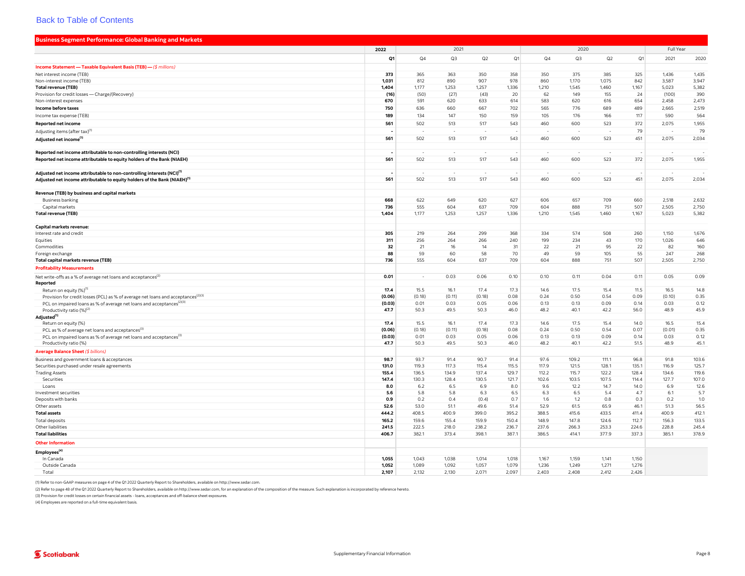[Back to Table of Contents](#)

## Business Segment Performance: Global Banking and Markets

| | 2022 | 2021 | | | | 2020 | | | | Full Year | |
|---|---|---|---|---|---|---|---|---|---|---|---|
| | Q1 | Q4 | Q3 | Q2 | Q1 | Q4 | Q3 | Q2 | Q1 | 2021 | 2020 |
| ***Income Statement — Taxable Equivalent Basis (TEB) — ($ millions)*** | | | | | | | | | | | |
| Net interest income (TEB) | **373** | 365 | 363 | 350 | 358 | 350 | 375 | 385 | 325 | 1,436 | 1,435 |
| Non-interest income (TEB) | **1,031** | 812 | 890 | 907 | 978 | 860 | 1,170 | 1,075 | 842 | 3,587 | 3,947 |
| **Total revenue (TEB)** | **1,404** | 1,177 | 1,253 | 1,257 | 1,336 | 1,210 | 1,545 | 1,460 | 1,167 | 5,023 | 5,382 |
| Provision for credit losses — Charge/(Recovery) | **(16)** | (50) | (27) | (43) | 20 | 62 | 149 | 155 | 24 | (100) | 390 |
| Non-interest expenses | **670** | 591 | 620 | 633 | 614 | 583 | 620 | 616 | 654 | 2,458 | 2,473 |
| **Income before taxes** | **750** | 636 | 660 | 667 | 702 | 565 | 776 | 689 | 489 | 2,665 | 2,519 |
| Income tax expense (TEB) | **189** | 134 | 147 | 150 | 159 | 105 | 176 | 166 | 117 | 590 | 564 |
| **Reported net income** | **561** | 502 | 513 | 517 | 543 | 460 | 600 | 523 | 372 | 2,075 | 1,955 |
| Adjusting items (after tax)[1] | **-** | - | - | - | - | - | - | - | 79 | - | 79 |
| **Adjusted net income[1]** | **561** | 502 | 513 | 517 | 543 | 460 | 600 | 523 | 451 | 2,075 | 2,034 |
| | | | | | | | | | | | |
| **Reported net income attributable to non-controlling interests (NCI)** | **-** | - | - | - | - | - | - | - | - | - | - |
| **Reported net income attributable to equity holders of the Bank (NIAEH)** | **561** | 502 | 513 | 517 | 543 | 460 | 600 | 523 | 372 | 2,075 | 1,955 |
| | | | | | | | | | | | |
| **Adjusted net income attributable to non-controlling interests (NCI)[1]** | **-** | - | - | - | - | - | - | - | - | - | - |
| **Adjusted net income attributable to equity holders of the Bank (NIAEH)[1]** | **561** | 502 | 513 | 517 | 543 | 460 | 600 | 523 | 451 | 2,075 | 2,034 |
| | | | | | | | | | | | |
| **Revenue (TEB) by business and capital markets** | | | | | | | | | | | |
| Business banking | **668** | 622 | 649 | 620 | 627 | 606 | 657 | 709 | 660 | 2,518 | 2,632 |
| Capital markets | **736** | 555 | 604 | 637 | 709 | 604 | 888 | 751 | 507 | 2,505 | 2,750 |
| **Total revenue (TEB)** | **1,404** | 1,177 | 1,253 | 1,257 | 1,336 | 1,210 | 1,545 | 1,460 | 1,167 | 5,023 | 5,382 |
| | | | | | | | | | | | |
| **Capital markets revenue:** | | | | | | | | | | | |
| Interest rate and credit | **305** | 219 | 264 | 299 | 368 | 334 | 574 | 508 | 260 | 1,150 | 1,676 |
| Equities | **311** | 256 | 264 | 266 | 240 | 199 | 234 | 43 | 170 | 1,026 | 646 |
| Commodities | **32** | 21 | 16 | 14 | 31 | 22 | 21 | 95 | 22 | 82 | 160 |
| Foreign exchange | **88** | 59 | 60 | 58 | 70 | 49 | 59 | 105 | 55 | 247 | 268 |
| **Total capital markets revenue (TEB)** | **736** | 555 | 604 | 637 | 709 | 604 | 888 | 751 | 507 | 2,505 | 2,750 |
| **Profitability Measurements** | | | | | | | | | | | |
| Net write-offs as a % of average net loans and acceptances[2] | **0.01** | - | 0.03 | 0.06 | 0.10 | 0.10 | 0.11 | 0.04 | 0.11 | 0.05 | 0.09 |
| **Reported** | | | | | | | | | | | |
| Return on equity (%)[1] | **17.4** | 15.5 | 16.1 | 17.4 | 17.3 | 14.6 | 17.5 | 15.4 | 11.5 | 16.5 | 14.8 |
| Provision for credit losses (PCL) as % of average net loans and acceptances[2][3] | **(0.06)** | (0.18) | (0.11) | (0.18) | 0.08 | 0.24 | 0.50 | 0.54 | 0.09 | (0.10) | 0.35 |
| PCL on impaired loans as % of average net loans and acceptances[2][3] | **(0.03)** | 0.01 | 0.03 | 0.05 | 0.06 | 0.13 | 0.13 | 0.09 | 0.14 | 0.03 | 0.12 |
| Productivity ratio (%)[2] | **47.7** | 50.3 | 49.5 | 50.3 | 46.0 | 48.2 | 40.1 | 42.2 | 56.0 | 48.9 | 45.9 |
| **Adjusted[1]** | | | | | | | | | | | |
| Return on equity (%) | **17.4** | 15.5 | 16.1 | 17.4 | 17.3 | 14.6 | 17.5 | 15.4 | 14.0 | 16.5 | 15.4 |
| PCL as % of average net loans and acceptances[3] | **(0.06)** | (0.18) | (0.11) | (0.18) | 0.08 | 0.24 | 0.50 | 0.54 | 0.07 | (0.01) | 0.35 |
| PCL on impaired loans as % of average net loans and acceptances[3] | **(0.03)** | 0.01 | 0.03 | 0.05 | 0.06 | 0.13 | 0.13 | 0.09 | 0.14 | 0.03 | 0.12 |
| Productivity ratio (%) | **47.7** | 50.3 | 49.5 | 50.3 | 46.0 | 48.2 | 40.1 | 42.2 | 51.5 | 48.9 | 45.1 |
| ***Average Balance Sheet ($ billions)*** | | | | | | | | | | | |
| Business and government loans & acceptances | **98.7** | 93.7 | 91.4 | 90.7 | 91.4 | 97.6 | 109.2 | 111.1 | 96.8 | 91.8 | 103.6 |
| Securities purchased under resale agreements | **131.0** | 119.3 | 117.3 | 115.4 | 115.5 | 117.9 | 121.5 | 128.1 | 135.1 | 116.9 | 125.7 |
| Trading Assets | **155.4** | 136.5 | 134.9 | 137.4 | 129.7 | 112.2 | 115.7 | 122.2 | 128.4 | 134.6 | 119.6 |
| Securities | **147.4** | 130.3 | 128.4 | 130.5 | 121.7 | 102.6 | 103.5 | 107.5 | 114.4 | 127.7 | 107.0 |
| Loans | **8.0** | 6.2 | 6.5 | 6.9 | 8.0 | 9.6 | 12.2 | 14.7 | 14.0 | 6.9 | 12.6 |
| Investment securities | **5.6** | 5.8 | 5.8 | 6.3 | 6.5 | 6.3 | 6.5 | 5.4 | 4.7 | 6.1 | 5.7 |
| Deposits with banks | **0.9** | 0.2 | 0.4 | (0.4) | 0.7 | 1.6 | 1.2 | 0.8 | 0.3 | 0.2 | 1.0 |
| Other assets | **52.6** | 53.0 | 51.1 | 49.6 | 51.4 | 52.9 | 61.5 | 65.9 | 46.1 | 51.3 | 56.5 |
| **Total assets** | **444.2** | 408.5 | 400.9 | 399.0 | 395.2 | 388.5 | 415.6 | 433.5 | 411.4 | 400.9 | 412.1 |
| Total deposits | **165.2** | 159.6 | 155.4 | 159.9 | 150.4 | 148.9 | 147.8 | 124.6 | 112.7 | 156.3 | 133.5 |
| Other liabilities | **241.5** | 222.5 | 218.0 | 238.2 | 236.7 | 237.6 | 266.3 | 253.3 | 224.6 | 228.8 | 245.4 |
| **Total liabilities** | **406.7** | 382.1 | 373.4 | 398.1 | 387.1 | 386.5 | 414.1 | 377.9 | 337.3 | 385.1 | 378.9 |
| **Other Information** | | | | | | | | | | | |
| **Employees[4]** | | | | | | | | | | | |
| In Canada | **1,055** | 1,043 | 1,038 | 1,014 | 1,018 | 1,167 | 1,159 | 1,141 | 1,150 | | |
| Outside Canada | **1,052** | 1,089 | 1,092 | 1,057 | 1,079 | 1,236 | 1,249 | 1,271 | 1,276 | | |
| Total | **2,107** | 2,132 | 2,130 | 2,071 | 2,097 | 2,403 | 2,408 | 2,412 | 2,426 | | |

(1) Refer to non-GAAP measures on page 4 of the Q1 2022 Quarterly Report to Shareholders, available on http://www.sedar.com.

(2) Refer to page 48 of the Q1 2022 Quarterly Report to Shareholders, available on http://www.sedar.com, for an explanation of the composition of the measure. Such explanation is incorporated by reference hereto.

(3) Provision for credit losses on certain financial assets - loans, acceptances and off-balance sheet exposures.

(4) Employees are reported on a full-time equivalent basis.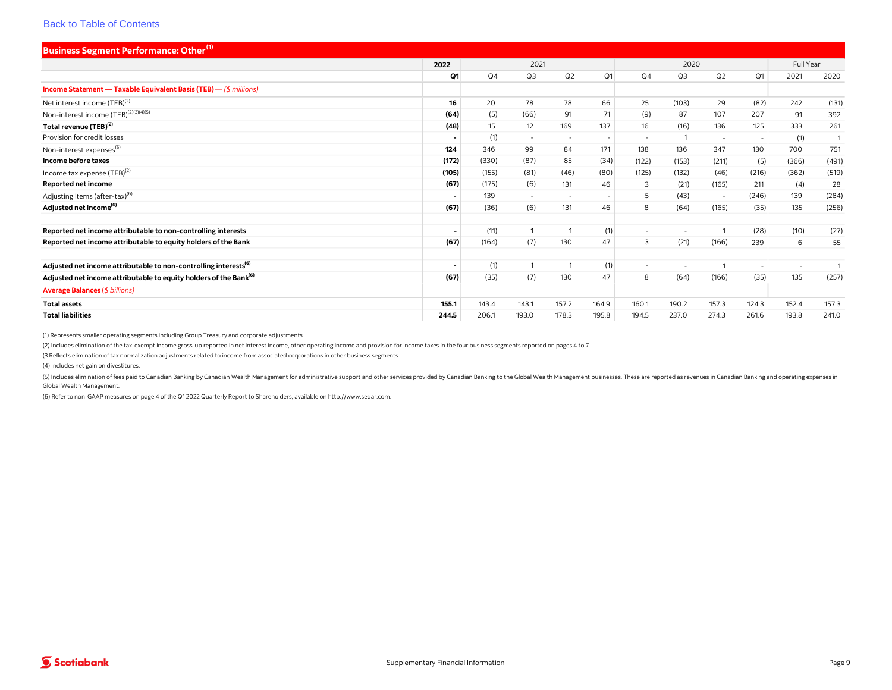[Back to Table of Contents]

## Business Segment Performance: Other[1]

| | 2022 | 2021 | | | | 2020 | | | | Full Year | |
|---|---|---|---|---|---|---|---|---|---|---|---|
| | **Q1** | Q4 | Q3 | Q2 | Q1 | Q4 | Q3 | Q2 | Q1 | 2021 | 2020 |
| ***Income Statement — Taxable Equivalent Basis (TEB)** — ($ millions)* | | | | | | | | | | | |
| Net interest income (TEB)[2] | **16** | 20 | 78 | 78 | 66 | 25 | (103) | 29 | (82) | 242 | (131) |
| Non-interest income (TEB)[2][3][4][5] | **(64)** | (5) | (66) | 91 | 71 | (9) | 87 | 107 | 207 | 91 | 392 |
| **Total revenue (TEB)[2]** | **(48)** | 15 | 12 | 169 | 137 | 16 | (16) | 136 | 125 | 333 | 261 |
| Provision for credit losses | **-** | (1) | - | - | - | - | 1 | - | - | (1) | 1 |
| Non-interest expenses[5] | **124** | 346 | 99 | 84 | 171 | 138 | 136 | 347 | 130 | 700 | 751 |
| **Income before taxes** | **(172)** | (330) | (87) | 85 | (34) | (122) | (153) | (211) | (5) | (366) | (491) |
| Income tax expense (TEB)[2] | **(105)** | (155) | (81) | (46) | (80) | (125) | (132) | (46) | (216) | (362) | (519) |
| **Reported net income** | **(67)** | (175) | (6) | 131 | 46 | 3 | (21) | (165) | 211 | (4) | 28 |
| Adjusting items (after-tax)[6] | **-** | 139 | - | - | - | 5 | (43) | - | (246) | 139 | (284) |
| **Adjusted net income[6]** | **(67)** | (36) | (6) | 131 | 46 | 8 | (64) | (165) | (35) | 135 | (256) |
| | | | | | | | | | | | |
| **Reported net income attributable to non-controlling interests** | **-** | (11) | 1 | 1 | (1) | - | - | 1 | (28) | (10) | (27) |
| **Reported net income attributable to equity holders of the Bank** | **(67)** | (164) | (7) | 130 | 47 | 3 | (21) | (166) | 239 | 6 | 55 |
| | | | | | | | | | | | |
| **Adjusted net income attributable to non-controlling interests[6]** | **-** | (1) | 1 | 1 | (1) | - | - | 1 | - | - | 1 |
| **Adjusted net income attributable to equity holders of the Bank[6]** | **(67)** | (35) | (7) | 130 | 47 | 8 | (64) | (166) | (35) | 135 | (257) |
| ***Average Balances** ($ billions)* | | | | | | | | | | | |
| **Total assets** | **155.1** | 143.4 | 143.1 | 157.2 | 164.9 | 160.1 | 190.2 | 157.3 | 124.3 | 152.4 | 157.3 |
| **Total liabilities** | **244.5** | 206.1 | 193.0 | 178.3 | 195.8 | 194.5 | 237.0 | 274.3 | 261.6 | 193.8 | 241.0 |

(1) Represents smaller operating segments including Group Treasury and corporate adjustments.

(2) Includes elimination of the tax-exempt income gross-up reported in net interest income, other operating income and provision for income taxes in the four business segments reported on pages 4 to 7.

(3 Reflects elimination of tax normalization adjustments related to income from associated corporations in other business segments.

(4) Includes net gain on divestitures.

(5) Includes elimination of fees paid to Canadian Banking by Canadian Wealth Management for administrative support and other services provided by Canadian Banking to the Global Wealth Management businesses. These are reported as revenues in Canadian Banking and operating expenses in Global Wealth Management.

(6) Refer to non-GAAP measures on page 4 of the Q1 2022 Quarterly Report to Shareholders, available on http://www.sedar.com.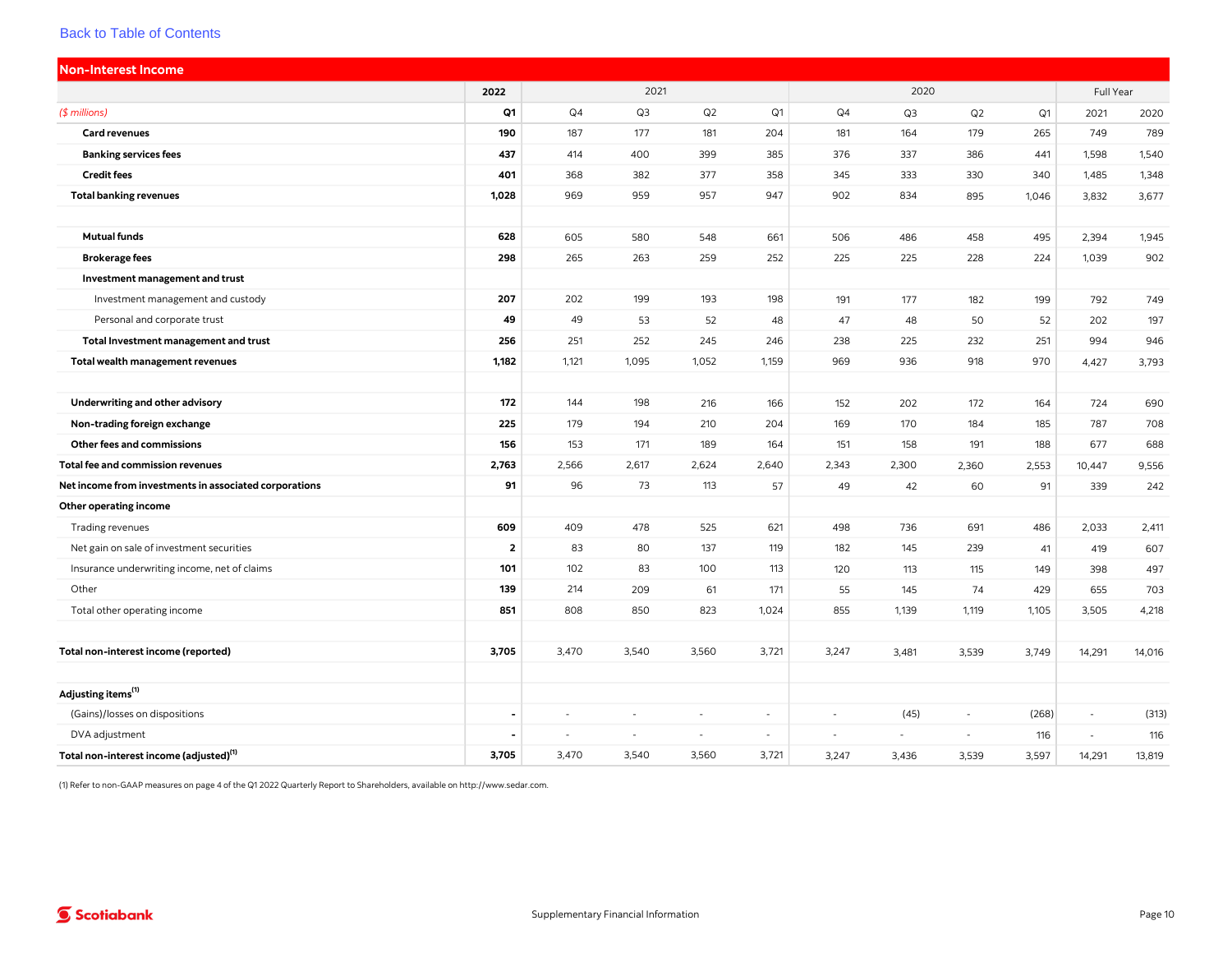Back to Table of Contents

## Non-Interest Income

| ($ millions) | 2022 Q1 | 2021 Q4 | 2021 Q3 | 2021 Q2 | 2021 Q1 | 2020 Q4 | 2020 Q3 | 2020 Q2 | 2020 Q1 | Full Year 2021 | Full Year 2020 |
|---|---|---|---|---|---|---|---|---|---|---|---|
| **Card revenues** | **190** | 187 | 177 | 181 | 204 | 181 | 164 | 179 | 265 | 749 | 789 |
| **Banking services fees** | **437** | 414 | 400 | 399 | 385 | 376 | 337 | 386 | 441 | 1,598 | 1,540 |
| **Credit fees** | **401** | 368 | 382 | 377 | 358 | 345 | 333 | 330 | 340 | 1,485 | 1,348 |
| **Total banking revenues** | **1,028** | 969 | 959 | 957 | 947 | 902 | 834 | 895 | 1,046 | 3,832 | 3,677 |
| | | | | | | | | | | | |
| **Mutual funds** | **628** | 605 | 580 | 548 | 661 | 506 | 486 | 458 | 495 | 2,394 | 1,945 |
| **Brokerage fees** | **298** | 265 | 263 | 259 | 252 | 225 | 225 | 228 | 224 | 1,039 | 902 |
| **Investment management and trust** | | | | | | | | | | | |
| Investment management and custody | **207** | 202 | 199 | 193 | 198 | 191 | 177 | 182 | 199 | 792 | 749 |
| Personal and corporate trust | **49** | 49 | 53 | 52 | 48 | 47 | 48 | 50 | 52 | 202 | 197 |
| **Total Investment management and trust** | **256** | 251 | 252 | 245 | 246 | 238 | 225 | 232 | 251 | 994 | 946 |
| **Total wealth management revenues** | **1,182** | 1,121 | 1,095 | 1,052 | 1,159 | 969 | 936 | 918 | 970 | 4,427 | 3,793 |
| | | | | | | | | | | | |
| **Underwriting and other advisory** | **172** | 144 | 198 | 216 | 166 | 152 | 202 | 172 | 164 | 724 | 690 |
| **Non-trading foreign exchange** | **225** | 179 | 194 | 210 | 204 | 169 | 170 | 184 | 185 | 787 | 708 |
| **Other fees and commissions** | **156** | 153 | 171 | 189 | 164 | 151 | 158 | 191 | 188 | 677 | 688 |
| **Total fee and commission revenues** | **2,763** | 2,566 | 2,617 | 2,624 | 2,640 | 2,343 | 2,300 | 2,360 | 2,553 | 10,447 | 9,556 |
| **Net income from investments in associated corporations** | **91** | 96 | 73 | 113 | 57 | 49 | 42 | 60 | 91 | 339 | 242 |
| **Other operating income** | | | | | | | | | | | |
| Trading revenues | **609** | 409 | 478 | 525 | 621 | 498 | 736 | 691 | 486 | 2,033 | 2,411 |
| Net gain on sale of investment securities | **2** | 83 | 80 | 137 | 119 | 182 | 145 | 239 | 41 | 419 | 607 |
| Insurance underwriting income, net of claims | **101** | 102 | 83 | 100 | 113 | 120 | 113 | 115 | 149 | 398 | 497 |
| Other | **139** | 214 | 209 | 61 | 171 | 55 | 145 | 74 | 429 | 655 | 703 |
| Total other operating income | **851** | 808 | 850 | 823 | 1,024 | 855 | 1,139 | 1,119 | 1,105 | 3,505 | 4,218 |
| | | | | | | | | | | | |
| **Total non-interest income (reported)** | **3,705** | 3,470 | 3,540 | 3,560 | 3,721 | 3,247 | 3,481 | 3,539 | 3,749 | 14,291 | 14,016 |
| | | | | | | | | | | | |
| **Adjusting items**[1] | | | | | | | | | | | |
| (Gains)/losses on dispositions | **-** | - | - | - | - | - | (45) | - | (268) | - | (313) |
| DVA adjustment | **-** | - | - | - | - | - | - | - | 116 | - | 116 |
| **Total non-interest income (adjusted)**[1] | **3,705** | 3,470 | 3,540 | 3,560 | 3,721 | 3,247 | 3,436 | 3,539 | 3,597 | 14,291 | 13,819 |

(1) Refer to non-GAAP measures on page 4 of the Q1 2022 Quarterly Report to Shareholders, available on http://www.sedar.com.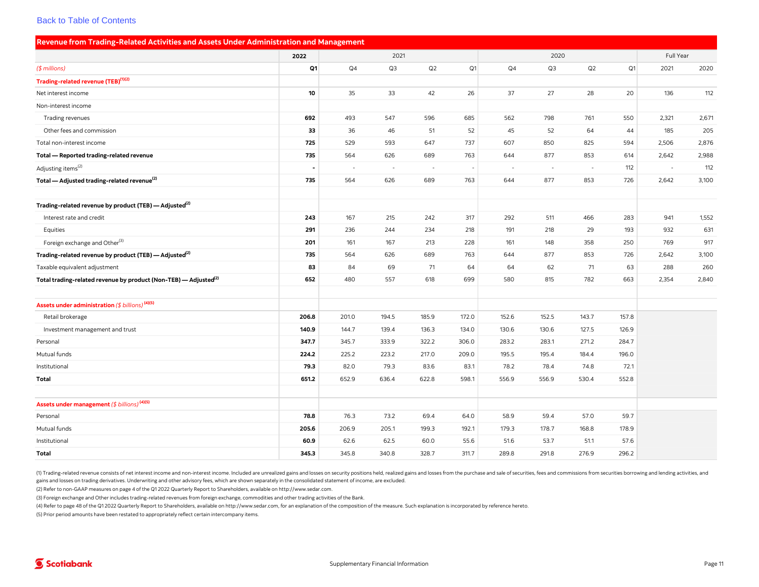[Back to Table of Contents]

## Revenue from Trading-Related Activities and Assets Under Administration and Management

| | 2022 | 2021 | | | | 2020 | | | | Full Year | |
|---|---|---|---|---|---|---|---|---|---|---|---|
| *($ millions)* | **Q1** | Q4 | Q3 | Q2 | Q1 | Q4 | Q3 | Q2 | Q1 | 2021 | 2020 |
| **Trading-related revenue (TEB)[(1)(2)]** | | | | | | | | | | | |
| Net interest income | **10** | 35 | 33 | 42 | 26 | 37 | 27 | 28 | 20 | 136 | 112 |
| Non-interest income | | | | | | | | | | | |
| Trading revenues | **692** | 493 | 547 | 596 | 685 | 562 | 798 | 761 | 550 | 2,321 | 2,671 |
| Other fees and commission | **33** | 36 | 46 | 51 | 52 | 45 | 52 | 64 | 44 | 185 | 205 |
| Total non-interest income | **725** | 529 | 593 | 647 | 737 | 607 | 850 | 825 | 594 | 2,506 | 2,876 |
| **Total — Reported trading-related revenue** | **735** | 564 | 626 | 689 | 763 | 644 | 877 | 853 | 614 | 2,642 | 2,988 |
| Adjusting items[(2)] | **-** | - | - | - | - | - | - | - | 112 | - | 112 |
| **Total — Adjusted trading-related revenue[(2)]** | **735** | 564 | 626 | 689 | 763 | 644 | 877 | 853 | 726 | 2,642 | 3,100 |
| | | | | | | | | | | | |
| **Trading-related revenue by product (TEB) — Adjusted[(2)]** | | | | | | | | | | | |
| Interest rate and credit | **243** | 167 | 215 | 242 | 317 | 292 | 511 | 466 | 283 | 941 | 1,552 |
| Equities | **291** | 236 | 244 | 234 | 218 | 191 | 218 | 29 | 193 | 932 | 631 |
| Foreign exchange and Other[(3)] | **201** | 161 | 167 | 213 | 228 | 161 | 148 | 358 | 250 | 769 | 917 |
| **Trading-related revenue by product (TEB) — Adjusted[(2)]** | **735** | 564 | 626 | 689 | 763 | 644 | 877 | 853 | 726 | 2,642 | 3,100 |
| Taxable equivalent adjustment | **83** | 84 | 69 | 71 | 64 | 64 | 62 | 71 | 63 | 288 | 260 |
| **Total trading-related revenue by product (Non-TEB) — Adjusted[(2)]** | **652** | 480 | 557 | 618 | 699 | 580 | 815 | 782 | 663 | 2,354 | 2,840 |
| | | | | | | | | | | | |
| **Assets under administration** *($ billions)* [(4)(5)] | | | | | | | | | | | |
| Retail brokerage | **206.8** | 201.0 | 194.5 | 185.9 | 172.0 | 152.6 | 152.5 | 143.7 | 157.8 | | |
| Investment management and trust | **140.9** | 144.7 | 139.4 | 136.3 | 134.0 | 130.6 | 130.6 | 127.5 | 126.9 | | |
| Personal | **347.7** | 345.7 | 333.9 | 322.2 | 306.0 | 283.2 | 283.1 | 271.2 | 284.7 | | |
| Mutual funds | **224.2** | 225.2 | 223.2 | 217.0 | 209.0 | 195.5 | 195.4 | 184.4 | 196.0 | | |
| Institutional | **79.3** | 82.0 | 79.3 | 83.6 | 83.1 | 78.2 | 78.4 | 74.8 | 72.1 | | |
| **Total** | **651.2** | 652.9 | 636.4 | 622.8 | 598.1 | 556.9 | 556.9 | 530.4 | 552.8 | | |
| | | | | | | | | | | | |
| **Assets under management** *($ billions)* [(4)(5)] | | | | | | | | | | | |
| Personal | **78.8** | 76.3 | 73.2 | 69.4 | 64.0 | 58.9 | 59.4 | 57.0 | 59.7 | | |
| Mutual funds | **205.6** | 206.9 | 205.1 | 199.3 | 192.1 | 179.3 | 178.7 | 168.8 | 178.9 | | |
| Institutional | **60.9** | 62.6 | 62.5 | 60.0 | 55.6 | 51.6 | 53.7 | 51.1 | 57.6 | | |
| **Total** | **345.3** | 345.8 | 340.8 | 328.7 | 311.7 | 289.8 | 291.8 | 276.9 | 296.2 | | |

(1) Trading-related revenue consists of net interest income and non-interest income. Included are unrealized gains and losses on security positions held, realized gains and losses from the purchase and sale of securities, fees and commissions from securities borrowing and lending activities, and gains and losses on trading derivatives. Underwriting and other advisory fees, which are shown separately in the consolidated statement of income, are excluded.

(2) Refer to non-GAAP measures on page 4 of the Q1 2022 Quarterly Report to Shareholders, available on http://www.sedar.com.

(3) Foreign exchange and Other includes trading-related revenues from foreign exchange, commodities and other trading activities of the Bank.

(4) Refer to page 48 of the Q1 2022 Quarterly Report to Shareholders, available on http://www.sedar.com, for an explanation of the composition of the measure. Such explanation is incorporated by reference hereto.

(5) Prior period amounts have been restated to appropriately reflect certain intercompany items.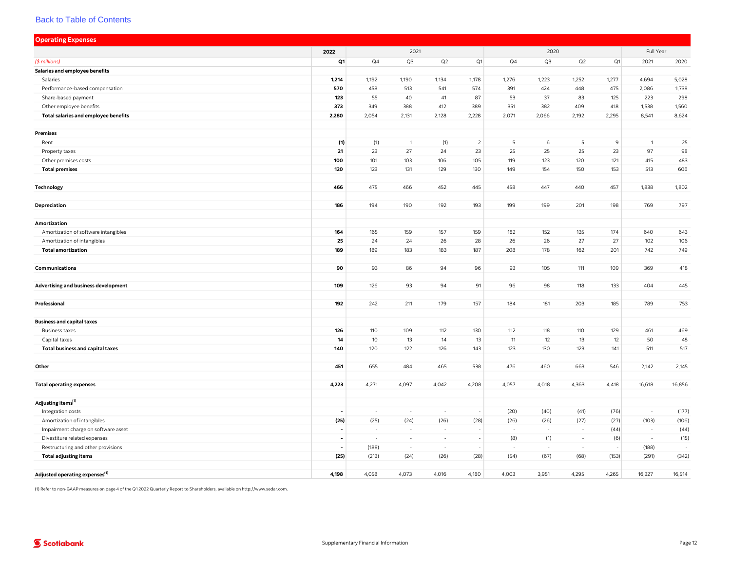[Back to Table of Contents]

## Operating Expenses

| ($ millions) | 2022 Q1 | 2021 Q4 | 2021 Q3 | 2021 Q2 | 2021 Q1 | 2020 Q4 | 2020 Q3 | 2020 Q2 | 2020 Q1 | Full Year 2021 | Full Year 2020 |
|---|---|---|---|---|---|---|---|---|---|---|---|
| **Salaries and employee benefits** | | | | | | | | | | | |
| Salaries | **1,214** | 1,192 | 1,190 | 1,134 | 1,178 | 1,276 | 1,223 | 1,252 | 1,277 | 4,694 | 5,028 |
| Performance-based compensation | **570** | 458 | 513 | 541 | 574 | 391 | 424 | 448 | 475 | 2,086 | 1,738 |
| Share-based payment | **123** | 55 | 40 | 41 | 87 | 53 | 37 | 83 | 125 | 223 | 298 |
| Other employee benefits | **373** | 349 | 388 | 412 | 389 | 351 | 382 | 409 | 418 | 1,538 | 1,560 |
| **Total salaries and employee benefits** | **2,280** | 2,054 | 2,131 | 2,128 | 2,228 | 2,071 | 2,066 | 2,192 | 2,295 | 8,541 | 8,624 |
| **Premises** | | | | | | | | | | | |
| Rent | **(1)** | (1) | 1 | (1) | 2 | 5 | 6 | 5 | 9 | 1 | 25 |
| Property taxes | **21** | 23 | 27 | 24 | 23 | 25 | 25 | 25 | 23 | 97 | 98 |
| Other premises costs | **100** | 101 | 103 | 106 | 105 | 119 | 123 | 120 | 121 | 415 | 483 |
| **Total premises** | **120** | 123 | 131 | 129 | 130 | 149 | 154 | 150 | 153 | 513 | 606 |
| **Technology** | **466** | 475 | 466 | 452 | 445 | 458 | 447 | 440 | 457 | 1,838 | 1,802 |
| **Depreciation** | **186** | 194 | 190 | 192 | 193 | 199 | 199 | 201 | 198 | 769 | 797 |
| **Amortization** | | | | | | | | | | | |
| Amortization of software intangibles | **164** | 165 | 159 | 157 | 159 | 182 | 152 | 135 | 174 | 640 | 643 |
| Amortization of intangibles | **25** | 24 | 24 | 26 | 28 | 26 | 26 | 27 | 27 | 102 | 106 |
| **Total amortization** | **189** | 189 | 183 | 183 | 187 | 208 | 178 | 162 | 201 | 742 | 749 |
| **Communications** | **90** | 93 | 86 | 94 | 96 | 93 | 105 | 111 | 109 | 369 | 418 |
| **Advertising and business development** | **109** | 126 | 93 | 94 | 91 | 96 | 98 | 118 | 133 | 404 | 445 |
| **Professional** | **192** | 242 | 211 | 179 | 157 | 184 | 181 | 203 | 185 | 789 | 753 |
| **Business and capital taxes** | | | | | | | | | | | |
| Business taxes | **126** | 110 | 109 | 112 | 130 | 112 | 118 | 110 | 129 | 461 | 469 |
| Capital taxes | **14** | 10 | 13 | 14 | 13 | 11 | 12 | 13 | 12 | 50 | 48 |
| **Total business and capital taxes** | **140** | 120 | 122 | 126 | 143 | 123 | 130 | 123 | 141 | 511 | 517 |
| **Other** | **451** | 655 | 484 | 465 | 538 | 476 | 460 | 663 | 546 | 2,142 | 2,145 |
| **Total operating expenses** | **4,223** | 4,271 | 4,097 | 4,042 | 4,208 | 4,057 | 4,018 | 4,363 | 4,418 | 16,618 | 16,856 |
| **Adjusting items**[(1)] | | | | | | | | | | | |
| Integration costs | **-** | - | - | - | - | (20) | (40) | (41) | (76) | - | (177) |
| Amortization of intangibles | **(25)** | (25) | (24) | (26) | (28) | (26) | (26) | (27) | (27) | (103) | (106) |
| Impairment charge on software asset | **-** | - | - | - | - | - | - | - | (44) | - | (44) |
| Divestiture related expenses | **-** | - | - | - | - | (8) | (1) | - | (6) | - | (15) |
| Restructuring and other provisions | **-** | (188) | - | - | - | - | - | - | - | (188) | - |
| **Total adjusting items** | **(25)** | (213) | (24) | (26) | (28) | (54) | (67) | (68) | (153) | (291) | (342) |
| **Adjusted operating expenses**[(1)] | **4,198** | 4,058 | 4,073 | 4,016 | 4,180 | 4,003 | 3,951 | 4,295 | 4,265 | 16,327 | 16,514 |

(1) Refer to non-GAAP measures on page 4 of the Q1 2022 Quarterly Report to Shareholders, available on http://www.sedar.com.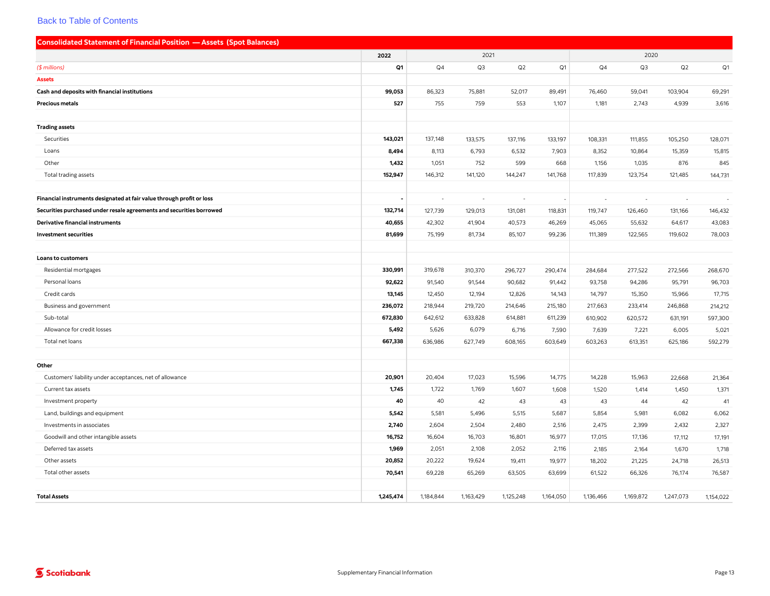[Back to Table of Contents]

## Consolidated Statement of Financial Position — Assets (Spot Balances)

| | 2022 | 2021 | | | | 2020 | | | |
|---|---|---|---|---|---|---|---|---|---|
| *($ millions)* | Q1 | Q4 | Q3 | Q2 | Q1 | Q4 | Q3 | Q2 | Q1 |
| **Assets** | | | | | | | | | |
| **Cash and deposits with financial institutions** | **99,053** | 86,323 | 75,881 | 52,017 | 89,491 | 76,460 | 59,041 | 103,904 | 69,291 |
| **Precious metals** | **527** | 755 | 759 | 553 | 1,107 | 1,181 | 2,743 | 4,939 | 3,616 |
| | | | | | | | | | |
| **Trading assets** | | | | | | | | | |
| Securities | **143,021** | 137,148 | 133,575 | 137,116 | 133,197 | 108,331 | 111,855 | 105,250 | 128,071 |
| Loans | **8,494** | 8,113 | 6,793 | 6,532 | 7,903 | 8,352 | 10,864 | 15,359 | 15,815 |
| Other | **1,432** | 1,051 | 752 | 599 | 668 | 1,156 | 1,035 | 876 | 845 |
| Total trading assets | **152,947** | 146,312 | 141,120 | 144,247 | 141,768 | 117,839 | 123,754 | 121,485 | 144,731 |
| | | | | | | | | | |
| **Financial instruments designated at fair value through profit or loss** | **-** | - | - | - | - | - | - | - | - |
| **Securities purchased under resale agreements and securities borrowed** | **132,714** | 127,739 | 129,013 | 131,081 | 118,831 | 119,747 | 126,460 | 131,166 | 146,432 |
| **Derivative financial instruments** | **40,655** | 42,302 | 41,904 | 40,573 | 46,269 | 45,065 | 55,632 | 64,617 | 43,083 |
| **Investment securities** | **81,699** | 75,199 | 81,734 | 85,107 | 99,236 | 111,389 | 122,565 | 119,602 | 78,003 |
| | | | | | | | | | |
| **Loans to customers** | | | | | | | | | |
| Residential mortgages | **330,991** | 319,678 | 310,370 | 296,727 | 290,474 | 284,684 | 277,522 | 272,566 | 268,670 |
| Personal loans | **92,622** | 91,540 | 91,544 | 90,682 | 91,442 | 93,758 | 94,286 | 95,791 | 96,703 |
| Credit cards | **13,145** | 12,450 | 12,194 | 12,826 | 14,143 | 14,797 | 15,350 | 15,966 | 17,715 |
| Business and government | **236,072** | 218,944 | 219,720 | 214,646 | 215,180 | 217,663 | 233,414 | 246,868 | 214,212 |
| Sub-total | **672,830** | 642,612 | 633,828 | 614,881 | 611,239 | 610,902 | 620,572 | 631,191 | 597,300 |
| Allowance for credit losses | **5,492** | 5,626 | 6,079 | 6,716 | 7,590 | 7,639 | 7,221 | 6,005 | 5,021 |
| Total net loans | **667,338** | 636,986 | 627,749 | 608,165 | 603,649 | 603,263 | 613,351 | 625,186 | 592,279 |
| | | | | | | | | | |
| **Other** | | | | | | | | | |
| Customers' liability under acceptances, net of allowance | **20,901** | 20,404 | 17,023 | 15,596 | 14,775 | 14,228 | 15,963 | 22,668 | 21,364 |
| Current tax assets | **1,745** | 1,722 | 1,769 | 1,607 | 1,608 | 1,520 | 1,414 | 1,450 | 1,371 |
| Investment property | **40** | 40 | 42 | 43 | 43 | 43 | 44 | 42 | 41 |
| Land, buildings and equipment | **5,542** | 5,581 | 5,496 | 5,515 | 5,687 | 5,854 | 5,981 | 6,082 | 6,062 |
| Investments in associates | **2,740** | 2,604 | 2,504 | 2,480 | 2,516 | 2,475 | 2,399 | 2,432 | 2,327 |
| Goodwill and other intangible assets | **16,752** | 16,604 | 16,703 | 16,801 | 16,977 | 17,015 | 17,136 | 17,112 | 17,191 |
| Deferred tax assets | **1,969** | 2,051 | 2,108 | 2,052 | 2,116 | 2,185 | 2,164 | 1,670 | 1,718 |
| Other assets | **20,852** | 20,222 | 19,624 | 19,411 | 19,977 | 18,202 | 21,225 | 24,718 | 26,513 |
| Total other assets | **70,541** | 69,228 | 65,269 | 63,505 | 63,699 | 61,522 | 66,326 | 76,174 | 76,587 |
| | | | | | | | | | |
| **Total Assets** | **1,245,474** | 1,184,844 | 1,163,429 | 1,125,248 | 1,164,050 | 1,136,466 | 1,169,872 | 1,247,073 | 1,154,022 |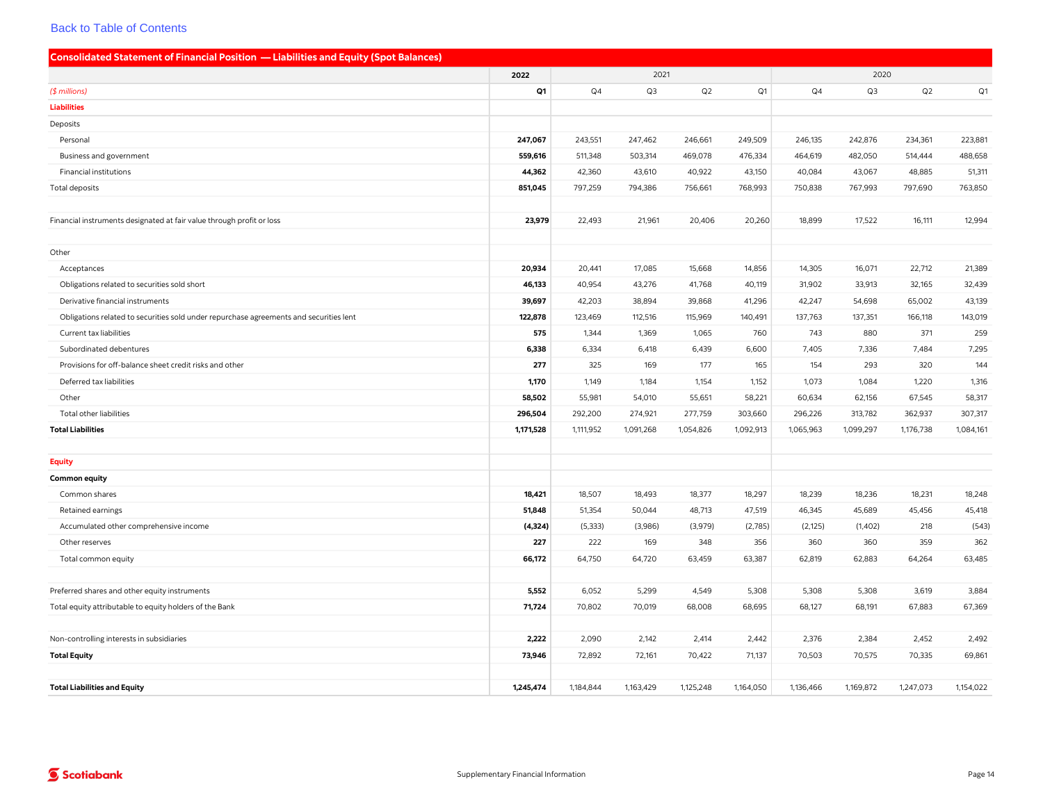[Back to Table of Contents](#)

## Consolidated Statement of Financial Position — Liabilities and Equity (Spot Balances)

| | 2022 | 2021 | | | | 2020 | | | |
|---|---|---|---|---|---|---|---|---|---|
| *($ millions)* | **Q1** | Q4 | Q3 | Q2 | Q1 | Q4 | Q3 | Q2 | Q1 |
| **Liabilities** | | | | | | | | | |
| Deposits | | | | | | | | | |
| Personal | **247,067** | 243,551 | 247,462 | 246,661 | 249,509 | 246,135 | 242,876 | 234,361 | 223,881 |
| Business and government | **559,616** | 511,348 | 503,314 | 469,078 | 476,334 | 464,619 | 482,050 | 514,444 | 488,658 |
| Financial institutions | **44,362** | 42,360 | 43,610 | 40,922 | 43,150 | 40,084 | 43,067 | 48,885 | 51,311 |
| Total deposits | **851,045** | 797,259 | 794,386 | 756,661 | 768,993 | 750,838 | 767,993 | 797,690 | 763,850 |
| | | | | | | | | | |
| Financial instruments designated at fair value through profit or loss | **23,979** | 22,493 | 21,961 | 20,406 | 20,260 | 18,899 | 17,522 | 16,111 | 12,994 |
| | | | | | | | | | |
| Other | | | | | | | | | |
| Acceptances | **20,934** | 20,441 | 17,085 | 15,668 | 14,856 | 14,305 | 16,071 | 22,712 | 21,389 |
| Obligations related to securities sold short | **46,133** | 40,954 | 43,276 | 41,768 | 40,119 | 31,902 | 33,913 | 32,165 | 32,439 |
| Derivative financial instruments | **39,697** | 42,203 | 38,894 | 39,868 | 41,296 | 42,247 | 54,698 | 65,002 | 43,139 |
| Obligations related to securities sold under repurchase agreements and securities lent | **122,878** | 123,469 | 112,516 | 115,969 | 140,491 | 137,763 | 137,351 | 166,118 | 143,019 |
| Current tax liabilities | **575** | 1,344 | 1,369 | 1,065 | 760 | 743 | 880 | 371 | 259 |
| Subordinated debentures | **6,338** | 6,334 | 6,418 | 6,439 | 6,600 | 7,405 | 7,336 | 7,484 | 7,295 |
| Provisions for off-balance sheet credit risks and other | **277** | 325 | 169 | 177 | 165 | 154 | 293 | 320 | 144 |
| Deferred tax liabilities | **1,170** | 1,149 | 1,184 | 1,154 | 1,152 | 1,073 | 1,084 | 1,220 | 1,316 |
| Other | **58,502** | 55,981 | 54,010 | 55,651 | 58,221 | 60,634 | 62,156 | 67,545 | 58,317 |
| Total other liabilities | **296,504** | 292,200 | 274,921 | 277,759 | 303,660 | 296,226 | 313,782 | 362,937 | 307,317 |
| **Total Liabilities** | **1,171,528** | 1,111,952 | 1,091,268 | 1,054,826 | 1,092,913 | 1,065,963 | 1,099,297 | 1,176,738 | 1,084,161 |
| | | | | | | | | | |
| **Equity** | | | | | | | | | |
| **Common equity** | | | | | | | | | |
| Common shares | **18,421** | 18,507 | 18,493 | 18,377 | 18,297 | 18,239 | 18,236 | 18,231 | 18,248 |
| Retained earnings | **51,848** | 51,354 | 50,044 | 48,713 | 47,519 | 46,345 | 45,689 | 45,456 | 45,418 |
| Accumulated other comprehensive income | **(4,324)** | (5,333) | (3,986) | (3,979) | (2,785) | (2,125) | (1,402) | 218 | (543) |
| Other reserves | **227** | 222 | 169 | 348 | 356 | 360 | 360 | 359 | 362 |
| Total common equity | **66,172** | 64,750 | 64,720 | 63,459 | 63,387 | 62,819 | 62,883 | 64,264 | 63,485 |
| | | | | | | | | | |
| Preferred shares and other equity instruments | **5,552** | 6,052 | 5,299 | 4,549 | 5,308 | 5,308 | 5,308 | 3,619 | 3,884 |
| Total equity attributable to equity holders of the Bank | **71,724** | 70,802 | 70,019 | 68,008 | 68,695 | 68,127 | 68,191 | 67,883 | 67,369 |
| | | | | | | | | | |
| Non-controlling interests in subsidiaries | **2,222** | 2,090 | 2,142 | 2,414 | 2,442 | 2,376 | 2,384 | 2,452 | 2,492 |
| **Total Equity** | **73,946** | 72,892 | 72,161 | 70,422 | 71,137 | 70,503 | 70,575 | 70,335 | 69,861 |
| | | | | | | | | | |
| **Total Liabilities and Equity** | **1,245,474** | 1,184,844 | 1,163,429 | 1,125,248 | 1,164,050 | 1,136,466 | 1,169,872 | 1,247,073 | 1,154,022 |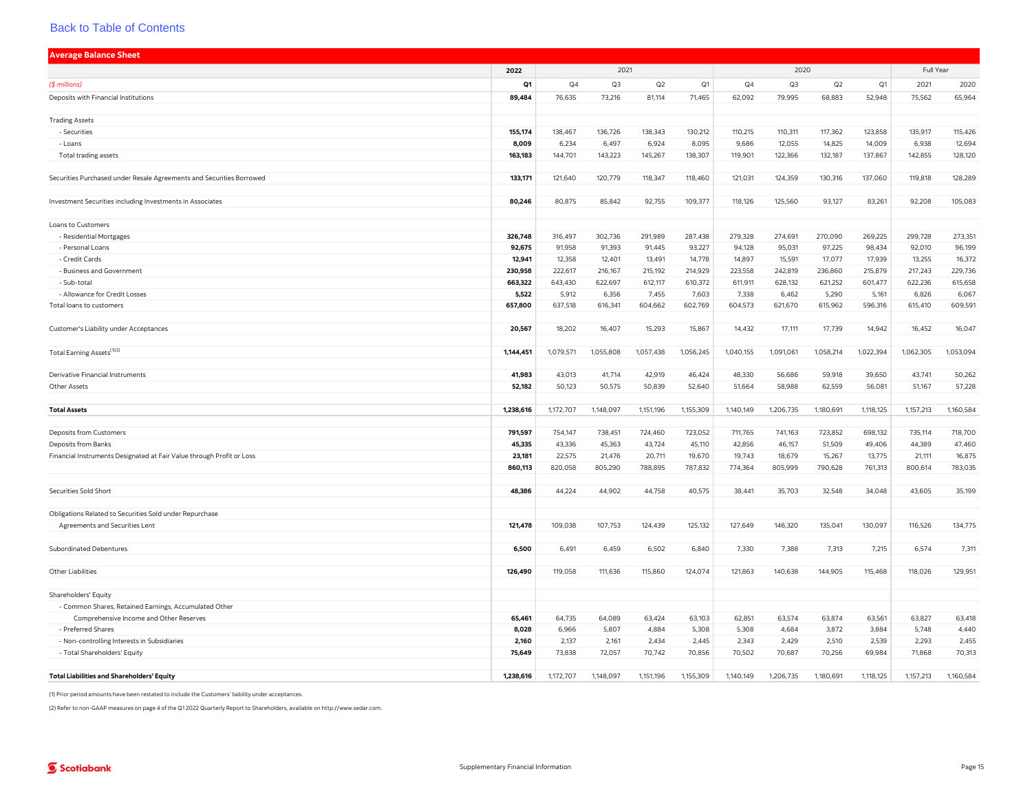[Back to Table of Contents]

## Average Balance Sheet

| ($ millions) | 2022 Q1 | 2021 Q4 | 2021 Q3 | 2021 Q2 | 2021 Q1 | 2020 Q4 | 2020 Q3 | 2020 Q2 | 2020 Q1 | Full Year 2021 | Full Year 2020 |
|---|---|---|---|---|---|---|---|---|---|---|---|
| Deposits with Financial Institutions | **89,484** | 76,635 | 73,216 | 81,114 | 71,465 | 62,092 | 79,995 | 68,883 | 52,948 | 75,562 | 65,964 |
| Trading Assets | | | | | | | | | | | |
| - Securities | **155,174** | 138,467 | 136,726 | 138,343 | 130,212 | 110,215 | 110,311 | 117,362 | 123,858 | 135,917 | 115,426 |
| - Loans | **8,009** | 6,234 | 6,497 | 6,924 | 8,095 | 9,686 | 12,055 | 14,825 | 14,009 | 6,938 | 12,694 |
| Total trading assets | **163,183** | 144,701 | 143,223 | 145,267 | 138,307 | 119,901 | 122,366 | 132,187 | 137,867 | 142,855 | 128,120 |
| Securities Purchased under Resale Agreements and Securities Borrowed | **133,171** | 121,640 | 120,779 | 118,347 | 118,460 | 121,031 | 124,359 | 130,316 | 137,060 | 119,818 | 128,289 |
| Investment Securities including Investments in Associates | **80,246** | 80,875 | 85,842 | 92,755 | 109,377 | 118,126 | 125,560 | 93,127 | 83,261 | 92,208 | 105,083 |
| Loans to Customers | | | | | | | | | | | |
| - Residential Mortgages | **326,748** | 316,497 | 302,736 | 291,989 | 287,438 | 279,328 | 274,691 | 270,090 | 269,225 | 299,728 | 273,351 |
| - Personal Loans | **92,675** | 91,958 | 91,393 | 91,445 | 93,227 | 94,128 | 95,031 | 97,225 | 98,434 | 92,010 | 96,199 |
| - Credit Cards | **12,941** | 12,358 | 12,401 | 13,491 | 14,778 | 14,897 | 15,591 | 17,077 | 17,939 | 13,255 | 16,372 |
| - Business and Government | **230,958** | 222,617 | 216,167 | 215,192 | 214,929 | 223,558 | 242,819 | 236,860 | 215,879 | 217,243 | 229,736 |
| - Sub-total | **663,322** | 643,430 | 622,697 | 612,117 | 610,372 | 611,911 | 628,132 | 621,252 | 601,477 | 622,236 | 615,658 |
| - Allowance for Credit Losses | **5,522** | 5,912 | 6,356 | 7,455 | 7,603 | 7,338 | 6,462 | 5,290 | 5,161 | 6,826 | 6,067 |
| Total loans to customers | **657,800** | 637,518 | 616,341 | 604,662 | 602,769 | 604,573 | 621,670 | 615,962 | 596,316 | 615,410 | 609,591 |
| Customer's Liability under Acceptances | **20,567** | 18,202 | 16,407 | 15,293 | 15,867 | 14,432 | 17,111 | 17,739 | 14,942 | 16,452 | 16,047 |
| Total Earning Assets[(1)(2)] | **1,144,451** | 1,079,571 | 1,055,808 | 1,057,438 | 1,056,245 | 1,040,155 | 1,091,061 | 1,058,214 | 1,022,394 | 1,062,305 | 1,053,094 |
| Derivative Financial Instruments | **41,983** | 43,013 | 41,714 | 42,919 | 46,424 | 48,330 | 56,686 | 59,918 | 39,650 | 43,741 | 50,262 |
| Other Assets | **52,182** | 50,123 | 50,575 | 50,839 | 52,640 | 51,664 | 58,988 | 62,559 | 56,081 | 51,167 | 57,228 |
| **Total Assets** | **1,238,616** | 1,172,707 | 1,148,097 | 1,151,196 | 1,155,309 | 1,140,149 | 1,206,735 | 1,180,691 | 1,118,125 | 1,157,213 | 1,160,584 |
| Deposits from Customers | **791,597** | 754,147 | 738,451 | 724,460 | 723,052 | 711,765 | 741,163 | 723,852 | 698,132 | 735,114 | 718,700 |
| Deposits from Banks | **45,335** | 43,336 | 45,363 | 43,724 | 45,110 | 42,856 | 46,157 | 51,509 | 49,406 | 44,389 | 47,460 |
| Financial Instruments Designated at Fair Value through Profit or Loss | **23,181** | 22,575 | 21,476 | 20,711 | 19,670 | 19,743 | 18,679 | 15,267 | 13,775 | 21,111 | 16,875 |
| | **860,113** | 820,058 | 805,290 | 788,895 | 787,832 | 774,364 | 805,999 | 790,628 | 761,313 | 800,614 | 783,035 |
| Securities Sold Short | **48,386** | 44,224 | 44,902 | 44,758 | 40,575 | 38,441 | 35,703 | 32,548 | 34,048 | 43,605 | 35,199 |
| Obligations Related to Securities Sold under Repurchase Agreements and Securities Lent | **121,478** | 109,038 | 107,753 | 124,439 | 125,132 | 127,649 | 146,320 | 135,041 | 130,097 | 116,526 | 134,775 |
| Subordinated Debentures | **6,500** | 6,491 | 6,459 | 6,502 | 6,840 | 7,330 | 7,388 | 7,313 | 7,215 | 6,574 | 7,311 |
| Other Liabilities | **126,490** | 119,058 | 111,636 | 115,860 | 124,074 | 121,863 | 140,638 | 144,905 | 115,468 | 118,026 | 129,951 |
| Shareholders' Equity | | | | | | | | | | | |
| - Common Shares, Retained Earnings, Accumulated Other Comprehensive Income and Other Reserves | **65,461** | 64,735 | 64,089 | 63,424 | 63,103 | 62,851 | 63,574 | 63,874 | 63,561 | 63,827 | 63,418 |
| - Preferred Shares | **8,028** | 6,966 | 5,807 | 4,884 | 5,308 | 5,308 | 4,684 | 3,872 | 3,884 | 5,748 | 4,440 |
| - Non-controlling Interests in Subsidiaries | **2,160** | 2,137 | 2,161 | 2,434 | 2,445 | 2,343 | 2,429 | 2,510 | 2,539 | 2,293 | 2,455 |
| - Total Shareholders' Equity | **75,649** | 73,838 | 72,057 | 70,742 | 70,856 | 70,502 | 70,687 | 70,256 | 69,984 | 71,868 | 70,313 |
| **Total Liabilities and Shareholders' Equity** | **1,238,616** | 1,172,707 | 1,148,097 | 1,151,196 | 1,155,309 | 1,140,149 | 1,206,735 | 1,180,691 | 1,118,125 | 1,157,213 | 1,160,584 |

(1) Prior period amounts have been restated to include the Customers' liability under acceptances.

(2) Refer to non-GAAP measures on page 4 of the Q1 2022 Quarterly Report to Shareholders, available on http://www.sedar.com.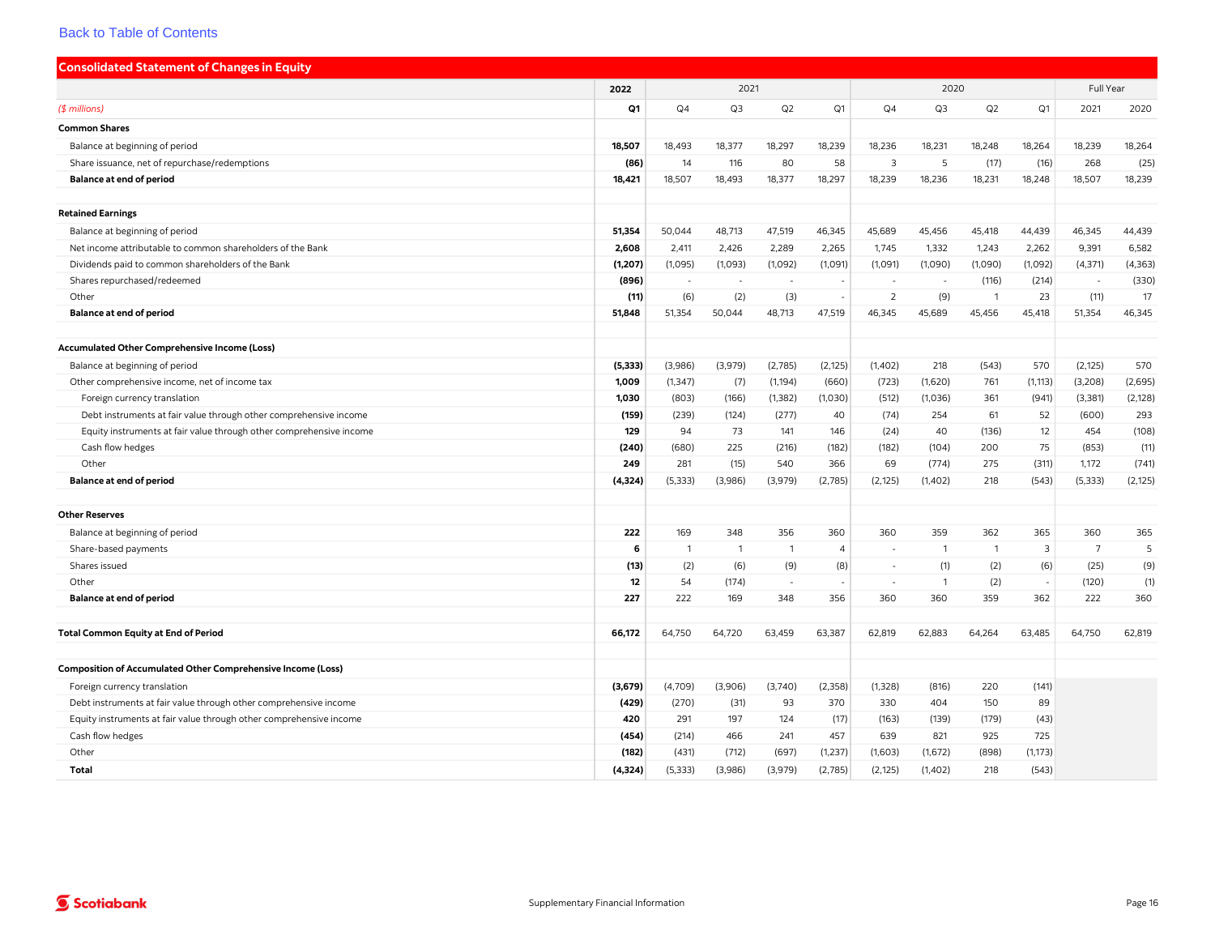Back to Table of Contents

## Consolidated Statement of Changes in Equity

| | 2022 | 2021 | | | | 2020 | | | | Full Year | |
|---|---|---|---|---|---|---|---|---|---|---|---|
| *($ millions)* | **Q1** | Q4 | Q3 | Q2 | Q1 | Q4 | Q3 | Q2 | Q1 | 2021 | 2020 |
| **Common Shares** | | | | | | | | | | | |
| Balance at beginning of period | **18,507** | 18,493 | 18,377 | 18,297 | 18,239 | 18,236 | 18,231 | 18,248 | 18,264 | 18,239 | 18,264 |
| Share issuance, net of repurchase/redemptions | **(86)** | 14 | 116 | 80 | 58 | 3 | 5 | (17) | (16) | 268 | (25) |
| **Balance at end of period** | **18,421** | 18,507 | 18,493 | 18,377 | 18,297 | 18,239 | 18,236 | 18,231 | 18,248 | 18,507 | 18,239 |
| | | | | | | | | | | | |
| **Retained Earnings** | | | | | | | | | | | |
| Balance at beginning of period | **51,354** | 50,044 | 48,713 | 47,519 | 46,345 | 45,689 | 45,456 | 45,418 | 44,439 | 46,345 | 44,439 |
| Net income attributable to common shareholders of the Bank | **2,608** | 2,411 | 2,426 | 2,289 | 2,265 | 1,745 | 1,332 | 1,243 | 2,262 | 9,391 | 6,582 |
| Dividends paid to common shareholders of the Bank | **(1,207)** | (1,095) | (1,093) | (1,092) | (1,091) | (1,091) | (1,090) | (1,090) | (1,092) | (4,371) | (4,363) |
| Shares repurchased/redeemed | **(896)** | - | - | - | - | - | - | (116) | (214) | - | (330) |
| Other | **(11)** | (6) | (2) | (3) | - | 2 | (9) | 1 | 23 | (11) | 17 |
| **Balance at end of period** | **51,848** | 51,354 | 50,044 | 48,713 | 47,519 | 46,345 | 45,689 | 45,456 | 45,418 | 51,354 | 46,345 |
| | | | | | | | | | | | |
| **Accumulated Other Comprehensive Income (Loss)** | | | | | | | | | | | |
| Balance at beginning of period | **(5,333)** | (3,986) | (3,979) | (2,785) | (2,125) | (1,402) | 218 | (543) | 570 | (2,125) | 570 |
| Other comprehensive income, net of income tax | **1,009** | (1,347) | (7) | (1,194) | (660) | (723) | (1,620) | 761 | (1,113) | (3,208) | (2,695) |
| Foreign currency translation | **1,030** | (803) | (166) | (1,382) | (1,030) | (512) | (1,036) | 361 | (941) | (3,381) | (2,128) |
| Debt instruments at fair value through other comprehensive income | **(159)** | (239) | (124) | (277) | 40 | (74) | 254 | 61 | 52 | (600) | 293 |
| Equity instruments at fair value through other comprehensive income | **129** | 94 | 73 | 141 | 146 | (24) | 40 | (136) | 12 | 454 | (108) |
| Cash flow hedges | **(240)** | (680) | 225 | (216) | (182) | (182) | (104) | 200 | 75 | (853) | (11) |
| Other | **249** | 281 | (15) | 540 | 366 | 69 | (774) | 275 | (311) | 1,172 | (741) |
| **Balance at end of period** | **(4,324)** | (5,333) | (3,986) | (3,979) | (2,785) | (2,125) | (1,402) | 218 | (543) | (5,333) | (2,125) |
| | | | | | | | | | | | |
| **Other Reserves** | | | | | | | | | | | |
| Balance at beginning of period | **222** | 169 | 348 | 356 | 360 | 360 | 359 | 362 | 365 | 360 | 365 |
| Share-based payments | **6** | 1 | 1 | 1 | 4 | - | 1 | 1 | 3 | 7 | 5 |
| Shares issued | **(13)** | (2) | (6) | (9) | (8) | - | (1) | (2) | (6) | (25) | (9) |
| Other | **12** | 54 | (174) | - | - | - | 1 | (2) | - | (120) | (1) |
| **Balance at end of period** | **227** | 222 | 169 | 348 | 356 | 360 | 360 | 359 | 362 | 222 | 360 |
| | | | | | | | | | | | |
| **Total Common Equity at End of Period** | **66,172** | 64,750 | 64,720 | 63,459 | 63,387 | 62,819 | 62,883 | 64,264 | 63,485 | 64,750 | 62,819 |
| | | | | | | | | | | | |
| **Composition of Accumulated Other Comprehensive Income (Loss)** | | | | | | | | | | | |
| Foreign currency translation | **(3,679)** | (4,709) | (3,906) | (3,740) | (2,358) | (1,328) | (816) | 220 | (141) | | |
| Debt instruments at fair value through other comprehensive income | **(429)** | (270) | (31) | 93 | 370 | 330 | 404 | 150 | 89 | | |
| Equity instruments at fair value through other comprehensive income | **420** | 291 | 197 | 124 | (17) | (163) | (139) | (179) | (43) | | |
| Cash flow hedges | **(454)** | (214) | 466 | 241 | 457 | 639 | 821 | 925 | 725 | | |
| Other | **(182)** | (431) | (712) | (697) | (1,237) | (1,603) | (1,672) | (898) | (1,173) | | |
| **Total** | **(4,324)** | (5,333) | (3,986) | (3,979) | (2,785) | (2,125) | (1,402) | 218 | (543) | | |

Supplementary Financial Information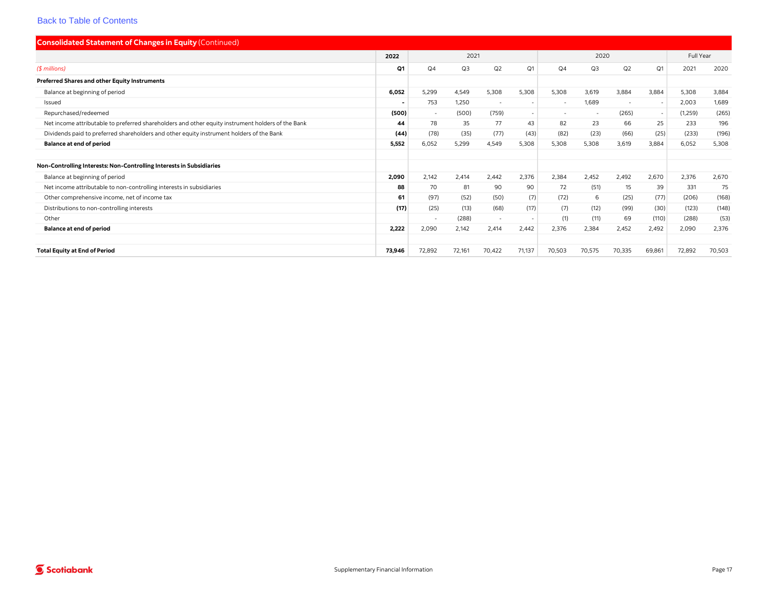[Back to Table of Contents]

## Consolidated Statement of Changes in Equity (Continued)

| | 2022 | 2021 | | | | 2020 | | | | Full Year | |
|---|---|---|---|---|---|---|---|---|---|---|---|
| *($ millions)* | **Q1** | Q4 | Q3 | Q2 | Q1 | Q4 | Q3 | Q2 | Q1 | 2021 | 2020 |
| **Preferred Shares and other Equity Instruments** | | | | | | | | | | | |
| Balance at beginning of period | **6,052** | 5,299 | 4,549 | 5,308 | 5,308 | 5,308 | 3,619 | 3,884 | 3,884 | 5,308 | 3,884 |
| Issued | **-** | 753 | 1,250 | - | - | - | 1,689 | - | - | 2,003 | 1,689 |
| Repurchased/redeemed | **(500)** | - | (500) | (759) | - | - | - | (265) | - | (1,259) | (265) |
| Net income attributable to preferred shareholders and other equity instrument holders of the Bank | **44** | 78 | 35 | 77 | 43 | 82 | 23 | 66 | 25 | 233 | 196 |
| Dividends paid to preferred shareholders and other equity instrument holders of the Bank | **(44)** | (78) | (35) | (77) | (43) | (82) | (23) | (66) | (25) | (233) | (196) |
| **Balance at end of period** | **5,552** | 6,052 | 5,299 | 4,549 | 5,308 | 5,308 | 5,308 | 3,619 | 3,884 | 6,052 | 5,308 |
| | | | | | | | | | | | |
| **Non-Controlling Interests: Non-Controlling Interests in Subsidiaries** | | | | | | | | | | | |
| Balance at beginning of period | **2,090** | 2,142 | 2,414 | 2,442 | 2,376 | 2,384 | 2,452 | 2,492 | 2,670 | 2,376 | 2,670 |
| Net income attributable to non-controlling interests in subsidiaries | **88** | 70 | 81 | 90 | 90 | 72 | (51) | 15 | 39 | 331 | 75 |
| Other comprehensive income, net of income tax | **61** | (97) | (52) | (50) | (7) | (72) | 6 | (25) | (77) | (206) | (168) |
| Distributions to non-controlling interests | **(17)** | (25) | (13) | (68) | (17) | (7) | (12) | (99) | (30) | (123) | (148) |
| Other | | - | (288) | - | - | (1) | (11) | 69 | (110) | (288) | (53) |
| **Balance at end of period** | **2,222** | 2,090 | 2,142 | 2,414 | 2,442 | 2,376 | 2,384 | 2,452 | 2,492 | 2,090 | 2,376 |
| | | | | | | | | | | | |
| **Total Equity at End of Period** | **73,946** | 72,892 | 72,161 | 70,422 | 71,137 | 70,503 | 70,575 | 70,335 | 69,861 | 72,892 | 70,503 |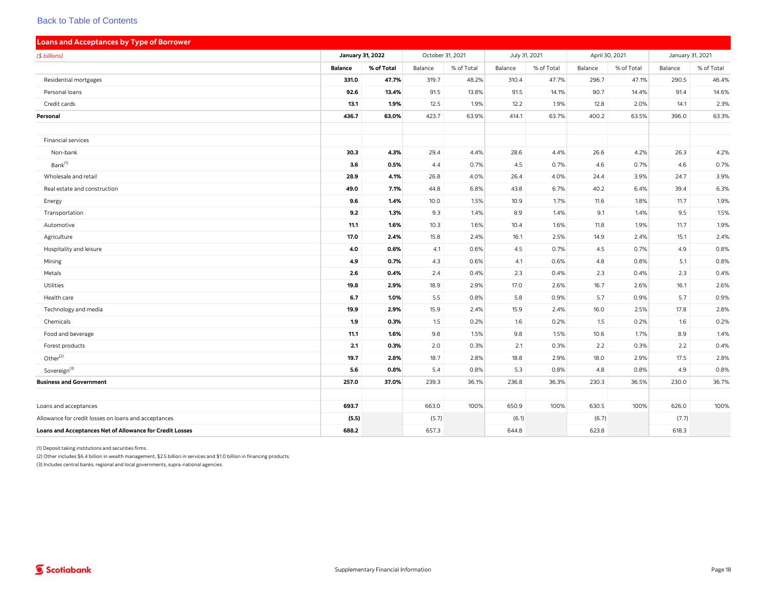[Back to Table of Contents]

## Loans and Acceptances by Type of Borrower

| *($ billions)* | January 31, 2022 | | October 31, 2021 | | July 31, 2021 | | April 30, 2021 | | January 31, 2021 | |
|---|---|---|---|---|---|---|---|---|---|---|
| | **Balance** | **% of Total** | Balance | % of Total | Balance | % of Total | Balance | % of Total | Balance | % of Total |
| Residential mortgages | **331.0** | **47.7%** | 319.7 | 48.2% | 310.4 | 47.7% | 296.7 | 47.1% | 290.5 | 46.4% |
| Personal loans | **92.6** | **13.4%** | 91.5 | 13.8% | 91.5 | 14.1% | 90.7 | 14.4% | 91.4 | 14.6% |
| Credit cards | **13.1** | **1.9%** | 12.5 | 1.9% | 12.2 | 1.9% | 12.8 | 2.0% | 14.1 | 2.3% |
| **Personal** | **436.7** | **63.0%** | 423.7 | 63.9% | 414.1 | 63.7% | 400.2 | 63.5% | 396.0 | 63.3% |
| | | | | | | | | | | |
| Financial services | | | | | | | | | | |
| Non-bank | **30.3** | **4.3%** | 29.4 | 4.4% | 28.6 | 4.4% | 26.6 | 4.2% | 26.3 | 4.2% |
| Bank[1] | **3.6** | **0.5%** | 4.4 | 0.7% | 4.5 | 0.7% | 4.6 | 0.7% | 4.6 | 0.7% |
| Wholesale and retail | **28.9** | **4.1%** | 26.8 | 4.0% | 26.4 | 4.0% | 24.4 | 3.9% | 24.7 | 3.9% |
| Real estate and construction | **49.0** | **7.1%** | 44.8 | 6.8% | 43.8 | 6.7% | 40.2 | 6.4% | 39.4 | 6.3% |
| Energy | **9.6** | **1.4%** | 10.0 | 1.5% | 10.9 | 1.7% | 11.6 | 1.8% | 11.7 | 1.9% |
| Transportation | **9.2** | **1.3%** | 9.3 | 1.4% | 8.9 | 1.4% | 9.1 | 1.4% | 9.5 | 1.5% |
| Automotive | **11.1** | **1.6%** | 10.3 | 1.6% | 10.4 | 1.6% | 11.8 | 1.9% | 11.7 | 1.9% |
| Agriculture | **17.0** | **2.4%** | 15.8 | 2.4% | 16.1 | 2.5% | 14.9 | 2.4% | 15.1 | 2.4% |
| Hospitality and leisure | **4.0** | **0.6%** | 4.1 | 0.6% | 4.5 | 0.7% | 4.5 | 0.7% | 4.9 | 0.8% |
| Mining | **4.9** | **0.7%** | 4.3 | 0.6% | 4.1 | 0.6% | 4.8 | 0.8% | 5.1 | 0.8% |
| Metals | **2.6** | **0.4%** | 2.4 | 0.4% | 2.3 | 0.4% | 2.3 | 0.4% | 2.3 | 0.4% |
| Utilities | **19.8** | **2.9%** | 18.9 | 2.9% | 17.0 | 2.6% | 16.7 | 2.6% | 16.1 | 2.6% |
| Health care | **6.7** | **1.0%** | 5.5 | 0.8% | 5.8 | 0.9% | 5.7 | 0.9% | 5.7 | 0.9% |
| Technology and media | **19.9** | **2.9%** | 15.9 | 2.4% | 15.9 | 2.4% | 16.0 | 2.5% | 17.8 | 2.8% |
| Chemicals | **1.9** | **0.3%** | 1.5 | 0.2% | 1.6 | 0.2% | 1.5 | 0.2% | 1.6 | 0.2% |
| Food and beverage | **11.1** | **1.6%** | 9.8 | 1.5% | 9.8 | 1.5% | 10.6 | 1.7% | 8.9 | 1.4% |
| Forest products | **2.1** | **0.3%** | 2.0 | 0.3% | 2.1 | 0.3% | 2.2 | 0.3% | 2.2 | 0.4% |
| Other[2] | **19.7** | **2.8%** | 18.7 | 2.8% | 18.8 | 2.9% | 18.0 | 2.9% | 17.5 | 2.8% |
| Sovereign[3] | **5.6** | **0.8%** | 5.4 | 0.8% | 5.3 | 0.8% | 4.8 | 0.8% | 4.9 | 0.8% |
| **Business and Government** | **257.0** | **37.0%** | 239.3 | 36.1% | 236.8 | 36.3% | 230.3 | 36.5% | 230.0 | 36.7% |
| | | | | | | | | | | |
| Loans and acceptances | **693.7** | | 663.0 | 100% | 650.9 | 100% | 630.5 | 100% | 626.0 | 100% |
| Allowance for credit losses on loans and acceptances | **(5.5)** | | (5.7) | | (6.1) | | (6.7) | | (7.7) | |
| **Loans and Acceptances Net of Allowance for Credit Losses** | **688.2** | | 657.3 | | 644.8 | | 623.8 | | 618.3 | |

(1) Deposit taking institutions and securities firms.

(2) Other includes $6.4 billion in wealth management, $2.5 billion in services and $1.0 billion in financing products.

(3) Includes central banks, regional and local governments, supra-national agencies.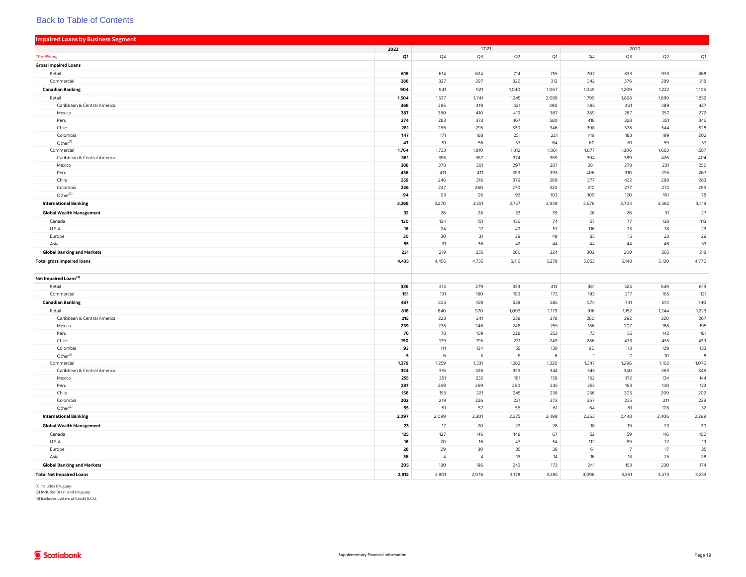Back to Table of Contents

## Impaired Loans by Business Segment

| | 2022 | 2021 | | | | 2020 | | | |
|---|---|---|---|---|---|---|---|---|---|
| *($ millions)* | **Q1** | Q4 | Q3 | Q2 | Q1 | Q4 | Q3 | Q2 | Q1 |
| **Gross Impaired Loans** | | | | | | | | | |
| Retail | **616** | 614 | 624 | 714 | 755 | 707 | 833 | 933 | 888 |
| Commercial | **288** | 327 | 297 | 326 | 312 | 342 | 376 | 289 | 218 |
| **Canadian Banking** | **904** | 941 | 921 | 1,040 | 1,067 | 1,049 | 1,209 | 1,222 | 1,106 |
| Retail | **1,504** | 1,537 | 1,741 | 1,945 | 2,088 | 1,799 | 1,898 | 1,899 | 1,832 |
| Caribbean & Central America | **368** | 386 | 419 | 421 | 490 | 485 | 461 | 489 | 427 |
| Mexico | **387** | 380 | 410 | 419 | 387 | 289 | 287 | 257 | 272 |
| Peru | **274** | 283 | 373 | 467 | 580 | 418 | 328 | 351 | 346 |
| Chile | **281** | 266 | 295 | 330 | 346 | 398 | 578 | 544 | 528 |
| Colombia | **147** | 171 | 188 | 251 | 221 | 149 | 183 | 199 | 202 |
| Other[1] | **47** | 51 | 56 | 57 | 64 | 60 | 61 | 59 | 57 |
| Commercial | **1,764** | 1,733 | 1,810 | 1,812 | 1,861 | 1,877 | 1,806 | 1,683 | 1,587 |
| Caribbean & Central America | **361** | 358 | 367 | 374 | 389 | 394 | 389 | 426 | 404 |
| Mexico | **388** | 378 | 361 | 297 | 287 | 281 | 278 | 231 | 256 |
| Peru | **436** | 411 | 411 | 399 | 393 | 406 | 310 | 295 | 267 |
| Chile | **259** | 246 | 316 | 379 | 369 | 377 | 432 | 298 | 283 |
| Colombia | **226** | 247 | 260 | 270 | 320 | 310 | 277 | 272 | 299 |
| Other[2] | **94** | 93 | 95 | 93 | 103 | 109 | 120 | 161 | 78 |
| **International Banking** | **3,268** | 3,270 | 3,551 | 3,757 | 3,949 | 3,676 | 3,704 | 3,582 | 3,419 |
| **Global Wealth Management** | **32** | 26 | 28 | 33 | 39 | 26 | 26 | 31 | 27 |
| Canada | **130** | 134 | 151 | 156 | 74 | 57 | 77 | 138 | 113 |
| U.S.A. | **16** | 24 | 17 | 49 | 57 | 116 | 73 | 78 | 23 |
| Europe | **30** | 30 | 31 | 39 | 49 | 85 | 15 | 23 | 29 |
| Asia | **55** | 31 | 36 | 42 | 44 | 44 | 44 | 46 | 53 |
| **Global Banking and Markets** | **231** | 219 | 235 | 286 | 224 | 302 | 209 | 285 | 218 |
| **Total gross impaired loans** | **4,435** | 4,456 | 4,735 | 5,116 | 5,279 | 5,053 | 5,148 | 5,120 | 4,770 |
| | | | | | | | | | |
| **Net Impaired Loans[3]** | | | | | | | | | |
| Retail | **336** | 314 | 279 | 339 | 413 | 381 | 524 | 649 | 619 |
| Commercial | **151** | 191 | 180 | 199 | 172 | 193 | 217 | 165 | 121 |
| **Canadian Banking** | **487** | 505 | 459 | 538 | 585 | 574 | 741 | 814 | 740 |
| Retail | **818** | 840 | 970 | 1,093 | 1,179 | 916 | 1,152 | 1,244 | 1,223 |
| Caribbean & Central America | **215** | 228 | 241 | 238 | 278 | 280 | 292 | 320 | 267 |
| Mexico | **239** | 238 | 246 | 246 | 255 | 186 | 207 | 188 | 195 |
| Peru | **76** | 78 | 159 | 228 | 253 | 73 | 55 | 142 | 181 |
| Chile | **190** | 179 | 195 | 221 | 249 | 286 | 473 | 455 | 439 |
| Colombia | **93** | 111 | 124 | 155 | 138 | 90 | 118 | 129 | 133 |
| Other[1] | **5** | 6 | 5 | 5 | 6 | 1 | 7 | 10 | 8 |
| Commercial | **1,279** | 1,259 | 1,331 | 1,282 | 1,320 | 1,347 | 1,296 | 1,162 | 1,076 |
| Caribbean & Central America | **324** | 316 | 326 | 329 | 344 | 345 | 340 | 363 | 346 |
| Mexico | **255** | 251 | 232 | 161 | 159 | 162 | 172 | 134 | 144 |
| Peru | **287** | 269 | 269 | 260 | 245 | 253 | 163 | 140 | 123 |
| Chile | **156** | 153 | 221 | 245 | 238 | 256 | 305 | 209 | 202 |
| Colombia | **202** | 219 | 226 | 231 | 273 | 267 | 235 | 211 | 229 |
| Other[2] | **55** | 51 | 57 | 56 | 61 | 64 | 81 | 105 | 32 |
| **International Banking** | **2,097** | 2,099 | 2,301 | 2,375 | 2,499 | 2,263 | 2,448 | 2,406 | 2,299 |
| **Global Wealth Management** | **23** | 17 | 20 | 22 | 28 | 18 | 19 | 23 | 20 |
| Canada | **125** | 127 | 146 | 148 | 67 | 52 | 59 | 116 | 102 |
| U.S.A. | **16** | 20 | 16 | 47 | 54 | 112 | 69 | 72 | 19 |
| Europe | **28** | 29 | 30 | 35 | 38 | 61 | 7 | 17 | 25 |
| Asia | **36** | 4 | 4 | 13 | 14 | 16 | 18 | 25 | 28 |
| **Global Banking and Markets** | **205** | 180 | 196 | 243 | 173 | 241 | 153 | 230 | 174 |
| **Total Net Impaired Loans** | **2,812** | 2,801 | 2,976 | 3,178 | 3,285 | 3,096 | 3,361 | 3,473 | 3,233 |

(1) Includes Uruguay.
(2) Includes Brazil and Uruguay.
(3) Excludes Letters of Credit (LCs).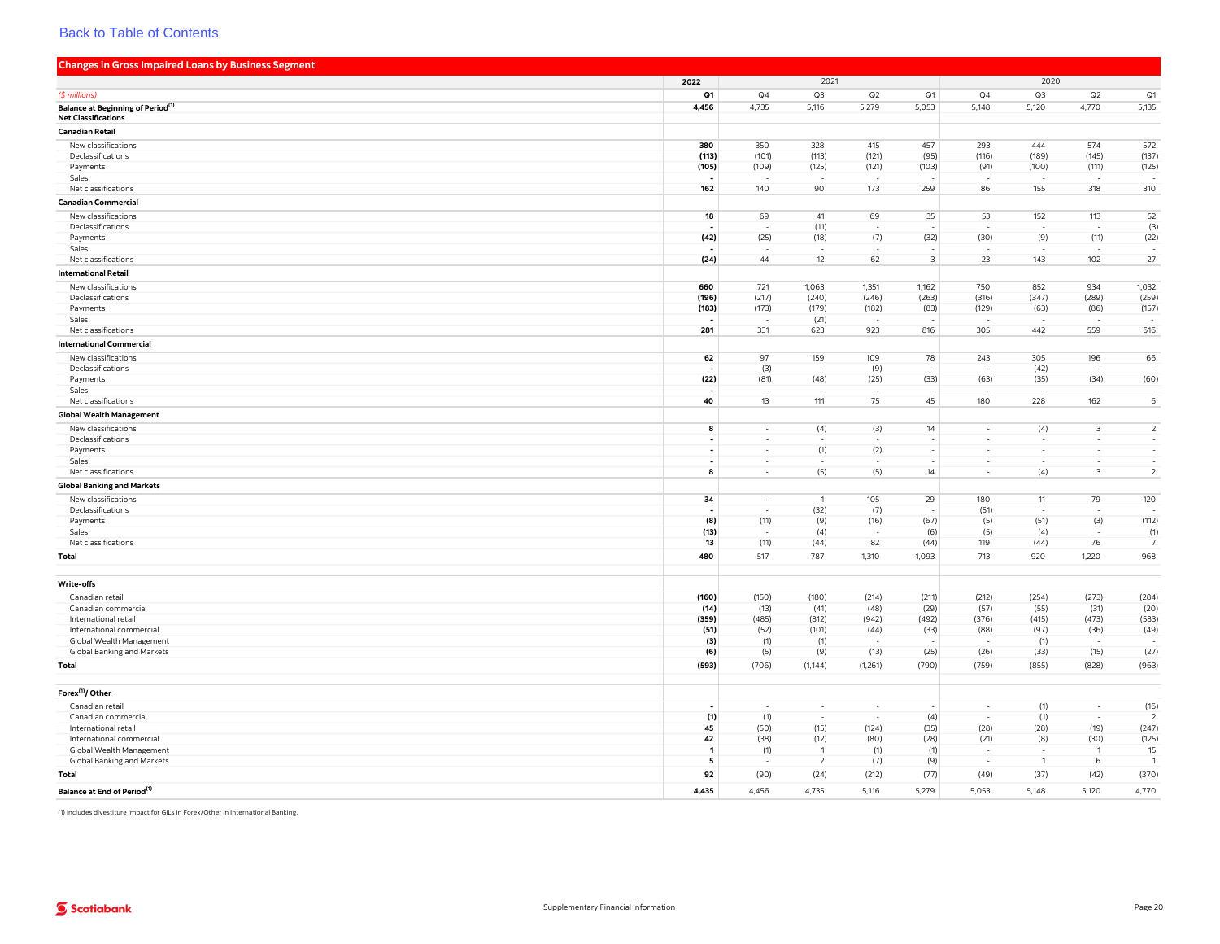Back to Table of Contents

## Changes in Gross Impaired Loans by Business Segment

| ($ millions) | 2022 Q1 | 2021 Q4 | 2021 Q3 | 2021 Q2 | 2021 Q1 | 2020 Q4 | 2020 Q3 | 2020 Q2 | 2020 Q1 |
|---|---|---|---|---|---|---|---|---|---|
| **Balance at Beginning of Period[1]** | **4,456** | 4,735 | 5,116 | 5,279 | 5,053 | 5,148 | 5,120 | 4,770 | 5,135 |
| **Net Classifications** | | | | | | | | | |
| **Canadian Retail** | | | | | | | | | |
| New classifications | **380** | 350 | 328 | 415 | 457 | 293 | 444 | 574 | 572 |
| Declassifications | **(113)** | (101) | (113) | (121) | (95) | (116) | (189) | (145) | (137) |
| Payments | **(105)** | (109) | (125) | (121) | (103) | (91) | (100) | (111) | (125) |
| Sales | **-** | - | - | - | - | - | - | - | - |
| Net classifications | **162** | 140 | 90 | 173 | 259 | 86 | 155 | 318 | 310 |
| **Canadian Commercial** | | | | | | | | | |
| New classifications | **18** | 69 | 41 | 69 | 35 | 53 | 152 | 113 | 52 |
| Declassifications | **-** | - | (11) | - | - | - | - | - | (3) |
| Payments | **(42)** | (25) | (18) | (7) | (32) | (30) | (9) | (11) | (22) |
| Sales | **-** | - | - | - | - | - | - | - | - |
| Net classifications | **(24)** | 44 | 12 | 62 | 3 | 23 | 143 | 102 | 27 |
| **International Retail** | | | | | | | | | |
| New classifications | **660** | 721 | 1,063 | 1,351 | 1,162 | 750 | 852 | 934 | 1,032 |
| Declassifications | **(196)** | (217) | (240) | (246) | (263) | (316) | (347) | (289) | (259) |
| Payments | **(183)** | (173) | (179) | (182) | (83) | (129) | (63) | (86) | (157) |
| Sales | **-** | - | (21) | - | - | - | - | - | - |
| Net classifications | **281** | 331 | 623 | 923 | 816 | 305 | 442 | 559 | 616 |
| **International Commercial** | | | | | | | | | |
| New classifications | **62** | 97 | 159 | 109 | 78 | 243 | 305 | 196 | 66 |
| Declassifications | **-** | (3) | - | (9) | - | - | (42) | - | - |
| Payments | **(22)** | (81) | (48) | (25) | (33) | (63) | (35) | (34) | (60) |
| Sales | **-** | - | - | - | - | - | - | - | - |
| Net classifications | **40** | 13 | 111 | 75 | 45 | 180 | 228 | 162 | 6 |
| **Global Wealth Management** | | | | | | | | | |
| New classifications | **8** | - | (4) | (3) | 14 | - | (4) | 3 | 2 |
| Declassifications | **-** | - | - | - | - | - | - | - | - |
| Payments | **-** | - | (1) | (2) | - | - | - | - | - |
| Sales | **-** | - | - | - | - | - | - | - | - |
| Net classifications | **8** | - | (5) | (5) | 14 | - | (4) | 3 | 2 |
| **Global Banking and Markets** | | | | | | | | | |
| New classifications | **34** | - | 1 | 105 | 29 | 180 | 11 | 79 | 120 |
| Declassifications | **-** | - | (32) | (7) | - | (51) | - | - | - |
| Payments | **(8)** | (11) | (9) | (16) | (67) | (5) | (51) | (3) | (112) |
| Sales | **(13)** | - | (4) | - | (6) | (5) | (4) | - | (1) |
| Net classifications | **13** | (11) | (44) | 82 | (44) | 119 | (44) | 76 | 7 |
| **Total** | **480** | 517 | 787 | 1,310 | 1,093 | 713 | 920 | 1,220 | 968 |
| | | | | | | | | | |
| **Write-offs** | | | | | | | | | |
| Canadian retail | **(160)** | (150) | (180) | (214) | (211) | (212) | (254) | (273) | (284) |
| Canadian commercial | **(14)** | (13) | (41) | (48) | (29) | (57) | (55) | (31) | (20) |
| International retail | **(359)** | (485) | (812) | (942) | (492) | (376) | (415) | (473) | (583) |
| International commercial | **(51)** | (52) | (101) | (44) | (33) | (88) | (97) | (36) | (49) |
| Global Wealth Management | **(3)** | (1) | (1) | - | - | - | (1) | - | - |
| Global Banking and Markets | **(6)** | (5) | (9) | (13) | (25) | (26) | (33) | (15) | (27) |
| **Total** | **(593)** | (706) | (1,144) | (1,261) | (790) | (759) | (855) | (828) | (963) |
| | | | | | | | | | |
| **Forex[1]/ Other** | | | | | | | | | |
| Canadian retail | **-** | - | - | - | - | - | (1) | - | (16) |
| Canadian commercial | **(1)** | (1) | - | - | (4) | - | (1) | - | 2 |
| International retail | **45** | (50) | (15) | (124) | (35) | (28) | (28) | (19) | (247) |
| International commercial | **42** | (38) | (12) | (80) | (28) | (21) | (8) | (30) | (125) |
| Global Wealth Management | **1** | (1) | 1 | (1) | (1) | - | - | 1 | 15 |
| Global Banking and Markets | **5** | - | 2 | (7) | (9) | - | 1 | 6 | 1 |
| **Total** | **92** | (90) | (24) | (212) | (77) | (49) | (37) | (42) | (370) |
| **Balance at End of Period[1]** | **4,435** | 4,456 | 4,735 | 5,116 | 5,279 | 5,053 | 5,148 | 5,120 | 4,770 |

(1) Includes divestiture impact for GILs in Forex/Other in International Banking.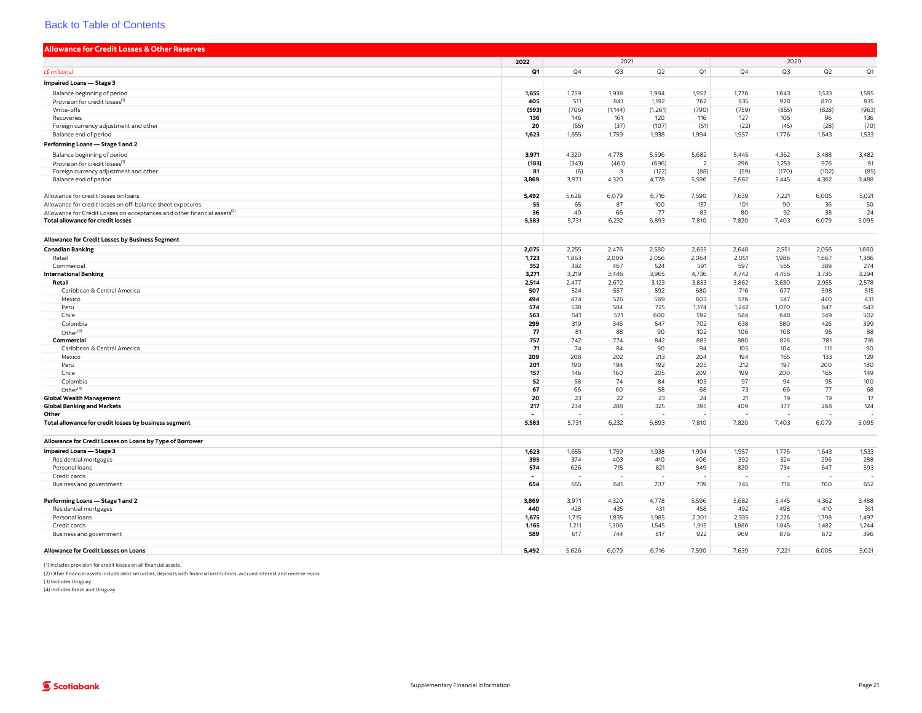[Back to Table of Contents]

## Allowance for Credit Losses & Other Reserves

| ($ millions) | 2022 Q1 | 2021 Q4 | 2021 Q3 | 2021 Q2 | 2021 Q1 | 2020 Q4 | 2020 Q3 | 2020 Q2 | 2020 Q1 |
|---|---|---|---|---|---|---|---|---|---|
| **Impaired Loans — Stage 3** | | | | | | | | | |
| Balance beginning of period | **1,655** | 1,759 | 1,938 | 1,994 | 1,957 | 1,776 | 1,643 | 1,533 | 1,595 |
| Provision for credit losses[1] | **405** | 511 | 841 | 1,192 | 762 | 835 | 928 | 870 | 835 |
| Write-offs | **(593)** | (706) | (1,144) | (1,261) | (790) | (759) | (855) | (828) | (963) |
| Recoveries | **136** | 146 | 161 | 120 | 116 | 127 | 105 | 96 | 136 |
| Foreign currency adjustment and other | **20** | (55) | (37) | (107) | (51) | (22) | (45) | (28) | (70) |
| Balance end of period | **1,623** | 1,655 | 1,759 | 1,938 | 1,994 | 1,957 | 1,776 | 1,643 | 1,533 |
| **Performing Loans — Stage 1 and 2** | | | | | | | | | |
| Balance beginning of period | **3,971** | 4,320 | 4,778 | 5,596 | 5,682 | 5,445 | 4,362 | 3,488 | 3,482 |
| Provision for credit losses[1] | **(183)** | (343) | (461) | (696) | 2 | 296 | 1,253 | 976 | 91 |
| Foreign currency adjustment and other | **81** | (6) | 3 | (122) | (88) | (59) | (170) | (102) | (85) |
| Balance end of period | **3,869** | 3,971 | 4,320 | 4,778 | 5,596 | 5,682 | 5,445 | 4,362 | 3,488 |
| Allowance for credit losses on loans | **5,492** | 5,626 | 6,079 | 6,716 | 7,590 | 7,639 | 7,221 | 6,005 | 5,021 |
| Allowance for credit losses on off-balance sheet exposures | **55** | 65 | 87 | 100 | 137 | 101 | 90 | 36 | 50 |
| Allowance for Credit Losses on acceptances and other financial assets[2] | **36** | 40 | 66 | 77 | 83 | 80 | 92 | 38 | 24 |
| **Total allowance for credit losses** | **5,583** | 5,731 | 6,232 | 6,893 | 7,810 | 7,820 | 7,403 | 6,079 | 5,095 |
| **Allowance for Credit Losses by Business Segment** | | | | | | | | | |
| **Canadian Banking** | **2,075** | 2,255 | 2,476 | 2,580 | 2,655 | 2,648 | 2,551 | 2,056 | 1,660 |
| Retail | **1,723** | 1,863 | 2,009 | 2,056 | 2,064 | 2,051 | 1,986 | 1,667 | 1,386 |
| Commercial | **352** | 392 | 467 | 524 | 591 | 597 | 565 | 389 | 274 |
| **International Banking** | **3,271** | 3,219 | 3,446 | 3,965 | 4,736 | 4,742 | 4,456 | 3,736 | 3,294 |
| **Retail** | **2,514** | 2,477 | 2,672 | 3,123 | 3,853 | 3,862 | 3,630 | 2,955 | 2,578 |
| Caribbean & Central America | **507** | 524 | 557 | 592 | 680 | 716 | 677 | 598 | 515 |
| Mexico | **494** | 474 | 526 | 569 | 603 | 576 | 547 | 440 | 431 |
| Peru | **574** | 538 | 584 | 725 | 1,174 | 1,242 | 1,070 | 847 | 643 |
| Chile | **563** | 541 | 571 | 600 | 592 | 584 | 648 | 549 | 502 |
| Colombia | **299** | 319 | 346 | 547 | 702 | 638 | 580 | 426 | 399 |
| Other[3] | **77** | 81 | 88 | 90 | 102 | 106 | 108 | 95 | 88 |
| **Commercial** | **757** | 742 | 774 | 842 | 883 | 880 | 826 | 781 | 716 |
| Caribbean & Central America | **71** | 74 | 84 | 90 | 94 | 105 | 104 | 111 | 90 |
| Mexico | **209** | 208 | 202 | 213 | 204 | 194 | 165 | 133 | 129 |
| Peru | **201** | 190 | 194 | 192 | 205 | 212 | 197 | 200 | 180 |
| Chile | **157** | 146 | 160 | 205 | 209 | 199 | 200 | 165 | 149 |
| Colombia | **52** | 58 | 74 | 84 | 103 | 97 | 94 | 95 | 100 |
| Other[4] | **67** | 66 | 60 | 58 | 68 | 73 | 66 | 77 | 68 |
| **Global Wealth Management** | **20** | 23 | 22 | 23 | 24 | 21 | 19 | 19 | 17 |
| **Global Banking and Markets** | **217** | 234 | 288 | 325 | 395 | 409 | 377 | 268 | 124 |
| **Other** | **-** | - | - | - | - | - | - | - | - |
| **Total allowance for credit losses by business segment** | **5,583** | 5,731 | 6,232 | 6,893 | 7,810 | 7,820 | 7,403 | 6,079 | 5,095 |
| **Allowance for Credit Losses on Loans by Type of Borrower** | | | | | | | | | |
| **Impaired Loans — Stage 3** | **1,623** | 1,655 | 1,759 | 1,938 | 1,994 | 1,957 | 1,776 | 1,643 | 1,533 |
| Residential mortgages | **395** | 374 | 403 | 410 | 406 | 392 | 324 | 296 | 288 |
| Personal loans | **574** | 626 | 715 | 821 | 849 | 820 | 734 | 647 | 593 |
| Credit cards | **-** | - | - | - | - | - | - | - | - |
| Business and government | **654** | 655 | 641 | 707 | 739 | 745 | 718 | 700 | 652 |
| **Performing Loans — Stage 1 and 2** | **3,869** | 3,971 | 4,320 | 4,778 | 5,596 | 5,682 | 5,445 | 4,362 | 3,488 |
| Residential mortgages | **440** | 428 | 435 | 431 | 458 | 492 | 498 | 410 | 351 |
| Personal loans | **1,675** | 1,715 | 1,835 | 1,985 | 2,301 | 2,335 | 2,226 | 1,798 | 1,497 |
| Credit cards | **1,165** | 1,211 | 1,306 | 1,545 | 1,915 | 1,886 | 1,845 | 1,482 | 1,244 |
| Business and government | **589** | 617 | 744 | 817 | 922 | 969 | 876 | 672 | 396 |
| **Allowance for Credit Losses on Loans** | **5,492** | 5,626 | 6,079 | 6,716 | 7,590 | 7,639 | 7,221 | 6,005 | 5,021 |

(1) Includes provision for credit losses on all financial assets.

(2) Other financial assets include debt securities, deposits with financial institutions, accrued interest and reverse repos.

(3) Includes Uruguay.

(4) Includes Brazil and Uruguay.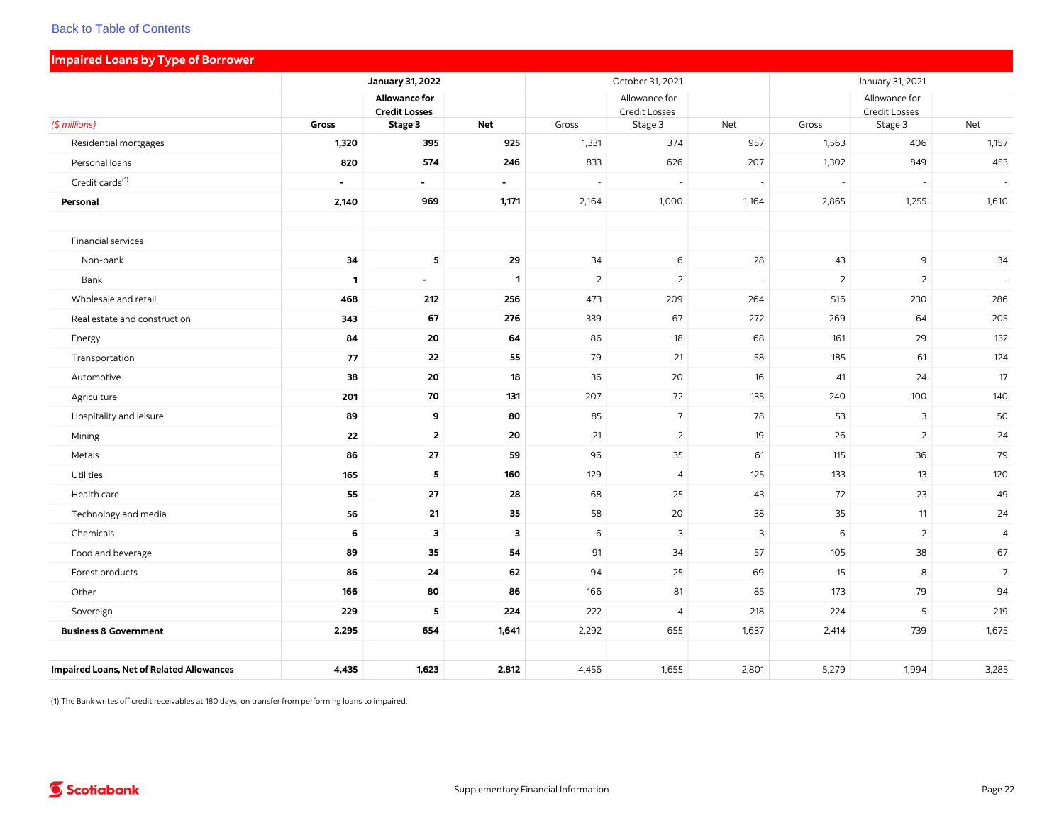Back to Table of Contents

## Impaired Loans by Type of Borrower

| ($ millions) | January 31, 2022 | | | October 31, 2021 | | | January 31, 2021 | | |
|---|---|---|---|---|---|---|---|---|---|
| | Gross | Allowance for Credit Losses Stage 3 | Net | Gross | Allowance for Credit Losses Stage 3 | Net | Gross | Allowance for Credit Losses Stage 3 | Net |
| Residential mortgages | **1,320** | **395** | **925** | 1,331 | 374 | 957 | 1,563 | 406 | 1,157 |
| Personal loans | **820** | **574** | **246** | 833 | 626 | 207 | 1,302 | 849 | 453 |
| Credit cards[1] | **-** | **-** | **-** | - | - | - | - | - | - |
| **Personal** | **2,140** | **969** | **1,171** | 2,164 | 1,000 | 1,164 | 2,865 | 1,255 | 1,610 |
| | | | | | | | | | |
| Financial services | | | | | | | | | |
| Non-bank | **34** | **5** | **29** | 34 | 6 | 28 | 43 | 9 | 34 |
| Bank | **1** | **-** | **1** | 2 | 2 | - | 2 | 2 | - |
| Wholesale and retail | **468** | **212** | **256** | 473 | 209 | 264 | 516 | 230 | 286 |
| Real estate and construction | **343** | **67** | **276** | 339 | 67 | 272 | 269 | 64 | 205 |
| Energy | **84** | **20** | **64** | 86 | 18 | 68 | 161 | 29 | 132 |
| Transportation | **77** | **22** | **55** | 79 | 21 | 58 | 185 | 61 | 124 |
| Automotive | **38** | **20** | **18** | 36 | 20 | 16 | 41 | 24 | 17 |
| Agriculture | **201** | **70** | **131** | 207 | 72 | 135 | 240 | 100 | 140 |
| Hospitality and leisure | **89** | **9** | **80** | 85 | 7 | 78 | 53 | 3 | 50 |
| Mining | **22** | **2** | **20** | 21 | 2 | 19 | 26 | 2 | 24 |
| Metals | **86** | **27** | **59** | 96 | 35 | 61 | 115 | 36 | 79 |
| Utilities | **165** | **5** | **160** | 129 | 4 | 125 | 133 | 13 | 120 |
| Health care | **55** | **27** | **28** | 68 | 25 | 43 | 72 | 23 | 49 |
| Technology and media | **56** | **21** | **35** | 58 | 20 | 38 | 35 | 11 | 24 |
| Chemicals | **6** | **3** | **3** | 6 | 3 | 3 | 6 | 2 | 4 |
| Food and beverage | **89** | **35** | **54** | 91 | 34 | 57 | 105 | 38 | 67 |
| Forest products | **86** | **24** | **62** | 94 | 25 | 69 | 15 | 8 | 7 |
| Other | **166** | **80** | **86** | 166 | 81 | 85 | 173 | 79 | 94 |
| Sovereign | **229** | **5** | **224** | 222 | 4 | 218 | 224 | 5 | 219 |
| **Business & Government** | **2,295** | **654** | **1,641** | 2,292 | 655 | 1,637 | 2,414 | 739 | 1,675 |
| | | | | | | | | | |
| **Impaired Loans, Net of Related Allowances** | **4,435** | **1,623** | **2,812** | 4,456 | 1,655 | 2,801 | 5,279 | 1,994 | 3,285 |

(1) The Bank writes off credit receivables at 180 days, on transfer from performing loans to impaired.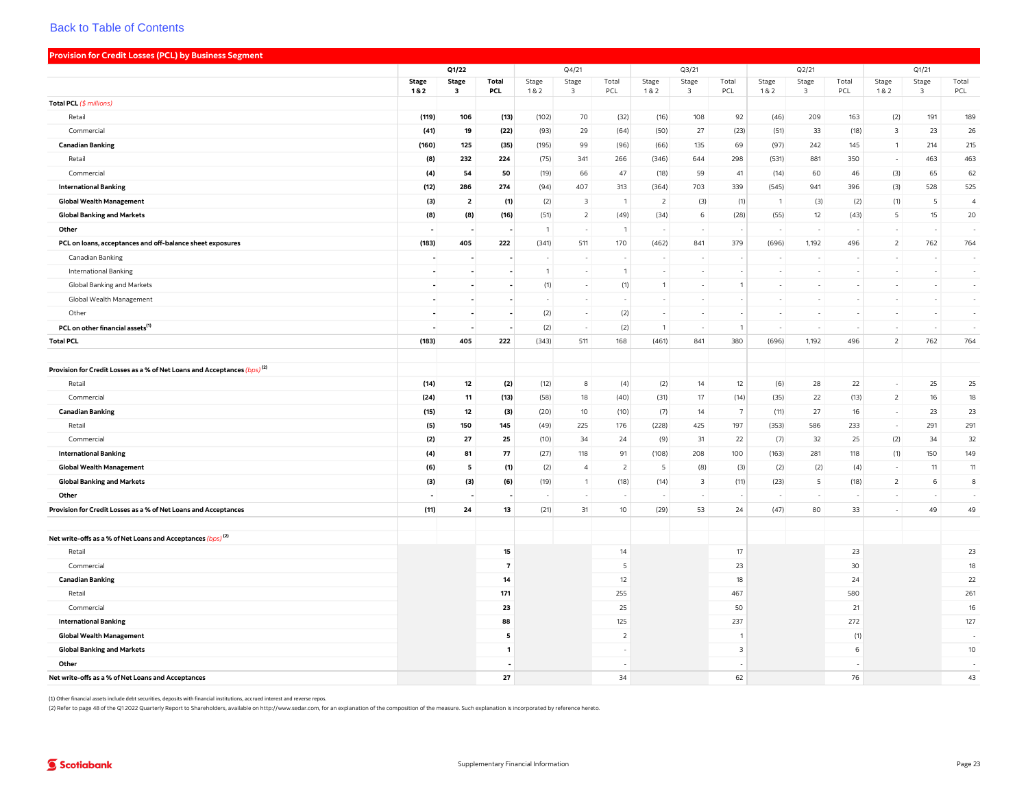Back to Table of Contents

## Provision for Credit Losses (PCL) by Business Segment

| | Q1/22 | | | Q4/21 | | | Q3/21 | | | Q2/21 | | | Q1/21 | | |
|---|---|---|---|---|---|---|---|---|---|---|---|---|---|---|---|
| | **Stage 1 & 2** | **Stage 3** | **Total PCL** | Stage 1 & 2 | Stage 3 | Total PCL | Stage 1 & 2 | Stage 3 | Total PCL | Stage 1 & 2 | Stage 3 | Total PCL | Stage 1 & 2 | Stage 3 | Total PCL |
| **Total PCL** *($ millions)* | | | | | | | | | | | | | | | |
| Retail | **(119)** | **106** | **(13)** | (102) | 70 | (32) | (16) | 108 | 92 | (46) | 209 | 163 | (2) | 191 | 189 |
| Commercial | **(41)** | **19** | **(22)** | (93) | 29 | (64) | (50) | 27 | (23) | (51) | 33 | (18) | 3 | 23 | 26 |
| **Canadian Banking** | **(160)** | **125** | **(35)** | (195) | 99 | (96) | (66) | 135 | 69 | (97) | 242 | 145 | 1 | 214 | 215 |
| Retail | **(8)** | **232** | **224** | (75) | 341 | 266 | (346) | 644 | 298 | (531) | 881 | 350 | - | 463 | 463 |
| Commercial | **(4)** | **54** | **50** | (19) | 66 | 47 | (18) | 59 | 41 | (14) | 60 | 46 | (3) | 65 | 62 |
| **International Banking** | **(12)** | **286** | **274** | (94) | 407 | 313 | (364) | 703 | 339 | (545) | 941 | 396 | (3) | 528 | 525 |
| **Global Wealth Management** | **(3)** | **2** | **(1)** | (2) | 3 | 1 | 2 | (3) | (1) | 1 | (3) | (2) | (1) | 5 | 4 |
| **Global Banking and Markets** | **(8)** | **(8)** | **(16)** | (51) | 2 | (49) | (34) | 6 | (28) | (55) | 12 | (43) | 5 | 15 | 20 |
| **Other** | **-** | **-** | **-** | 1 | - | 1 | - | - | - | - | - | - | - | - | - |
| **PCL on loans, acceptances and off-balance sheet exposures** | **(183)** | **405** | **222** | (341) | 511 | 170 | (462) | 841 | 379 | (696) | 1,192 | 496 | 2 | 762 | 764 |
| Canadian Banking | **-** | **-** | **-** | - | - | - | - | - | - | - | - | - | - | - | - |
| International Banking | **-** | **-** | **-** | 1 | - | 1 | - | - | - | - | - | - | - | - | - |
| Global Banking and Markets | **-** | **-** | **-** | (1) | - | (1) | 1 | - | 1 | - | - | - | - | - | - |
| Global Wealth Management | **-** | **-** | **-** | - | - | - | - | - | - | - | - | - | - | - | - |
| Other | **-** | **-** | **-** | (2) | - | (2) | - | - | - | - | - | - | - | - | - |
| **PCL on other financial assets**[1] | **-** | **-** | **-** | (2) | - | (2) | 1 | - | 1 | - | - | - | - | - | - |
| **Total PCL** | **(183)** | **405** | **222** | (343) | 511 | 168 | (461) | 841 | 380 | (696) | 1,192 | 496 | 2 | 762 | 764 |
| | | | | | | | | | | | | | | | |
| **Provision for Credit Losses as a % of Net Loans and Acceptances** *(bps)* [2] | | | | | | | | | | | | | | | |
| Retail | **(14)** | **12** | **(2)** | (12) | 8 | (4) | (2) | 14 | 12 | (6) | 28 | 22 | - | 25 | 25 |
| Commercial | **(24)** | **11** | **(13)** | (58) | 18 | (40) | (31) | 17 | (14) | (35) | 22 | (13) | 2 | 16 | 18 |
| **Canadian Banking** | **(15)** | **12** | **(3)** | (20) | 10 | (10) | (7) | 14 | 7 | (11) | 27 | 16 | - | 23 | 23 |
| Retail | **(5)** | **150** | **145** | (49) | 225 | 176 | (228) | 425 | 197 | (353) | 586 | 233 | - | 291 | 291 |
| Commercial | **(2)** | **27** | **25** | (10) | 34 | 24 | (9) | 31 | 22 | (7) | 32 | 25 | (2) | 34 | 32 |
| **International Banking** | **(4)** | **81** | **77** | (27) | 118 | 91 | (108) | 208 | 100 | (163) | 281 | 118 | (1) | 150 | 149 |
| **Global Wealth Management** | **(6)** | **5** | **(1)** | (2) | 4 | 2 | 5 | (8) | (3) | (2) | (2) | (4) | - | 11 | 11 |
| **Global Banking and Markets** | **(3)** | **(3)** | **(6)** | (19) | 1 | (18) | (14) | 3 | (11) | (23) | 5 | (18) | 2 | 6 | 8 |
| **Other** | **-** | **-** | **-** | - | - | - | - | - | - | - | - | - | - | - | - |
| **Provision for Credit Losses as a % of Net Loans and Acceptances** | **(11)** | **24** | **13** | (21) | 31 | 10 | (29) | 53 | 24 | (47) | 80 | 33 | - | 49 | 49 |
| | | | | | | | | | | | | | | | |
| **Net write-offs as a % of Net Loans and Acceptances** *(bps)* [2] | | | | | | | | | | | | | | | |
| Retail | | | **15** | | | 14 | | | 17 | | | 23 | | | 23 |
| Commercial | | | **7** | | | 5 | | | 23 | | | 30 | | | 18 |
| **Canadian Banking** | | | **14** | | | 12 | | | 18 | | | 24 | | | 22 |
| Retail | | | **171** | | | 255 | | | 467 | | | 580 | | | 261 |
| Commercial | | | **23** | | | 25 | | | 50 | | | 21 | | | 16 |
| **International Banking** | | | **88** | | | 125 | | | 237 | | | 272 | | | 127 |
| **Global Wealth Management** | | | **5** | | | 2 | | | 1 | | | (1) | | | - |
| **Global Banking and Markets** | | | **1** | | | - | | | 3 | | | 6 | | | 10 |
| **Other** | | | **-** | | | - | | | - | | | - | | | - |
| **Net write-offs as a % of Net Loans and Acceptances** | | | **27** | | | 34 | | | 62 | | | 76 | | | 43 |

(1) Other financial assets include debt securities, deposits with financial institutions, accrued interest and reverse repos.

(2) Refer to page 48 of the Q1 2022 Quarterly Report to Shareholders, available on http://www.sedar.com, for an explanation of the composition of the measure. Such explanation is incorporated by reference hereto.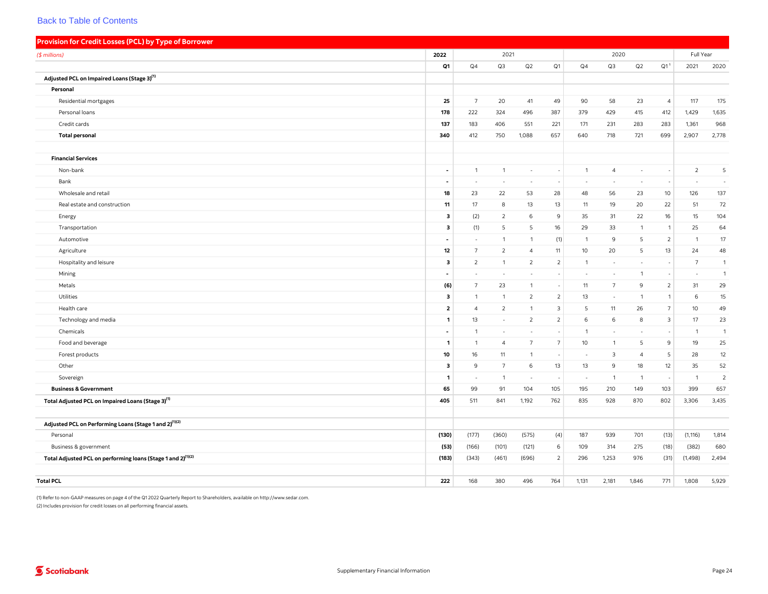Back to Table of Contents

## Provision for Credit Losses (PCL) by Type of Borrower

| *($ millions)* | 2022 | 2021 | | | | 2020 | | | | Full Year | |
|---|---|---|---|---|---|---|---|---|---|---|---|
| | **Q1** | Q4 | Q3 | Q2 | Q1 | Q4 | Q3 | Q2 | Q1[1] | 2021 | 2020 |
| **Adjusted PCL on Impaired Loans (Stage 3)[(1)]** | | | | | | | | | | | |
| **Personal** | | | | | | | | | | | |
| Residential mortgages | **25** | 7 | 20 | 41 | 49 | 90 | 58 | 23 | 4 | 117 | 175 |
| Personal loans | **178** | 222 | 324 | 496 | 387 | 379 | 429 | 415 | 412 | 1,429 | 1,635 |
| Credit cards | **137** | 183 | 406 | 551 | 221 | 171 | 231 | 283 | 283 | 1,361 | 968 |
| **Total personal** | **340** | 412 | 750 | 1,088 | 657 | 640 | 718 | 721 | 699 | 2,907 | 2,778 |
| | | | | | | | | | | | |
| **Financial Services** | | | | | | | | | | | |
| Non-bank | **-** | 1 | 1 | - | - | 1 | 4 | - | - | 2 | 5 |
| Bank | **-** | - | - | - | - | - | - | - | - | - | - |
| Wholesale and retail | **18** | 23 | 22 | 53 | 28 | 48 | 56 | 23 | 10 | 126 | 137 |
| Real estate and construction | **11** | 17 | 8 | 13 | 13 | 11 | 19 | 20 | 22 | 51 | 72 |
| Energy | **3** | (2) | 2 | 6 | 9 | 35 | 31 | 22 | 16 | 15 | 104 |
| Transportation | **3** | (1) | 5 | 5 | 16 | 29 | 33 | 1 | 1 | 25 | 64 |
| Automotive | **-** | - | 1 | 1 | (1) | 1 | 9 | 5 | 2 | 1 | 17 |
| Agriculture | **12** | 7 | 2 | 4 | 11 | 10 | 20 | 5 | 13 | 24 | 48 |
| Hospitality and leisure | **3** | 2 | 1 | 2 | 2 | 1 | - | - | - | 7 | 1 |
| Mining | **-** | - | - | - | - | - | - | 1 | - | - | 1 |
| Metals | **(6)** | 7 | 23 | 1 | - | 11 | 7 | 9 | 2 | 31 | 29 |
| Utilities | **3** | 1 | 1 | 2 | 2 | 13 | - | 1 | 1 | 6 | 15 |
| Health care | **2** | 4 | 2 | 1 | 3 | 5 | 11 | 26 | 7 | 10 | 49 |
| Technology and media | **1** | 13 | - | 2 | 2 | 6 | 6 | 8 | 3 | 17 | 23 |
| Chemicals | **-** | 1 | - | - | - | 1 | - | - | - | 1 | 1 |
| Food and beverage | **1** | 1 | 4 | 7 | 7 | 10 | 1 | 5 | 9 | 19 | 25 |
| Forest products | **10** | 16 | 11 | 1 | - | - | 3 | 4 | 5 | 28 | 12 |
| Other | **3** | 9 | 7 | 6 | 13 | 13 | 9 | 18 | 12 | 35 | 52 |
| Sovereign | **1** | - | 1 | - | - | - | 1 | 1 | - | 1 | 2 |
| **Business & Government** | **65** | 99 | 91 | 104 | 105 | 195 | 210 | 149 | 103 | 399 | 657 |
| **Total Adjusted PCL on Impaired Loans (Stage 3)[(1)]** | **405** | 511 | 841 | 1,192 | 762 | 835 | 928 | 870 | 802 | 3,306 | 3,435 |
| | | | | | | | | | | | |
| **Adjusted PCL on Performing Loans (Stage 1 and 2)[(1)(2)]** | | | | | | | | | | | |
| Personal | **(130)** | (177) | (360) | (575) | (4) | 187 | 939 | 701 | (13) | (1,116) | 1,814 |
| Business & government | **(53)** | (166) | (101) | (121) | 6 | 109 | 314 | 275 | (18) | (382) | 680 |
| **Total Adjusted PCL on performing loans (Stage 1 and 2)[(1)(2)]** | **(183)** | (343) | (461) | (696) | 2 | 296 | 1,253 | 976 | (31) | (1,498) | 2,494 |
| | | | | | | | | | | | |
| **Total PCL** | **222** | 168 | 380 | 496 | 764 | 1,131 | 2,181 | 1,846 | 771 | 1,808 | 5,929 |

(1) Refer to non-GAAP measures on page 4 of the Q1 2022 Quarterly Report to Shareholders, available on http://www.sedar.com.

(2) Includes provision for credit losses on all performing financial assets.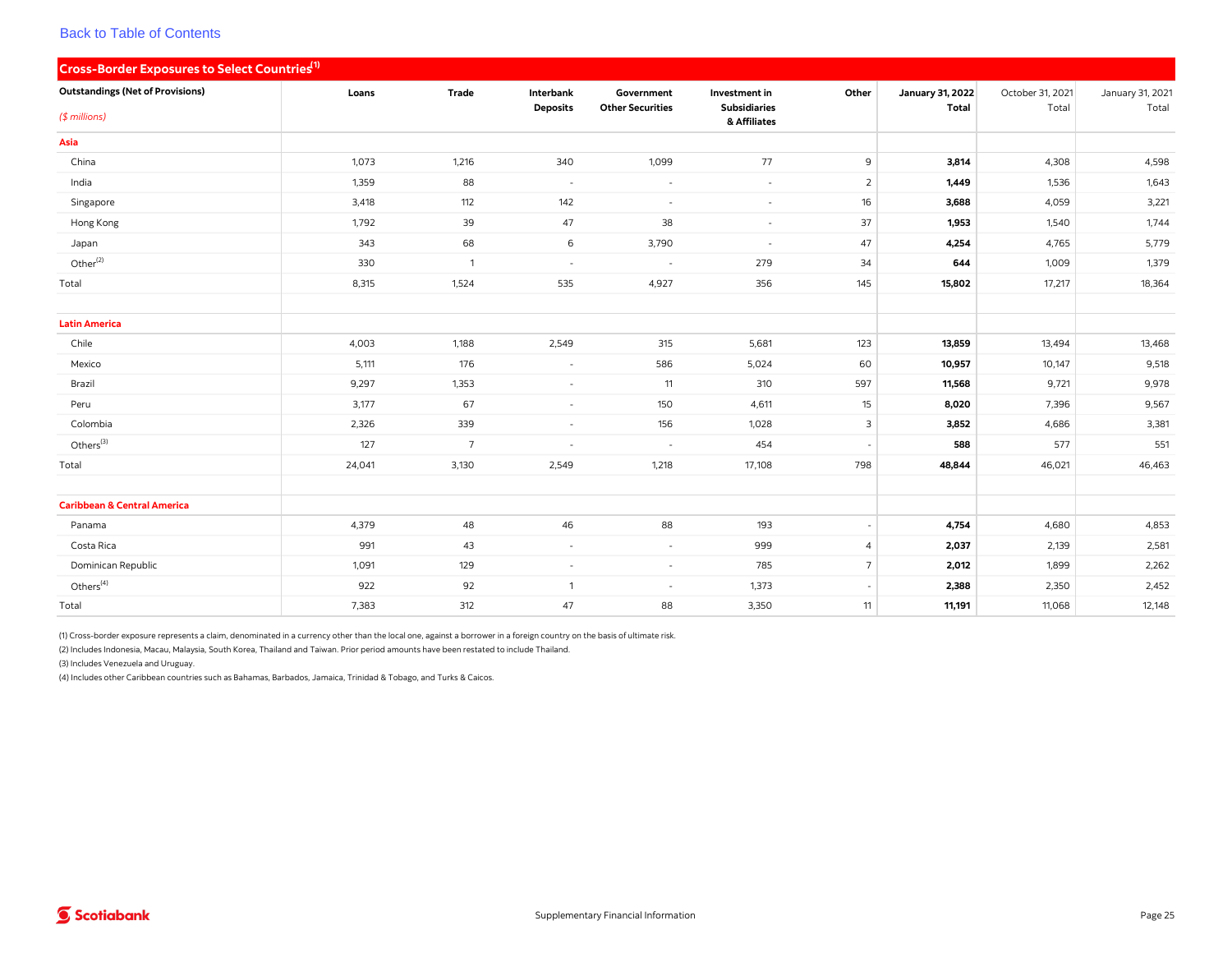[Back to Table of Contents]

## Cross-Border Exposures to Select Countries[1]

| Outstandings (Net of Provisions) ($ millions) | Loans | Trade | Interbank Deposits | Government Other Securities | Investment in Subsidiaries & Affiliates | Other | January 31, 2022 Total | October 31, 2021 Total | January 31, 2021 Total |
|---|---|---|---|---|---|---|---|---|---|
| **Asia** | | | | | | | | | |
| China | 1,073 | 1,216 | 340 | 1,099 | 77 | 9 | **3,814** | 4,308 | 4,598 |
| India | 1,359 | 88 | - | - | - | 2 | **1,449** | 1,536 | 1,643 |
| Singapore | 3,418 | 112 | 142 | - | - | 16 | **3,688** | 4,059 | 3,221 |
| Hong Kong | 1,792 | 39 | 47 | 38 | - | 37 | **1,953** | 1,540 | 1,744 |
| Japan | 343 | 68 | 6 | 3,790 | - | 47 | **4,254** | 4,765 | 5,779 |
| Other[2] | 330 | 1 | - | - | 279 | 34 | **644** | 1,009 | 1,379 |
| Total | 8,315 | 1,524 | 535 | 4,927 | 356 | 145 | **15,802** | 17,217 | 18,364 |
| | | | | | | | | | |
| **Latin America** | | | | | | | | | |
| Chile | 4,003 | 1,188 | 2,549 | 315 | 5,681 | 123 | **13,859** | 13,494 | 13,468 |
| Mexico | 5,111 | 176 | - | 586 | 5,024 | 60 | **10,957** | 10,147 | 9,518 |
| Brazil | 9,297 | 1,353 | - | 11 | 310 | 597 | **11,568** | 9,721 | 9,978 |
| Peru | 3,177 | 67 | - | 150 | 4,611 | 15 | **8,020** | 7,396 | 9,567 |
| Colombia | 2,326 | 339 | - | 156 | 1,028 | 3 | **3,852** | 4,686 | 3,381 |
| Others[3] | 127 | 7 | - | - | 454 | - | **588** | 577 | 551 |
| Total | 24,041 | 3,130 | 2,549 | 1,218 | 17,108 | 798 | **48,844** | 46,021 | 46,463 |
| | | | | | | | | | |
| **Caribbean & Central America** | | | | | | | | | |
| Panama | 4,379 | 48 | 46 | 88 | 193 | - | **4,754** | 4,680 | 4,853 |
| Costa Rica | 991 | 43 | - | - | 999 | 4 | **2,037** | 2,139 | 2,581 |
| Dominican Republic | 1,091 | 129 | - | - | 785 | 7 | **2,012** | 1,899 | 2,262 |
| Others[4] | 922 | 92 | 1 | - | 1,373 | - | **2,388** | 2,350 | 2,452 |
| Total | 7,383 | 312 | 47 | 88 | 3,350 | 11 | **11,191** | 11,068 | 12,148 |

(1) Cross-border exposure represents a claim, denominated in a currency other than the local one, against a borrower in a foreign country on the basis of ultimate risk.

(2) Includes Indonesia, Macau, Malaysia, South Korea, Thailand and Taiwan. Prior period amounts have been restated to include Thailand.

(3) Includes Venezuela and Uruguay.

(4) Includes other Caribbean countries such as Bahamas, Barbados, Jamaica, Trinidad & Tobago, and Turks & Caicos.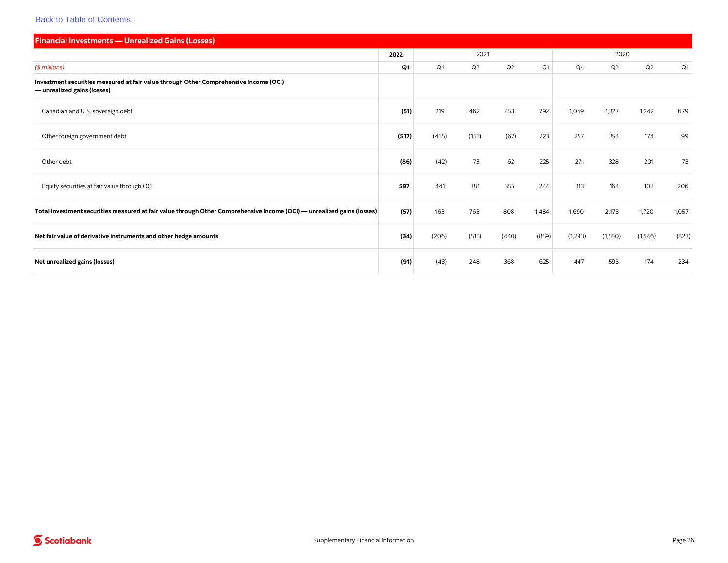Back to Table of Contents

## Financial Investments — Unrealized Gains (Losses)

| | 2022 | 2021 | | | | 2020 | | | |
|---|---|---|---|---|---|---|---|---|---|
| *($ millions)* | **Q1** | Q4 | Q3 | Q2 | Q1 | Q4 | Q3 | Q2 | Q1 |
| **Investment securities measured at fair value through Other Comprehensive Income (OCI) — unrealized gains (losses)** | | | | | | | | | |
| Canadian and U.S. sovereign debt | **(51)** | 219 | 462 | 453 | 792 | 1,049 | 1,327 | 1,242 | 679 |
| Other foreign government debt | **(517)** | (455) | (153) | (62) | 223 | 257 | 354 | 174 | 99 |
| Other debt | **(86)** | (42) | 73 | 62 | 225 | 271 | 328 | 201 | 73 |
| Equity securities at fair value through OCI | **597** | 441 | 381 | 355 | 244 | 113 | 164 | 103 | 206 |
| **Total investment securities measured at fair value through Other Comprehensive Income (OCI) — unrealized gains (losses)** | **(57)** | 163 | 763 | 808 | 1,484 | 1,690 | 2,173 | 1,720 | 1,057 |
| **Net fair value of derivative instruments and other hedge amounts** | **(34)** | (206) | (515) | (440) | (859) | (1,243) | (1,580) | (1,546) | (823) |
| **Net unrealized gains (losses)** | **(91)** | (43) | 248 | 368 | 625 | 447 | 593 | 174 | 234 |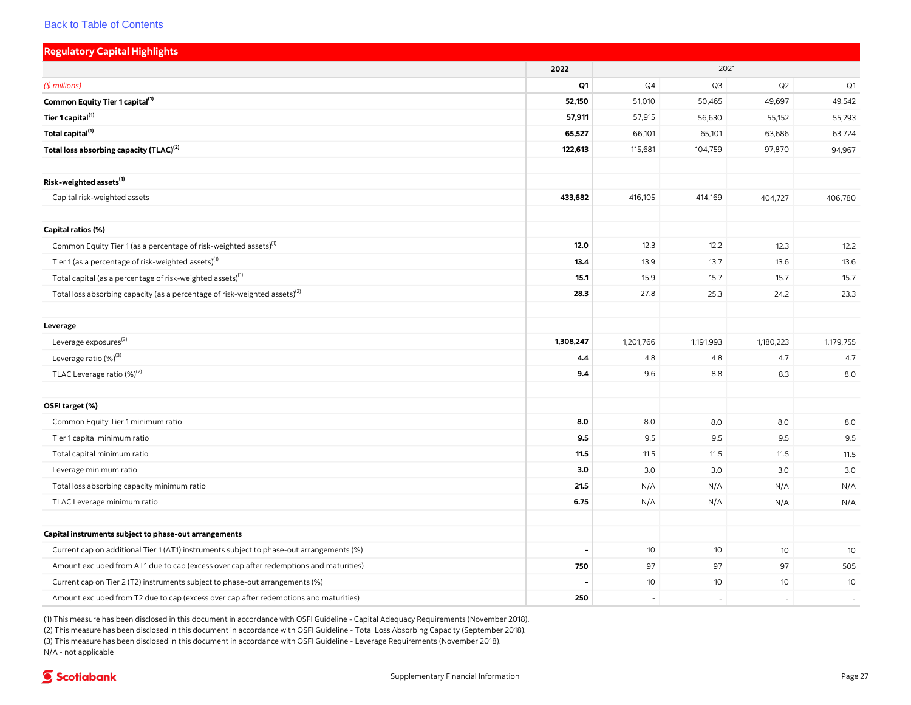[Back to Table of Contents]

## Regulatory Capital Highlights

| | 2022 | 2021 | | | |
|---|---|---|---|---|---|
| *($ millions)* | **Q1** | Q4 | Q3 | Q2 | Q1 |
| **Common Equity Tier 1 capital[(1)]** | **52,150** | 51,010 | 50,465 | 49,697 | 49,542 |
| **Tier 1 capital[(1)]** | **57,911** | 57,915 | 56,630 | 55,152 | 55,293 |
| **Total capital[(1)]** | **65,527** | 66,101 | 65,101 | 63,686 | 63,724 |
| **Total loss absorbing capacity (TLAC)[(2)]** | **122,613** | 115,681 | 104,759 | 97,870 | 94,967 |
| | | | | | |
| **Risk-weighted assets[(1)]** | | | | | |
| Capital risk-weighted assets | **433,682** | 416,105 | 414,169 | 404,727 | 406,780 |
| | | | | | |
| **Capital ratios (%)** | | | | | |
| Common Equity Tier 1 (as a percentage of risk-weighted assets)[(1)] | **12.0** | 12.3 | 12.2 | 12.3 | 12.2 |
| Tier 1 (as a percentage of risk-weighted assets)[(1)] | **13.4** | 13.9 | 13.7 | 13.6 | 13.6 |
| Total capital (as a percentage of risk-weighted assets)[(1)] | **15.1** | 15.9 | 15.7 | 15.7 | 15.7 |
| Total loss absorbing capacity (as a percentage of risk-weighted assets)[(2)] | **28.3** | 27.8 | 25.3 | 24.2 | 23.3 |
| | | | | | |
| **Leverage** | | | | | |
| Leverage exposures[(3)] | **1,308,247** | 1,201,766 | 1,191,993 | 1,180,223 | 1,179,755 |
| Leverage ratio (%)[(3)] | **4.4** | 4.8 | 4.8 | 4.7 | 4.7 |
| TLAC Leverage ratio (%)[(2)] | **9.4** | 9.6 | 8.8 | 8.3 | 8.0 |
| | | | | | |
| **OSFI target (%)** | | | | | |
| Common Equity Tier 1 minimum ratio | **8.0** | 8.0 | 8.0 | 8.0 | 8.0 |
| Tier 1 capital minimum ratio | **9.5** | 9.5 | 9.5 | 9.5 | 9.5 |
| Total capital minimum ratio | **11.5** | 11.5 | 11.5 | 11.5 | 11.5 |
| Leverage minimum ratio | **3.0** | 3.0 | 3.0 | 3.0 | 3.0 |
| Total loss absorbing capacity minimum ratio | **21.5** | N/A | N/A | N/A | N/A |
| TLAC Leverage minimum ratio | **6.75** | N/A | N/A | N/A | N/A |
| | | | | | |
| **Capital instruments subject to phase-out arrangements** | | | | | |
| Current cap on additional Tier 1 (AT1) instruments subject to phase-out arrangements (%) | **-** | 10 | 10 | 10 | 10 |
| Amount excluded from AT1 due to cap (excess over cap after redemptions and maturities) | **750** | 97 | 97 | 97 | 505 |
| Current cap on Tier 2 (T2) instruments subject to phase-out arrangements (%) | **-** | 10 | 10 | 10 | 10 |
| Amount excluded from T2 due to cap (excess over cap after redemptions and maturities) | **250** | - | - | - | - |

(1) This measure has been disclosed in this document in accordance with OSFI Guideline - Capital Adequacy Requirements (November 2018).
(2) This measure has been disclosed in this document in accordance with OSFI Guideline - Total Loss Absorbing Capacity (September 2018).
(3) This measure has been disclosed in this document in accordance with OSFI Guideline - Leverage Requirements (November 2018).
N/A - not applicable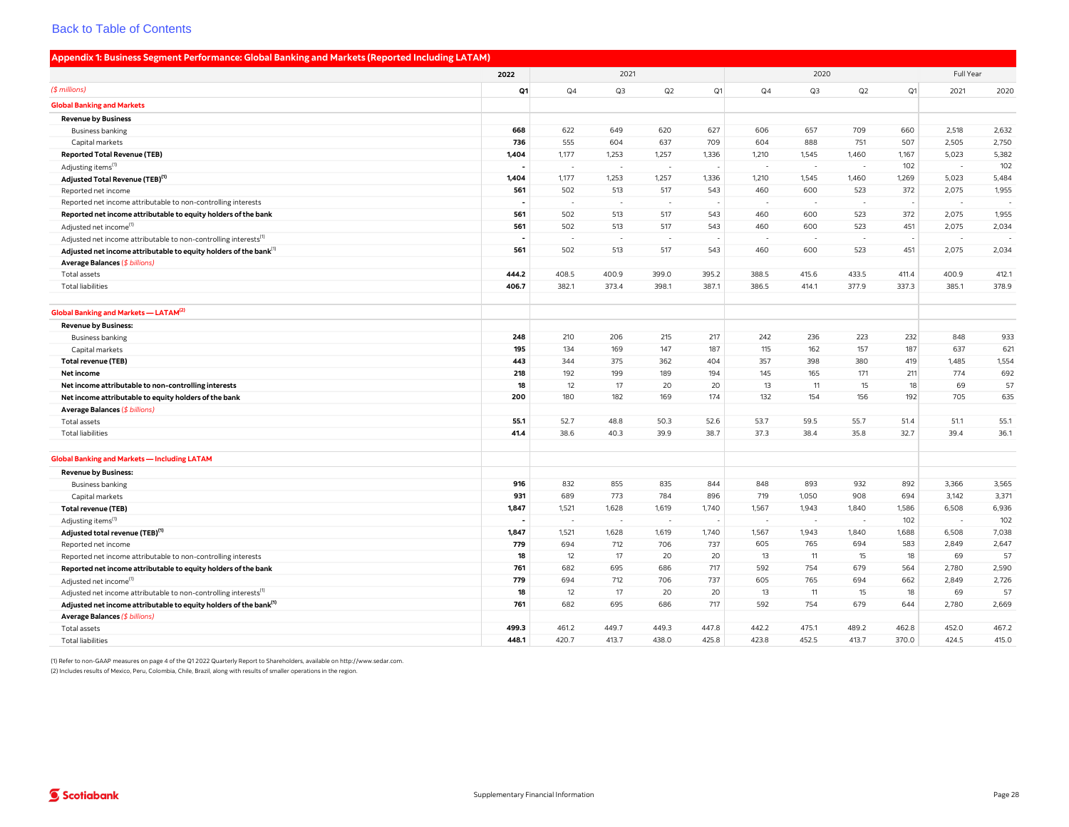Back to Table of Contents

## Appendix 1: Business Segment Performance: Global Banking and Markets (Reported Including LATAM)

| | 2022 | 2021 | | | | 2020 | | | | Full Year | |
|---|---|---|---|---|---|---|---|---|---|---|---|
| *($ millions)* | Q1 | Q4 | Q3 | Q2 | Q1 | Q4 | Q3 | Q2 | Q1 | 2021 | 2020 |
| **Global Banking and Markets** | | | | | | | | | | | |
| **Revenue by Business** | | | | | | | | | | | |
| Business banking | **668** | 622 | 649 | 620 | 627 | 606 | 657 | 709 | 660 | 2,518 | 2,632 |
| Capital markets | **736** | 555 | 604 | 637 | 709 | 604 | 888 | 751 | 507 | 2,505 | 2,750 |
| **Reported Total Revenue (TEB)** | **1,404** | 1,177 | 1,253 | 1,257 | 1,336 | 1,210 | 1,545 | 1,460 | 1,167 | 5,023 | 5,382 |
| Adjusting items[1] | **-** | - | - | - | - | - | - | - | 102 | - | 102 |
| **Adjusted Total Revenue (TEB)[1]** | **1,404** | 1,177 | 1,253 | 1,257 | 1,336 | 1,210 | 1,545 | 1,460 | 1,269 | 5,023 | 5,484 |
| Reported net income | **561** | 502 | 513 | 517 | 543 | 460 | 600 | 523 | 372 | 2,075 | 1,955 |
| Reported net income attributable to non-controlling interests | **-** | - | - | - | - | - | - | - | - | - | - |
| **Reported net income attributable to equity holders of the bank** | **561** | 502 | 513 | 517 | 543 | 460 | 600 | 523 | 372 | 2,075 | 1,955 |
| Adjusted net income[1] | **561** | 502 | 513 | 517 | 543 | 460 | 600 | 523 | 451 | 2,075 | 2,034 |
| Adjusted net income attributable to non-controlling interests[1] | **-** | - | - | - | - | - | - | - | - | - | - |
| **Adjusted net income attributable to equity holders of the bank[1]** | **561** | 502 | 513 | 517 | 543 | 460 | 600 | 523 | 451 | 2,075 | 2,034 |
| **Average Balances** *($ billions)* | | | | | | | | | | | |
| Total assets | **444.2** | 408.5 | 400.9 | 399.0 | 395.2 | 388.5 | 415.6 | 433.5 | 411.4 | 400.9 | 412.1 |
| Total liabilities | **406.7** | 382.1 | 373.4 | 398.1 | 387.1 | 386.5 | 414.1 | 377.9 | 337.3 | 385.1 | 378.9 |
| | | | | | | | | | | | |
| **Global Banking and Markets — LATAM[2]** | | | | | | | | | | | |
| **Revenue by Business:** | | | | | | | | | | | |
| Business banking | **248** | 210 | 206 | 215 | 217 | 242 | 236 | 223 | 232 | 848 | 933 |
| Capital markets | **195** | 134 | 169 | 147 | 187 | 115 | 162 | 157 | 187 | 637 | 621 |
| **Total revenue (TEB)** | **443** | 344 | 375 | 362 | 404 | 357 | 398 | 380 | 419 | 1,485 | 1,554 |
| **Net income** | **218** | 192 | 199 | 189 | 194 | 145 | 165 | 171 | 211 | 774 | 692 |
| **Net income attributable to non-controlling interests** | **18** | 12 | 17 | 20 | 20 | 13 | 11 | 15 | 18 | 69 | 57 |
| **Net income attributable to equity holders of the bank** | **200** | 180 | 182 | 169 | 174 | 132 | 154 | 156 | 192 | 705 | 635 |
| **Average Balances** *($ billions)* | | | | | | | | | | | |
| Total assets | **55.1** | 52.7 | 48.8 | 50.3 | 52.6 | 53.7 | 59.5 | 55.7 | 51.4 | 51.1 | 55.1 |
| Total liabilities | **41.4** | 38.6 | 40.3 | 39.9 | 38.7 | 37.3 | 38.4 | 35.8 | 32.7 | 39.4 | 36.1 |
| | | | | | | | | | | | |
| **Global Banking and Markets — Including LATAM** | | | | | | | | | | | |
| **Revenue by Business:** | | | | | | | | | | | |
| Business banking | **916** | 832 | 855 | 835 | 844 | 848 | 893 | 932 | 892 | 3,366 | 3,565 |
| Capital markets | **931** | 689 | 773 | 784 | 896 | 719 | 1,050 | 908 | 694 | 3,142 | 3,371 |
| **Total revenue (TEB)** | **1,847** | 1,521 | 1,628 | 1,619 | 1,740 | 1,567 | 1,943 | 1,840 | 1,586 | 6,508 | 6,936 |
| Adjusting items[1] | **-** | - | - | - | - | - | - | - | 102 | - | 102 |
| **Adjusted total revenue (TEB)[1]** | **1,847** | 1,521 | 1,628 | 1,619 | 1,740 | 1,567 | 1,943 | 1,840 | 1,688 | 6,508 | 7,038 |
| Reported net income | **779** | 694 | 712 | 706 | 737 | 605 | 765 | 694 | 583 | 2,849 | 2,647 |
| Reported net income attributable to non-controlling interests | **18** | 12 | 17 | 20 | 20 | 13 | 11 | 15 | 18 | 69 | 57 |
| **Reported net income attributable to equity holders of the bank** | **761** | 682 | 695 | 686 | 717 | 592 | 754 | 679 | 564 | 2,780 | 2,590 |
| Adjusted net income[1] | **779** | 694 | 712 | 706 | 737 | 605 | 765 | 694 | 662 | 2,849 | 2,726 |
| Adjusted net income attributable to non-controlling interests[1] | **18** | 12 | 17 | 20 | 20 | 13 | 11 | 15 | 18 | 69 | 57 |
| **Adjusted net income attributable to equity holders of the bank[1]** | **761** | 682 | 695 | 686 | 717 | 592 | 754 | 679 | 644 | 2,780 | 2,669 |
| **Average Balances** *($ billions)* | | | | | | | | | | | |
| Total assets | **499.3** | 461.2 | 449.7 | 449.3 | 447.8 | 442.2 | 475.1 | 489.2 | 462.8 | 452.0 | 467.2 |
| Total liabilities | **448.1** | 420.7 | 413.7 | 438.0 | 425.8 | 423.8 | 452.5 | 413.7 | 370.0 | 424.5 | 415.0 |

(1) Refer to non-GAAP measures on page 4 of the Q1 2022 Quarterly Report to Shareholders, available on http://www.sedar.com.

(2) Includes results of Mexico, Peru, Colombia, Chile, Brazil, along with results of smaller operations in the region.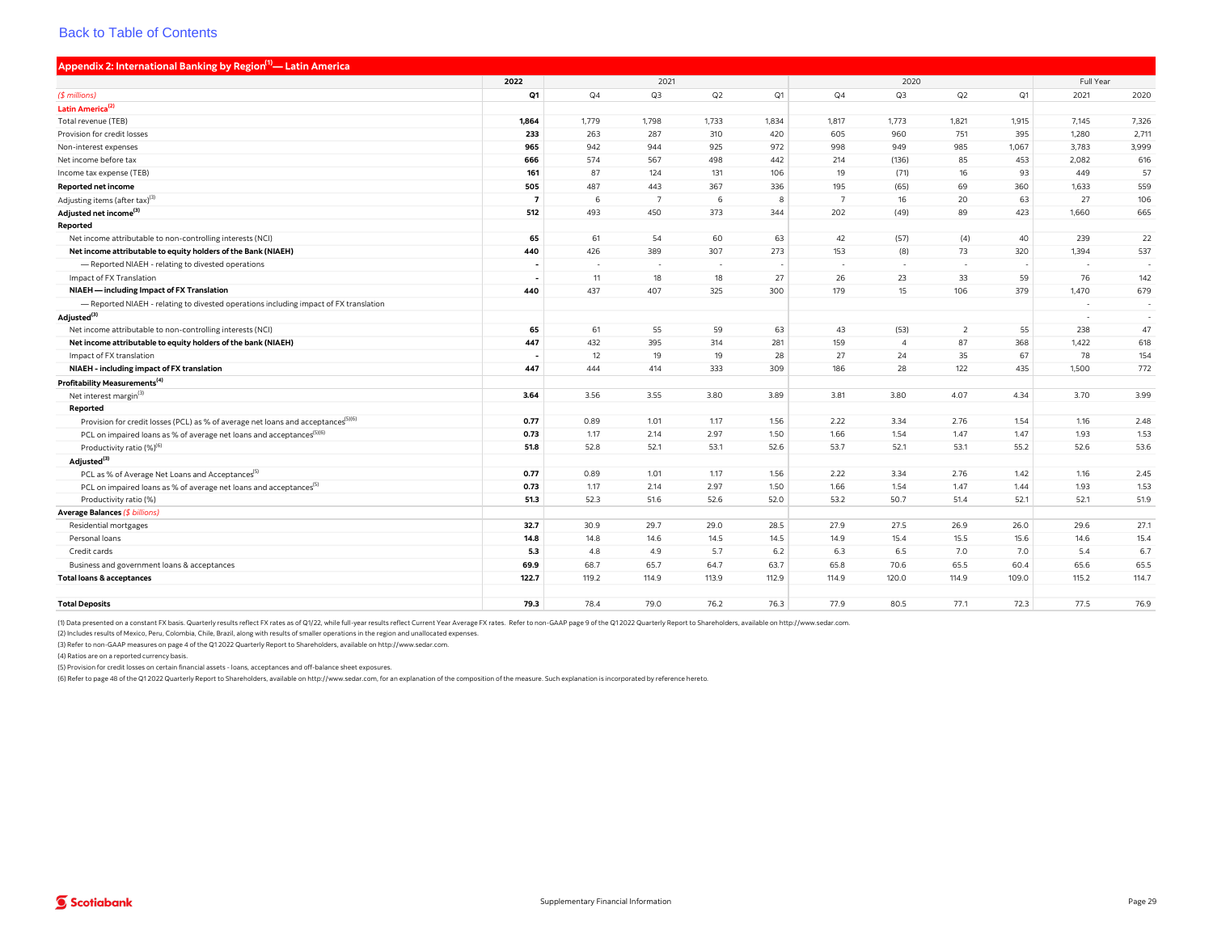Back to Table of Contents

## Appendix 2: International Banking by Region[1]— Latin America

| ($ millions) | 2022 Q1 | 2021 Q4 | 2021 Q3 | 2021 Q2 | 2021 Q1 | 2020 Q4 | 2020 Q3 | 2020 Q2 | 2020 Q1 | Full Year 2021 | Full Year 2020 |
|---|---|---|---|---|---|---|---|---|---|---|---|
| **Latin America[2]** | | | | | | | | | | | |
| Total revenue (TEB) | **1,864** | 1,779 | 1,798 | 1,733 | 1,834 | 1,817 | 1,773 | 1,821 | 1,915 | 7,145 | 7,326 |
| Provision for credit losses | **233** | 263 | 287 | 310 | 420 | 605 | 960 | 751 | 395 | 1,280 | 2,711 |
| Non-interest expenses | **965** | 942 | 944 | 925 | 972 | 998 | 949 | 985 | 1,067 | 3,783 | 3,999 |
| Net income before tax | **666** | 574 | 567 | 498 | 442 | 214 | (136) | 85 | 453 | 2,082 | 616 |
| Income tax expense (TEB) | **161** | 87 | 124 | 131 | 106 | 19 | (71) | 16 | 93 | 449 | 57 |
| **Reported net income** | **505** | 487 | 443 | 367 | 336 | 195 | (65) | 69 | 360 | 1,633 | 559 |
| Adjusting items (after tax)[3] | **7** | 6 | 7 | 6 | 8 | 7 | 16 | 20 | 63 | 27 | 106 |
| **Adjusted net income[3]** | **512** | 493 | 450 | 373 | 344 | 202 | (49) | 89 | 423 | 1,660 | 665 |
| **Reported** | | | | | | | | | | | |
| Net income attributable to non-controlling interests (NCI) | **65** | 61 | 54 | 60 | 63 | 42 | (57) | (4) | 40 | 239 | 22 |
| **Net income attributable to equity holders of the Bank (NIAEH)** | **440** | 426 | 389 | 307 | 273 | 153 | (8) | 73 | 320 | 1,394 | 537 |
| — Reported NIAEH - relating to divested operations | **-** | - | - | - | - | - | - | - | - | - | - |
| Impact of FX Translation | **-** | 11 | 18 | 18 | 27 | 26 | 23 | 33 | 59 | 76 | 142 |
| **NIAEH — including Impact of FX Translation** | **440** | 437 | 407 | 325 | 300 | 179 | 15 | 106 | 379 | 1,470 | 679 |
| — Reported NIAEH - relating to divested operations including impact of FX translation | | | | | | | | | | - | - |
| **Adjusted[3]** | | | | | | | | | | - | - |
| Net income attributable to non-controlling interests (NCI) | **65** | 61 | 55 | 59 | 63 | 43 | (53) | 2 | 55 | 238 | 47 |
| **Net income attributable to equity holders of the bank (NIAEH)** | **447** | 432 | 395 | 314 | 281 | 159 | 4 | 87 | 368 | 1,422 | 618 |
| Impact of FX translation | **-** | 12 | 19 | 19 | 28 | 27 | 24 | 35 | 67 | 78 | 154 |
| **NIAEH - including impact of FX translation** | **447** | 444 | 414 | 333 | 309 | 186 | 28 | 122 | 435 | 1,500 | 772 |
| **Profitability Measurements[4]** | | | | | | | | | | | |
| Net interest margin[3] | **3.64** | 3.56 | 3.55 | 3.80 | 3.89 | 3.81 | 3.80 | 4.07 | 4.34 | 3.70 | 3.99 |
| **Reported** | | | | | | | | | | | |
| Provision for credit losses (PCL) as % of average net loans and acceptances[5][6] | **0.77** | 0.89 | 1.01 | 1.17 | 1.56 | 2.22 | 3.34 | 2.76 | 1.54 | 1.16 | 2.48 |
| PCL on impaired loans as % of average net loans and acceptances[5][6] | **0.73** | 1.17 | 2.14 | 2.97 | 1.50 | 1.66 | 1.54 | 1.47 | 1.47 | 1.93 | 1.53 |
| Productivity ratio (%)[6] | **51.8** | 52.8 | 52.1 | 53.1 | 52.6 | 53.7 | 52.1 | 53.1 | 55.2 | 52.6 | 53.6 |
| **Adjusted[3]** | | | | | | | | | | | |
| PCL as % of Average Net Loans and Acceptances[5] | **0.77** | 0.89 | 1.01 | 1.17 | 1.56 | 2.22 | 3.34 | 2.76 | 1.42 | 1.16 | 2.45 |
| PCL on impaired loans as % of average net loans and acceptances[5] | **0.73** | 1.17 | 2.14 | 2.97 | 1.50 | 1.66 | 1.54 | 1.47 | 1.44 | 1.93 | 1.53 |
| Productivity ratio (%) | **51.3** | 52.3 | 51.6 | 52.6 | 52.0 | 53.2 | 50.7 | 51.4 | 52.1 | 52.1 | 51.9 |
| **Average Balances** *($ billions)* | | | | | | | | | | | |
| Residential mortgages | **32.7** | 30.9 | 29.7 | 29.0 | 28.5 | 27.9 | 27.5 | 26.9 | 26.0 | 29.6 | 27.1 |
| Personal loans | **14.8** | 14.8 | 14.6 | 14.5 | 14.5 | 14.9 | 15.4 | 15.5 | 15.6 | 14.6 | 15.4 |
| Credit cards | **5.3** | 4.8 | 4.9 | 5.7 | 6.2 | 6.3 | 6.5 | 7.0 | 7.0 | 5.4 | 6.7 |
| Business and government loans & acceptances | **69.9** | 68.7 | 65.7 | 64.7 | 63.7 | 65.8 | 70.6 | 65.5 | 60.4 | 65.6 | 65.5 |
| **Total loans & acceptances** | **122.7** | 119.2 | 114.9 | 113.9 | 112.9 | 114.9 | 120.0 | 114.9 | 109.0 | 115.2 | 114.7 |
| **Total Deposits** | **79.3** | 78.4 | 79.0 | 76.2 | 76.3 | 77.9 | 80.5 | 77.1 | 72.3 | 77.5 | 76.9 |

(1) Data presented on a constant FX basis. Quarterly results reflect FX rates as of Q1/22, while full-year results reflect Current Year Average FX rates. Refer to non-GAAP page 9 of the Q1 2022 Quarterly Report to Shareholders, available on http://www.sedar.com.

(2) Includes results of Mexico, Peru, Colombia, Chile, Brazil, along with results of smaller operations in the region and unallocated expenses.

(3) Refer to non-GAAP measures on page 4 of the Q1 2022 Quarterly Report to Shareholders, available on http://www.sedar.com.

(4) Ratios are on a reported currency basis.

(5) Provision for credit losses on certain financial assets - loans, acceptances and off-balance sheet exposures.

(6) Refer to page 48 of the Q1 2022 Quarterly Report to Shareholders, available on http://www.sedar.com, for an explanation of the composition of the measure. Such explanation is incorporated by reference hereto.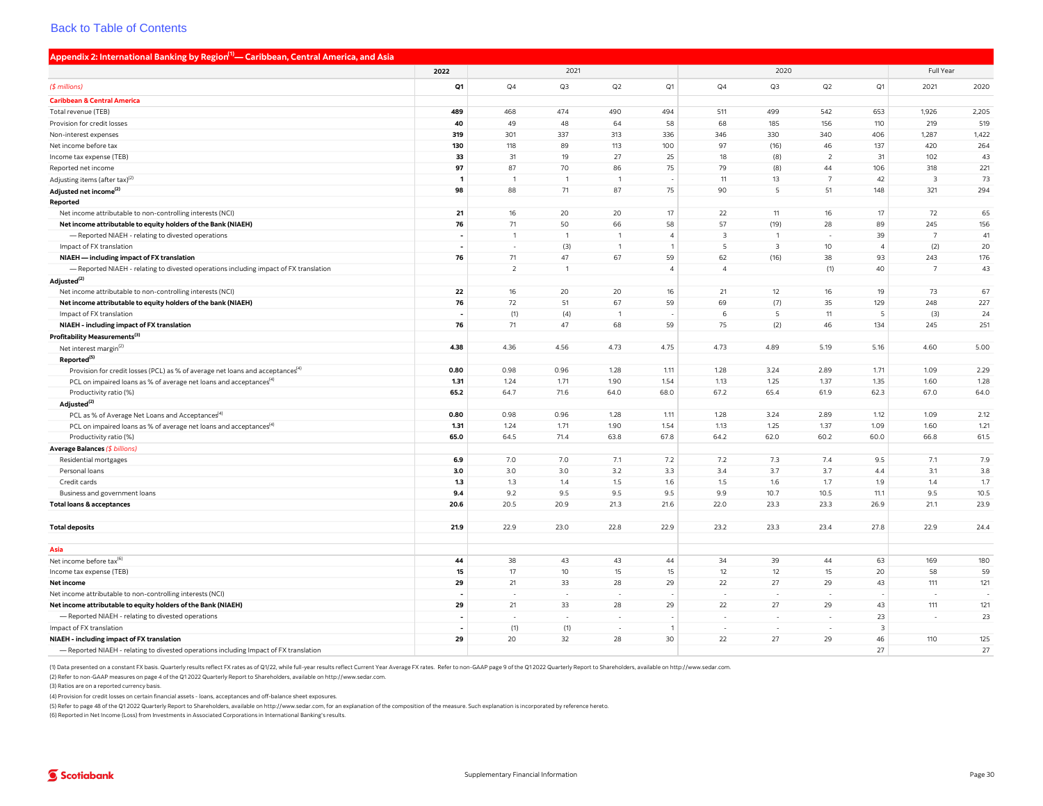[Back to Table of Contents]

## Appendix 2: International Banking by Region[1] — Caribbean, Central America, and Asia

| | 2022 | 2021 | | | | 2020 | | | | Full Year | |
|---|---|---|---|---|---|---|---|---|---|---|---|
| ($ millions) | Q1 | Q4 | Q3 | Q2 | Q1 | Q4 | Q3 | Q2 | Q1 | 2021 | 2020 |
| **Caribbean & Central America** | | | | | | | | | | | |
| Total revenue (TEB) | **489** | 468 | 474 | 490 | 494 | 511 | 499 | 542 | 653 | 1,926 | 2,205 |
| Provision for credit losses | **40** | 49 | 48 | 64 | 58 | 68 | 185 | 156 | 110 | 219 | 519 |
| Non-interest expenses | **319** | 301 | 337 | 313 | 336 | 346 | 330 | 340 | 406 | 1,287 | 1,422 |
| Net income before tax | **130** | 118 | 89 | 113 | 100 | 97 | (16) | 46 | 137 | 420 | 264 |
| Income tax expense (TEB) | **33** | 31 | 19 | 27 | 25 | 18 | (8) | 2 | 31 | 102 | 43 |
| Reported net income | **97** | 87 | 70 | 86 | 75 | 79 | (8) | 44 | 106 | 318 | 221 |
| Adjusting items (after tax)[2] | **1** | 1 | 1 | 1 | - | 11 | 13 | 7 | 42 | 3 | 73 |
| **Adjusted net income[2]** | **98** | 88 | 71 | 87 | 75 | 90 | 5 | 51 | 148 | 321 | 294 |
| **Reported** | | | | | | | | | | | |
| Net income attributable to non-controlling interests (NCI) | **21** | 16 | 20 | 20 | 17 | 22 | 11 | 16 | 17 | 72 | 65 |
| **Net income attributable to equity holders of the Bank (NIAEH)** | **76** | 71 | 50 | 66 | 58 | 57 | (19) | 28 | 89 | 245 | 156 |
| — Reported NIAEH - relating to divested operations | **-** | 1 | 1 | 1 | 4 | 3 | 1 | - | 39 | 7 | 41 |
| Impact of FX translation | **-** | - | (3) | 1 | 1 | 5 | 3 | 10 | 4 | (2) | 20 |
| **NIAEH — including impact of FX translation** | **76** | 71 | 47 | 67 | 59 | 62 | (16) | 38 | 93 | 243 | 176 |
| — Reported NIAEH - relating to divested operations including impact of FX translation | | 2 | 1 | | 4 | 4 | | (1) | 40 | 7 | 43 |
| **Adjusted[2]** | | | | | | | | | | | |
| Net income attributable to non-controlling interests (NCI) | **22** | 16 | 20 | 20 | 16 | 21 | 12 | 16 | 19 | 73 | 67 |
| **Net income attributable to equity holders of the bank (NIAEH)** | **76** | 72 | 51 | 67 | 59 | 69 | (7) | 35 | 129 | 248 | 227 |
| Impact of FX translation | **-** | (1) | (4) | 1 | - | 6 | 5 | 11 | 5 | (3) | 24 |
| **NIAEH - including impact of FX translation** | **76** | 71 | 47 | 68 | 59 | 75 | (2) | 46 | 134 | 245 | 251 |
| **Profitability Measurements[3]** | | | | | | | | | | | |
| Net interest margin[2] | **4.38** | 4.36 | 4.56 | 4.73 | 4.75 | 4.73 | 4.89 | 5.19 | 5.16 | 4.60 | 5.00 |
| **Reported[5]** | | | | | | | | | | | |
| Provision for credit losses (PCL) as % of average net loans and acceptances[4] | **0.80** | 0.98 | 0.96 | 1.28 | 1.11 | 1.28 | 3.24 | 2.89 | 1.71 | 1.09 | 2.29 |
| PCL on impaired loans as % of average net loans and acceptances[4] | **1.31** | 1.24 | 1.71 | 1.90 | 1.54 | 1.13 | 1.25 | 1.37 | 1.35 | 1.60 | 1.28 |
| Productivity ratio (%) | **65.2** | 64.7 | 71.6 | 64.0 | 68.0 | 67.2 | 65.4 | 61.9 | 62.3 | 67.0 | 64.0 |
| **Adjusted[2]** | | | | | | | | | | | |
| PCL as % of Average Net Loans and Acceptances[4] | **0.80** | 0.98 | 0.96 | 1.28 | 1.11 | 1.28 | 3.24 | 2.89 | 1.12 | 1.09 | 2.12 |
| PCL on impaired loans as % of average net loans and acceptances[4] | **1.31** | 1.24 | 1.71 | 1.90 | 1.54 | 1.13 | 1.25 | 1.37 | 1.09 | 1.60 | 1.21 |
| Productivity ratio (%) | **65.0** | 64.5 | 71.4 | 63.8 | 67.8 | 64.2 | 62.0 | 60.2 | 60.0 | 66.8 | 61.5 |
| **Average Balances** ($ billions) | | | | | | | | | | | |
| Residential mortgages | **6.9** | 7.0 | 7.0 | 7.1 | 7.2 | 7.2 | 7.3 | 7.4 | 9.5 | 7.1 | 7.9 |
| Personal loans | **3.0** | 3.0 | 3.0 | 3.2 | 3.3 | 3.4 | 3.7 | 3.7 | 4.4 | 3.1 | 3.8 |
| Credit cards | **1.3** | 1.3 | 1.4 | 1.5 | 1.6 | 1.5 | 1.6 | 1.7 | 1.9 | 1.4 | 1.7 |
| Business and government loans | **9.4** | 9.2 | 9.5 | 9.5 | 9.5 | 9.9 | 10.7 | 10.5 | 11.1 | 9.5 | 10.5 |
| **Total loans & acceptances** | **20.6** | 20.5 | 20.9 | 21.3 | 21.6 | 22.0 | 23.3 | 23.3 | 26.9 | 21.1 | 23.9 |
| **Total deposits** | **21.9** | 22.9 | 23.0 | 22.8 | 22.9 | 23.2 | 23.3 | 23.4 | 27.8 | 22.9 | 24.4 |
| **Asia** | | | | | | | | | | | |
| Net income before tax[6] | **44** | 38 | 43 | 43 | 44 | 34 | 39 | 44 | 63 | 169 | 180 |
| Income tax expense (TEB) | **15** | 17 | 10 | 15 | 15 | 12 | 12 | 15 | 20 | 58 | 59 |
| **Net income** | **29** | 21 | 33 | 28 | 29 | 22 | 27 | 29 | 43 | 111 | 121 |
| Net income attributable to non-controlling interests (NCI) | **-** | - | - | - | - | - | - | - | - | - | - |
| **Net income attributable to equity holders of the Bank (NIAEH)** | **29** | 21 | 33 | 28 | 29 | 22 | 27 | 29 | 43 | 111 | 121 |
| — Reported NIAEH - relating to divested operations | **-** | - | - | - | - | - | - | - | 23 | - | 23 |
| Impact of FX translation | **-** | (1) | (1) | - | 1 | - | - | - | 3 | | |
| **NIAEH - including impact of FX translation** | **29** | 20 | 32 | 28 | 30 | 22 | 27 | 29 | 46 | 110 | 125 |
| — Reported NIAEH - relating to divested operations including Impact of FX translation | | | | | | | | | 27 | | 27 |

(1) Data presented on a constant FX basis. Quarterly results reflect FX rates as of Q1/22, while full-year results reflect Current Year Average FX rates. Refer to non-GAAP page 9 of the Q1 2022 Quarterly Report to Shareholders, available on http://www.sedar.com.

(2) Refer to non-GAAP measures on page 4 of the Q1 2022 Quarterly Report to Shareholders, available on http://www.sedar.com.

(3) Ratios are on a reported currency basis.

(4) Provision for credit losses on certain financial assets - loans, acceptances and off-balance sheet exposures.

(5) Refer to page 48 of the Q1 2022 Quarterly Report to Shareholders, available on http://www.sedar.com, for an explanation of the composition of the measure. Such explanation is incorporated by reference hereto.

(6) Reported in Net Income (Loss) from Investments in Associated Corporations in International Banking's results.